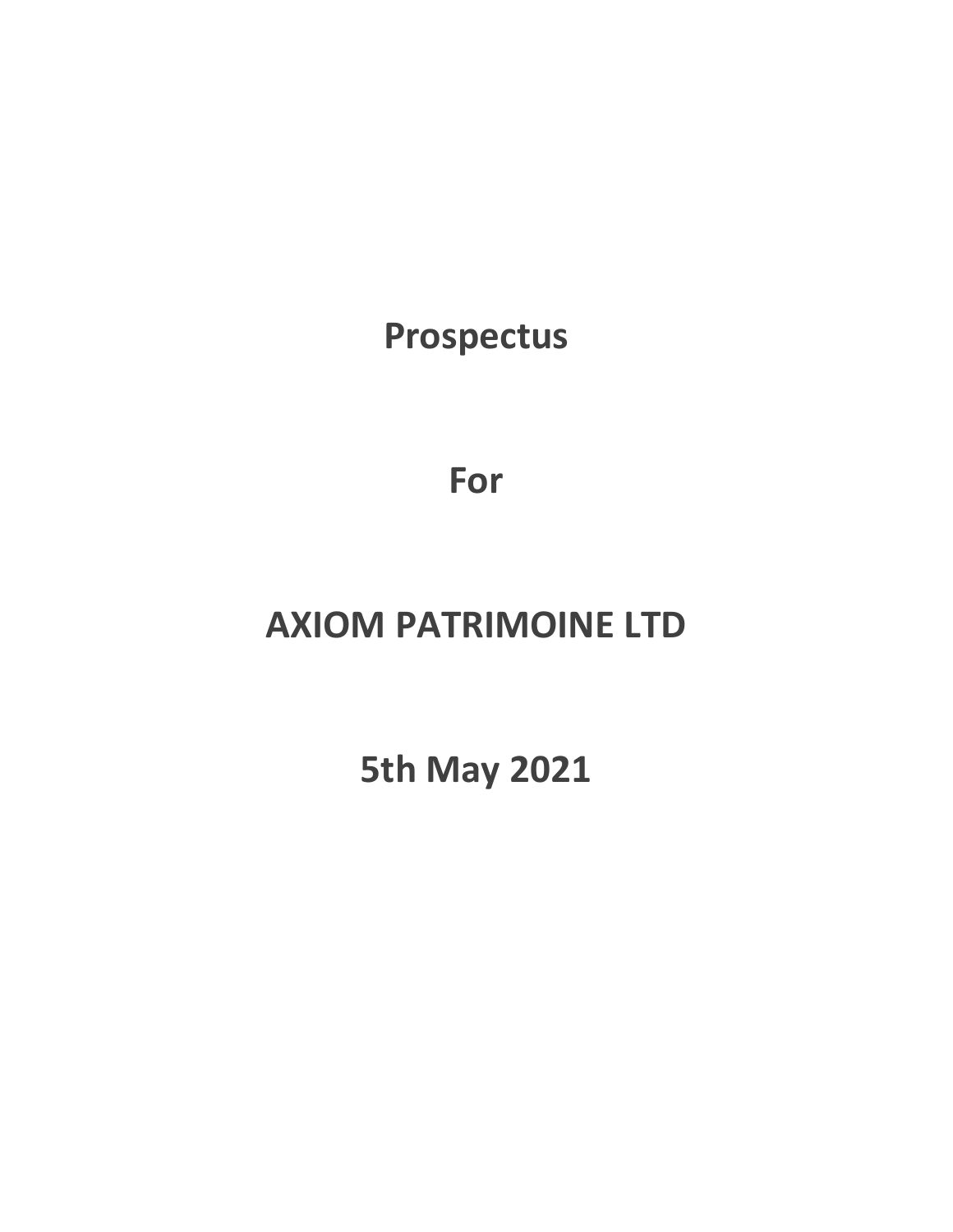# Prospectus

# For

# AXIOM PATRIMOINE LTD

# 5th May 2021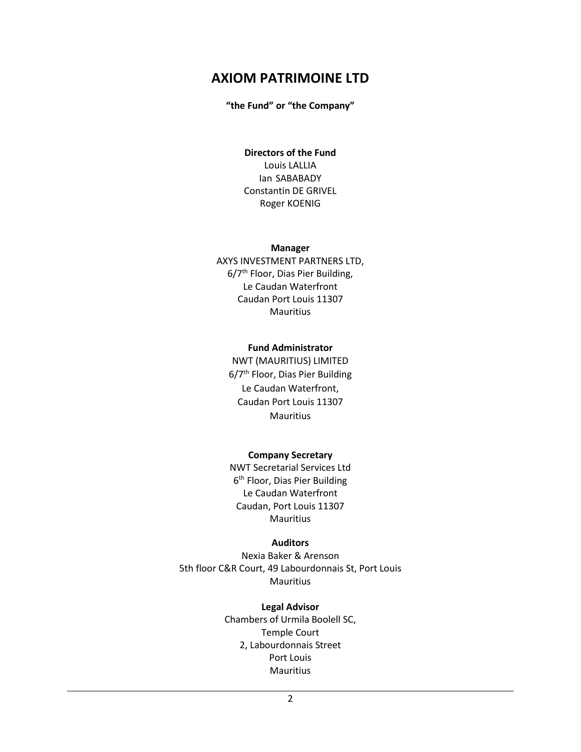# AXIOM PATRIMOINE LTD

**"the Fund" or "the Company"**

**Directors of the Fund**

Louis LALLIA
Ian SABABADY
Constantin DE GRIVEL
Roger KOENIG

**Manager**

AXYS INVESTMENT PARTNERS LTD,
6/7th Floor, Dias Pier Building,
Le Caudan Waterfront
Caudan Port Louis 11307
Mauritius

**Fund Administrator**

NWT (MAURITIUS) LIMITED
6/7th Floor, Dias Pier Building
Le Caudan Waterfront,
Caudan Port Louis 11307
Mauritius

**Company Secretary**

NWT Secretarial Services Ltd
6th Floor, Dias Pier Building
Le Caudan Waterfront
Caudan, Port Louis 11307
Mauritius

**Auditors**

Nexia Baker & Arenson
5th floor C&R Court, 49 Labourdonnais St, Port Louis
Mauritius

**Legal Advisor**

Chambers of Urmila Boolell SC,
Temple Court
2, Labourdonnais Street
Port Louis
Mauritius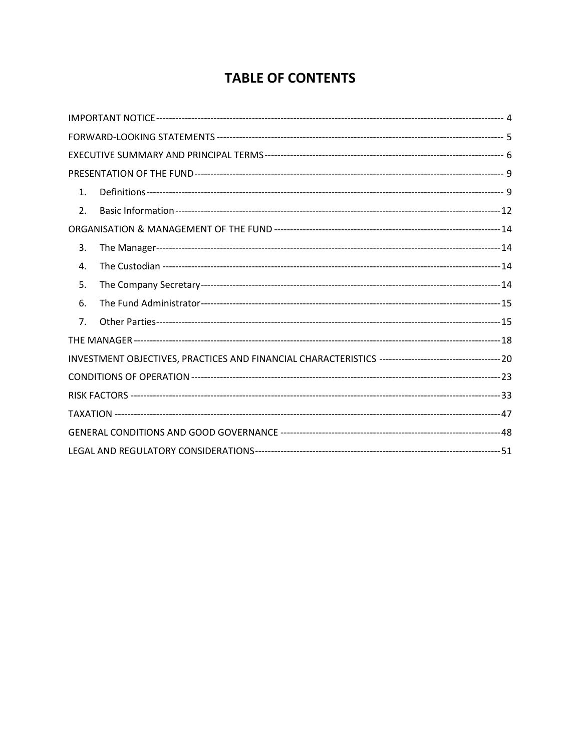# TABLE OF CONTENTS

IMPORTANT NOTICE ---------------------------------------------------------------------------------------------------------- 4

FORWARD-LOOKING STATEMENTS ----------------------------------------------------------------------------------------- 5

EXECUTIVE SUMMARY AND PRINCIPAL TERMS -------------------------------------------------------------------------- 6

PRESENTATION OF THE FUND ------------------------------------------------------------------------------------------------- 9

1. Definitions ------------------------------------------------------------------------------------------------------------ 9
2. Basic Information ---------------------------------------------------------------------------------------------------- 12

ORGANISATION & MANAGEMENT OF THE FUND ----------------------------------------------------------------------- 14

3. The Manager --------------------------------------------------------------------------------------------------------- 14
4. The Custodian ------------------------------------------------------------------------------------------------------- 14
5. The Company Secretary ------------------------------------------------------------------------------------------- 14
6. The Fund Administrator -------------------------------------------------------------------------------------------- 15
7. Other Parties --------------------------------------------------------------------------------------------------------- 15

THE MANAGER ----------------------------------------------------------------------------------------------------------------- 18

INVESTMENT OBJECTIVES, PRACTICES AND FINANCIAL CHARACTERISTICS ------------------------------------- 20

CONDITIONS OF OPERATION ------------------------------------------------------------------------------------------------ 23

RISK FACTORS ------------------------------------------------------------------------------------------------------------------- 33

TAXATION ------------------------------------------------------------------------------------------------------------------------ 47

GENERAL CONDITIONS AND GOOD GOVERNANCE ------------------------------------------------------------------- 48

LEGAL AND REGULATORY CONSIDERATIONS --------------------------------------------------------------------------- 51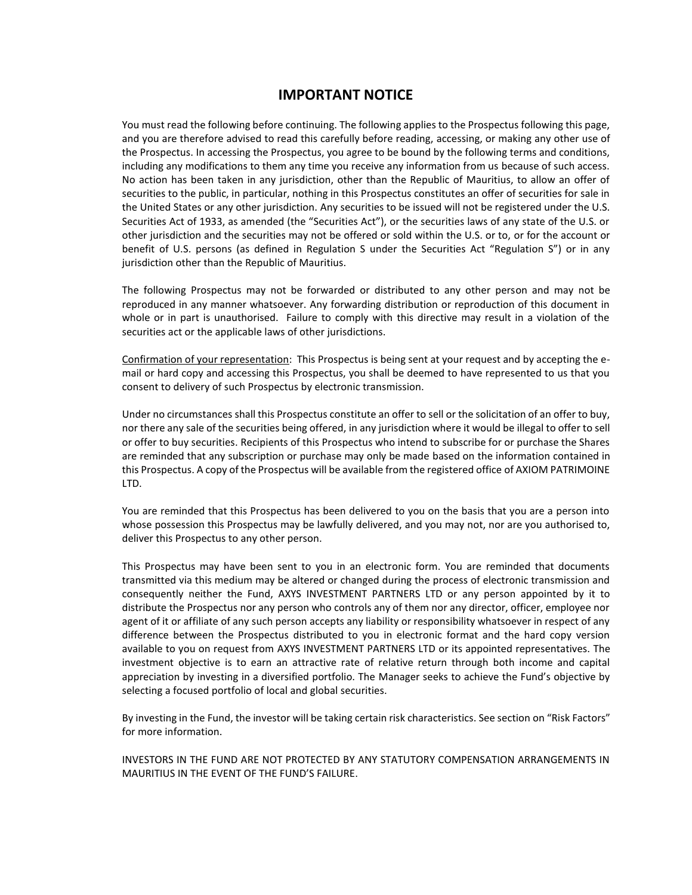# IMPORTANT NOTICE

You must read the following before continuing. The following applies to the Prospectus following this page, and you are therefore advised to read this carefully before reading, accessing, or making any other use of the Prospectus. In accessing the Prospectus, you agree to be bound by the following terms and conditions, including any modifications to them any time you receive any information from us because of such access. No action has been taken in any jurisdiction, other than the Republic of Mauritius, to allow an offer of securities to the public, in particular, nothing in this Prospectus constitutes an offer of securities for sale in the United States or any other jurisdiction. Any securities to be issued will not be registered under the U.S. Securities Act of 1933, as amended (the "Securities Act"), or the securities laws of any state of the U.S. or other jurisdiction and the securities may not be offered or sold within the U.S. or to, or for the account or benefit of U.S. persons (as defined in Regulation S under the Securities Act "Regulation S") or in any jurisdiction other than the Republic of Mauritius.

The following Prospectus may not be forwarded or distributed to any other person and may not be reproduced in any manner whatsoever. Any forwarding distribution or reproduction of this document in whole or in part is unauthorised. Failure to comply with this directive may result in a violation of the securities act or the applicable laws of other jurisdictions.

Confirmation of your representation: This Prospectus is being sent at your request and by accepting the e-mail or hard copy and accessing this Prospectus, you shall be deemed to have represented to us that you consent to delivery of such Prospectus by electronic transmission.

Under no circumstances shall this Prospectus constitute an offer to sell or the solicitation of an offer to buy, nor there any sale of the securities being offered, in any jurisdiction where it would be illegal to offer to sell or offer to buy securities. Recipients of this Prospectus who intend to subscribe for or purchase the Shares are reminded that any subscription or purchase may only be made based on the information contained in this Prospectus. A copy of the Prospectus will be available from the registered office of AXIOM PATRIMOINE LTD.

You are reminded that this Prospectus has been delivered to you on the basis that you are a person into whose possession this Prospectus may be lawfully delivered, and you may not, nor are you authorised to, deliver this Prospectus to any other person.

This Prospectus may have been sent to you in an electronic form. You are reminded that documents transmitted via this medium may be altered or changed during the process of electronic transmission and consequently neither the Fund, AXYS INVESTMENT PARTNERS LTD or any person appointed by it to distribute the Prospectus nor any person who controls any of them nor any director, officer, employee nor agent of it or affiliate of any such person accepts any liability or responsibility whatsoever in respect of any difference between the Prospectus distributed to you in electronic format and the hard copy version available to you on request from AXYS INVESTMENT PARTNERS LTD or its appointed representatives. The investment objective is to earn an attractive rate of relative return through both income and capital appreciation by investing in a diversified portfolio. The Manager seeks to achieve the Fund's objective by selecting a focused portfolio of local and global securities.

By investing in the Fund, the investor will be taking certain risk characteristics. See section on "Risk Factors" for more information.

INVESTORS IN THE FUND ARE NOT PROTECTED BY ANY STATUTORY COMPENSATION ARRANGEMENTS IN MAURITIUS IN THE EVENT OF THE FUND'S FAILURE.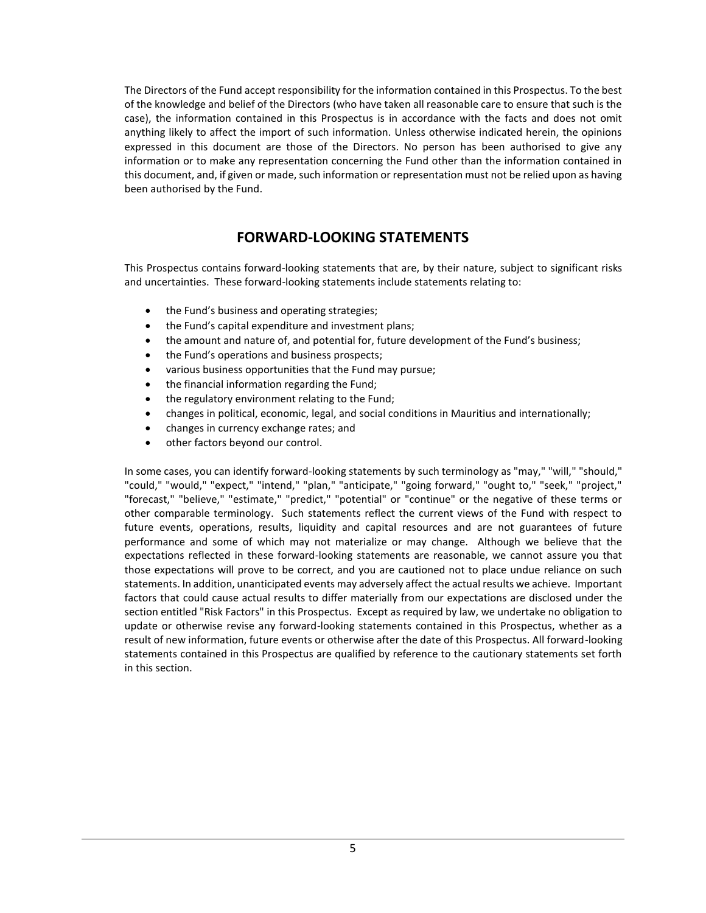The Directors of the Fund accept responsibility for the information contained in this Prospectus. To the best of the knowledge and belief of the Directors (who have taken all reasonable care to ensure that such is the case), the information contained in this Prospectus is in accordance with the facts and does not omit anything likely to affect the import of such information. Unless otherwise indicated herein, the opinions expressed in this document are those of the Directors. No person has been authorised to give any information or to make any representation concerning the Fund other than the information contained in this document, and, if given or made, such information or representation must not be relied upon as having been authorised by the Fund.

## FORWARD-LOOKING STATEMENTS

This Prospectus contains forward-looking statements that are, by their nature, subject to significant risks and uncertainties. These forward-looking statements include statements relating to:

- the Fund's business and operating strategies;
- the Fund's capital expenditure and investment plans;
- the amount and nature of, and potential for, future development of the Fund's business;
- the Fund's operations and business prospects;
- various business opportunities that the Fund may pursue;
- the financial information regarding the Fund;
- the regulatory environment relating to the Fund;
- changes in political, economic, legal, and social conditions in Mauritius and internationally;
- changes in currency exchange rates; and
- other factors beyond our control.

In some cases, you can identify forward-looking statements by such terminology as "may," "will," "should," "could," "would," "expect," "intend," "plan," "anticipate," "going forward," "ought to," "seek," "project," "forecast," "believe," "estimate," "predict," "potential" or "continue" or the negative of these terms or other comparable terminology. Such statements reflect the current views of the Fund with respect to future events, operations, results, liquidity and capital resources and are not guarantees of future performance and some of which may not materialize or may change. Although we believe that the expectations reflected in these forward-looking statements are reasonable, we cannot assure you that those expectations will prove to be correct, and you are cautioned not to place undue reliance on such statements. In addition, unanticipated events may adversely affect the actual results we achieve. Important factors that could cause actual results to differ materially from our expectations are disclosed under the section entitled "Risk Factors" in this Prospectus. Except as required by law, we undertake no obligation to update or otherwise revise any forward-looking statements contained in this Prospectus, whether as a result of new information, future events or otherwise after the date of this Prospectus. All forward-looking statements contained in this Prospectus are qualified by reference to the cautionary statements set forth in this section.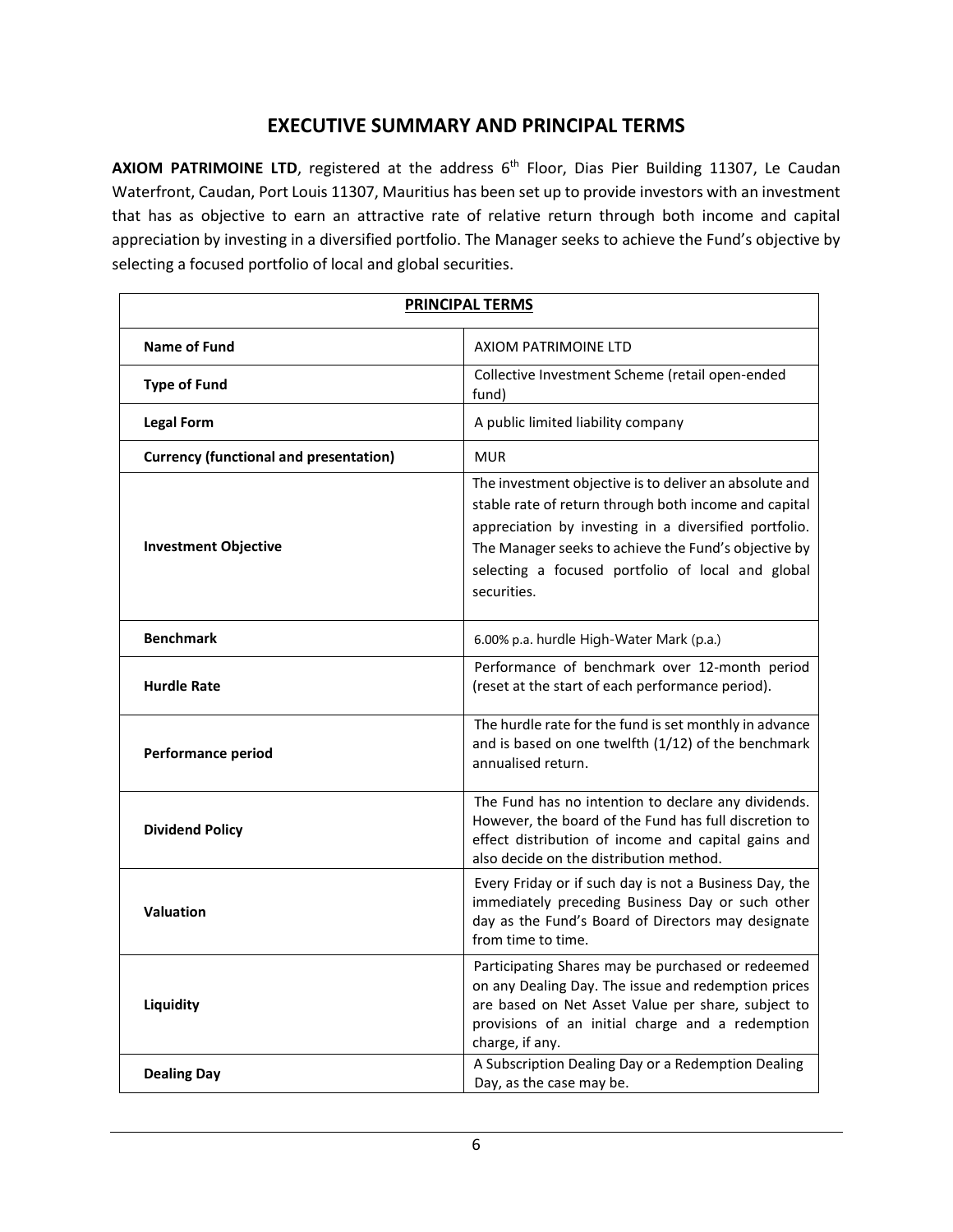# EXECUTIVE SUMMARY AND PRINCIPAL TERMS

**AXIOM PATRIMOINE LTD**, registered at the address 6th Floor, Dias Pier Building 11307, Le Caudan Waterfront, Caudan, Port Louis 11307, Mauritius has been set up to provide investors with an investment that has as objective to earn an attractive rate of relative return through both income and capital appreciation by investing in a diversified portfolio. The Manager seeks to achieve the Fund's objective by selecting a focused portfolio of local and global securities.

| **PRINCIPAL TERMS** | |
|---|---|
| **Name of Fund** | AXIOM PATRIMOINE LTD |
| **Type of Fund** | Collective Investment Scheme (retail open-ended fund) |
| **Legal Form** | A public limited liability company |
| **Currency (functional and presentation)** | MUR |
| **Investment Objective** | The investment objective is to deliver an absolute and stable rate of return through both income and capital appreciation by investing in a diversified portfolio. The Manager seeks to achieve the Fund's objective by selecting a focused portfolio of local and global securities. |
| **Benchmark** | 6.00% p.a. hurdle High-Water Mark (p.a.) |
| **Hurdle Rate** | Performance of benchmark over 12-month period (reset at the start of each performance period). |
| **Performance period** | The hurdle rate for the fund is set monthly in advance and is based on one twelfth (1/12) of the benchmark annualised return. |
| **Dividend Policy** | The Fund has no intention to declare any dividends. However, the board of the Fund has full discretion to effect distribution of income and capital gains and also decide on the distribution method. |
| **Valuation** | Every Friday or if such day is not a Business Day, the immediately preceding Business Day or such other day as the Fund's Board of Directors may designate from time to time. |
| **Liquidity** | Participating Shares may be purchased or redeemed on any Dealing Day. The issue and redemption prices are based on Net Asset Value per share, subject to provisions of an initial charge and a redemption charge, if any. |
| **Dealing Day** | A Subscription Dealing Day or a Redemption Dealing Day, as the case may be. |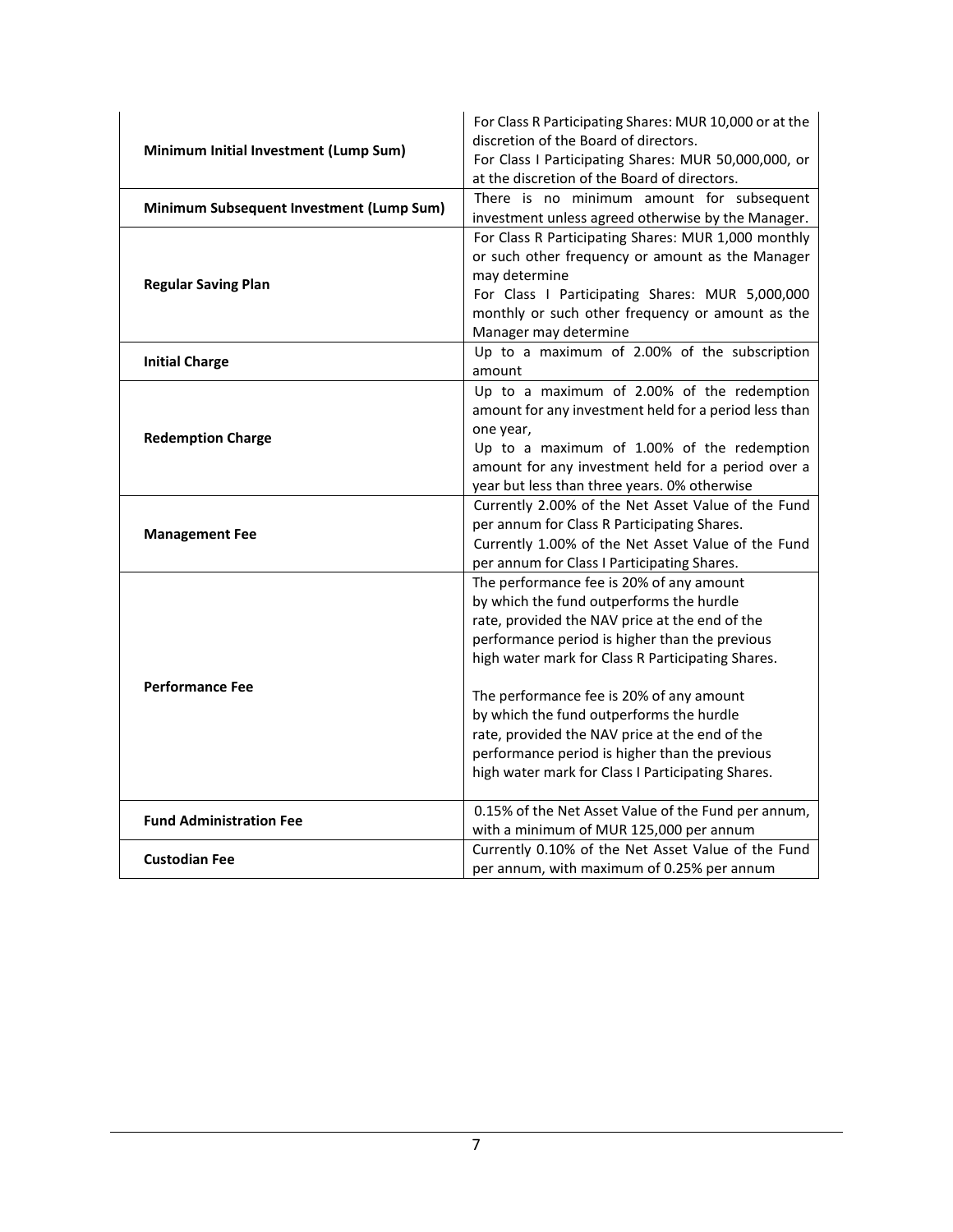| | |
|---|---|
| **Minimum Initial Investment (Lump Sum)** | For Class R Participating Shares: MUR 10,000 or at the discretion of the Board of directors.<br>For Class I Participating Shares: MUR 50,000,000, or at the discretion of the Board of directors. |
| **Minimum Subsequent Investment (Lump Sum)** | There is no minimum amount for subsequent investment unless agreed otherwise by the Manager. |
| **Regular Saving Plan** | For Class R Participating Shares: MUR 1,000 monthly or such other frequency or amount as the Manager may determine<br>For Class I Participating Shares: MUR 5,000,000 monthly or such other frequency or amount as the Manager may determine |
| **Initial Charge** | Up to a maximum of 2.00% of the subscription amount |
| **Redemption Charge** | Up to a maximum of 2.00% of the redemption amount for any investment held for a period less than one year,<br>Up to a maximum of 1.00% of the redemption amount for any investment held for a period over a year but less than three years. 0% otherwise |
| **Management Fee** | Currently 2.00% of the Net Asset Value of the Fund per annum for Class R Participating Shares.<br>Currently 1.00% of the Net Asset Value of the Fund per annum for Class I Participating Shares. |
| **Performance Fee** | The performance fee is 20% of any amount by which the fund outperforms the hurdle rate, provided the NAV price at the end of the performance period is higher than the previous high water mark for Class R Participating Shares.<br><br>The performance fee is 20% of any amount by which the fund outperforms the hurdle rate, provided the NAV price at the end of the performance period is higher than the previous high water mark for Class I Participating Shares. |
| **Fund Administration Fee** | 0.15% of the Net Asset Value of the Fund per annum, with a minimum of MUR 125,000 per annum |
| **Custodian Fee** | Currently 0.10% of the Net Asset Value of the Fund per annum, with maximum of 0.25% per annum |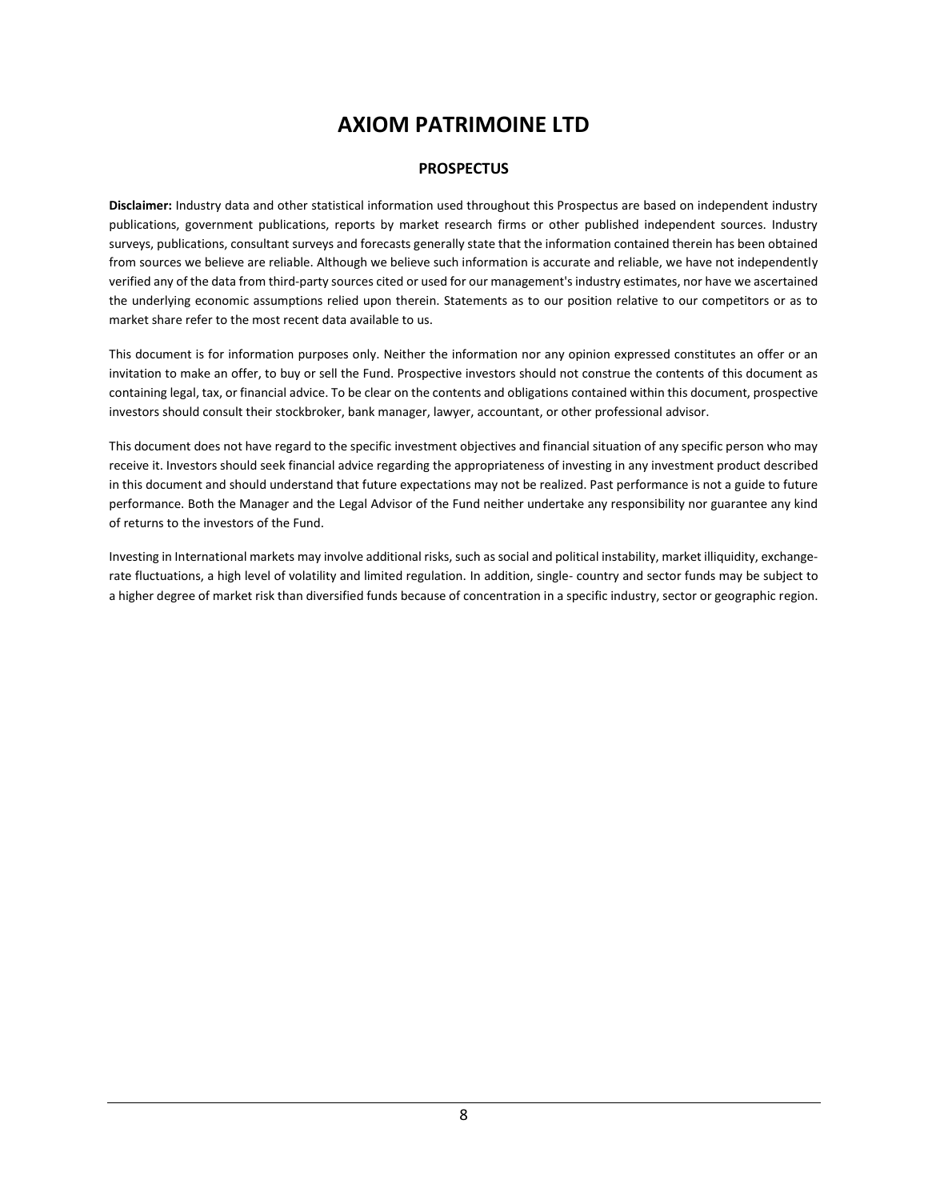# AXIOM PATRIMOINE LTD

## PROSPECTUS

**Disclaimer:** Industry data and other statistical information used throughout this Prospectus are based on independent industry publications, government publications, reports by market research firms or other published independent sources. Industry surveys, publications, consultant surveys and forecasts generally state that the information contained therein has been obtained from sources we believe are reliable. Although we believe such information is accurate and reliable, we have not independently verified any of the data from third-party sources cited or used for our management's industry estimates, nor have we ascertained the underlying economic assumptions relied upon therein. Statements as to our position relative to our competitors or as to market share refer to the most recent data available to us.

This document is for information purposes only. Neither the information nor any opinion expressed constitutes an offer or an invitation to make an offer, to buy or sell the Fund. Prospective investors should not construe the contents of this document as containing legal, tax, or financial advice. To be clear on the contents and obligations contained within this document, prospective investors should consult their stockbroker, bank manager, lawyer, accountant, or other professional advisor.

This document does not have regard to the specific investment objectives and financial situation of any specific person who may receive it. Investors should seek financial advice regarding the appropriateness of investing in any investment product described in this document and should understand that future expectations may not be realized. Past performance is not a guide to future performance. Both the Manager and the Legal Advisor of the Fund neither undertake any responsibility nor guarantee any kind of returns to the investors of the Fund.

Investing in International markets may involve additional risks, such as social and political instability, market illiquidity, exchange-rate fluctuations, a high level of volatility and limited regulation. In addition, single- country and sector funds may be subject to a higher degree of market risk than diversified funds because of concentration in a specific industry, sector or geographic region.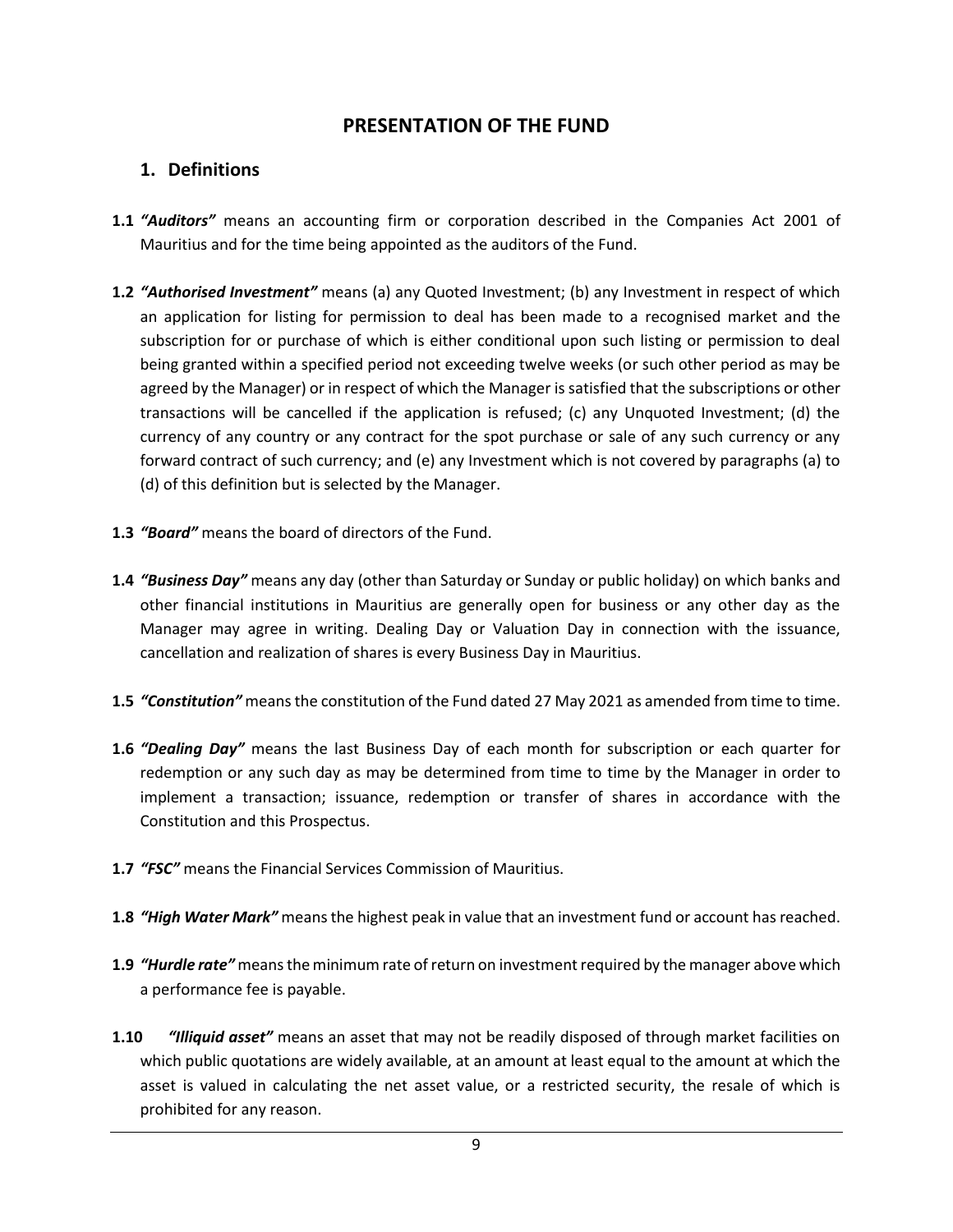# PRESENTATION OF THE FUND

## 1. Definitions

**1.1** ***"Auditors"*** means an accounting firm or corporation described in the Companies Act 2001 of Mauritius and for the time being appointed as the auditors of the Fund.

**1.2** ***"Authorised Investment"*** means (a) any Quoted Investment; (b) any Investment in respect of which an application for listing for permission to deal has been made to a recognised market and the subscription for or purchase of which is either conditional upon such listing or permission to deal being granted within a specified period not exceeding twelve weeks (or such other period as may be agreed by the Manager) or in respect of which the Manager is satisfied that the subscriptions or other transactions will be cancelled if the application is refused; (c) any Unquoted Investment; (d) the currency of any country or any contract for the spot purchase or sale of any such currency or any forward contract of such currency; and (e) any Investment which is not covered by paragraphs (a) to (d) of this definition but is selected by the Manager.

**1.3** ***"Board"*** means the board of directors of the Fund.

**1.4** ***"Business Day"*** means any day (other than Saturday or Sunday or public holiday) on which banks and other financial institutions in Mauritius are generally open for business or any other day as the Manager may agree in writing. Dealing Day or Valuation Day in connection with the issuance, cancellation and realization of shares is every Business Day in Mauritius.

**1.5** ***"Constitution"*** means the constitution of the Fund dated 27 May 2021 as amended from time to time.

**1.6** ***"Dealing Day"*** means the last Business Day of each month for subscription or each quarter for redemption or any such day as may be determined from time to time by the Manager in order to implement a transaction; issuance, redemption or transfer of shares in accordance with the Constitution and this Prospectus.

**1.7** ***"FSC"*** means the Financial Services Commission of Mauritius.

**1.8** ***"High Water Mark"*** means the highest peak in value that an investment fund or account has reached.

**1.9** ***"Hurdle rate"*** means the minimum rate of return on investment required by the manager above which a performance fee is payable.

**1.10** ***"Illiquid asset"*** means an asset that may not be readily disposed of through market facilities on which public quotations are widely available, at an amount at least equal to the amount at which the asset is valued in calculating the net asset value, or a restricted security, the resale of which is prohibited for any reason.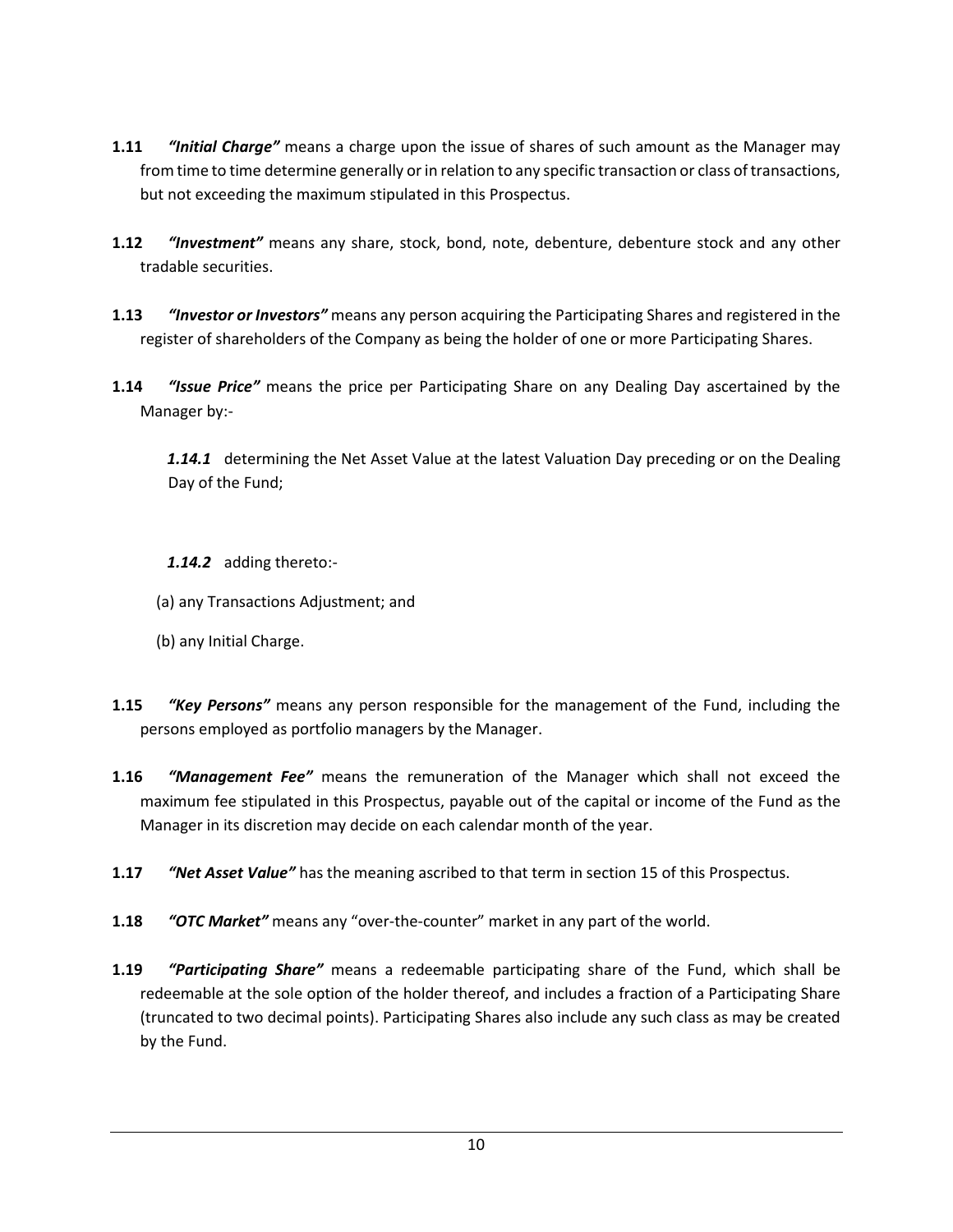**1.11** ***"Initial Charge"*** means a charge upon the issue of shares of such amount as the Manager may from time to time determine generally or in relation to any specific transaction or class of transactions, but not exceeding the maximum stipulated in this Prospectus.

**1.12** ***"Investment"*** means any share, stock, bond, note, debenture, debenture stock and any other tradable securities.

**1.13** ***"Investor or Investors"*** means any person acquiring the Participating Shares and registered in the register of shareholders of the Company as being the holder of one or more Participating Shares.

**1.14** ***"Issue Price"*** means the price per Participating Share on any Dealing Day ascertained by the Manager by:-

***1.14.1*** determining the Net Asset Value at the latest Valuation Day preceding or on the Dealing Day of the Fund;

***1.14.2*** adding thereto:-

(a) any Transactions Adjustment; and

(b) any Initial Charge.

**1.15** ***"Key Persons"*** means any person responsible for the management of the Fund, including the persons employed as portfolio managers by the Manager.

**1.16** ***"Management Fee"*** means the remuneration of the Manager which shall not exceed the maximum fee stipulated in this Prospectus, payable out of the capital or income of the Fund as the Manager in its discretion may decide on each calendar month of the year.

**1.17** ***"Net Asset Value"*** has the meaning ascribed to that term in section 15 of this Prospectus.

**1.18** ***"OTC Market"*** means any "over-the-counter" market in any part of the world.

**1.19** ***"Participating Share"*** means a redeemable participating share of the Fund, which shall be redeemable at the sole option of the holder thereof, and includes a fraction of a Participating Share (truncated to two decimal points). Participating Shares also include any such class as may be created by the Fund.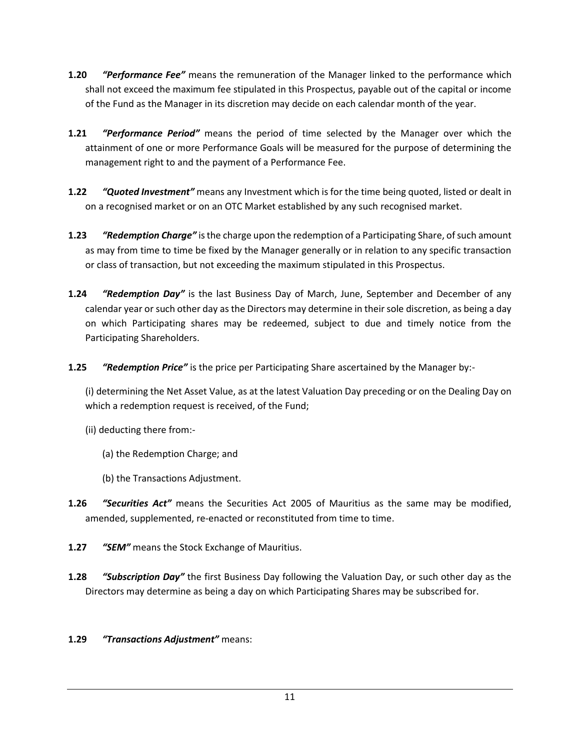**1.20** ***"Performance Fee"*** means the remuneration of the Manager linked to the performance which shall not exceed the maximum fee stipulated in this Prospectus, payable out of the capital or income of the Fund as the Manager in its discretion may decide on each calendar month of the year.

**1.21** ***"Performance Period"*** means the period of time selected by the Manager over which the attainment of one or more Performance Goals will be measured for the purpose of determining the management right to and the payment of a Performance Fee.

**1.22** ***"Quoted Investment"*** means any Investment which is for the time being quoted, listed or dealt in on a recognised market or on an OTC Market established by any such recognised market.

**1.23** ***"Redemption Charge"*** is the charge upon the redemption of a Participating Share, of such amount as may from time to time be fixed by the Manager generally or in relation to any specific transaction or class of transaction, but not exceeding the maximum stipulated in this Prospectus.

**1.24** ***"Redemption Day"*** is the last Business Day of March, June, September and December of any calendar year or such other day as the Directors may determine in their sole discretion, as being a day on which Participating shares may be redeemed, subject to due and timely notice from the Participating Shareholders.

**1.25** ***"Redemption Price"*** is the price per Participating Share ascertained by the Manager by:-

(i) determining the Net Asset Value, as at the latest Valuation Day preceding or on the Dealing Day on which a redemption request is received, of the Fund;

(ii) deducting there from:-

(a) the Redemption Charge; and

(b) the Transactions Adjustment.

**1.26** ***"Securities Act"*** means the Securities Act 2005 of Mauritius as the same may be modified, amended, supplemented, re-enacted or reconstituted from time to time.

**1.27** ***"SEM"*** means the Stock Exchange of Mauritius.

**1.28** ***"Subscription Day"*** the first Business Day following the Valuation Day, or such other day as the Directors may determine as being a day on which Participating Shares may be subscribed for.

**1.29** ***"Transactions Adjustment"*** means: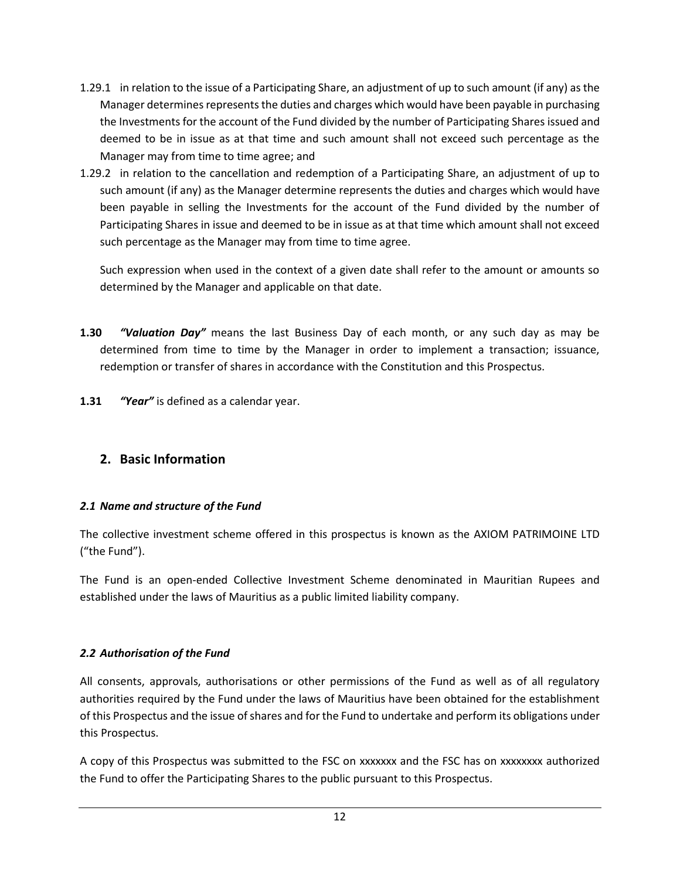1.29.1 in relation to the issue of a Participating Share, an adjustment of up to such amount (if any) as the Manager determines represents the duties and charges which would have been payable in purchasing the Investments for the account of the Fund divided by the number of Participating Shares issued and deemed to be in issue as at that time and such amount shall not exceed such percentage as the Manager may from time to time agree; and

1.29.2 in relation to the cancellation and redemption of a Participating Share, an adjustment of up to such amount (if any) as the Manager determine represents the duties and charges which would have been payable in selling the Investments for the account of the Fund divided by the number of Participating Shares in issue and deemed to be in issue as at that time which amount shall not exceed such percentage as the Manager may from time to time agree.

Such expression when used in the context of a given date shall refer to the amount or amounts so determined by the Manager and applicable on that date.

**1.30** ***"Valuation Day"*** means the last Business Day of each month, or any such day as may be determined from time to time by the Manager in order to implement a transaction; issuance, redemption or transfer of shares in accordance with the Constitution and this Prospectus.

**1.31** ***"Year"*** is defined as a calendar year.

## 2. Basic Information

### *2.1 Name and structure of the Fund*

The collective investment scheme offered in this prospectus is known as the AXIOM PATRIMOINE LTD ("the Fund").

The Fund is an open-ended Collective Investment Scheme denominated in Mauritian Rupees and established under the laws of Mauritius as a public limited liability company.

### *2.2 Authorisation of the Fund*

All consents, approvals, authorisations or other permissions of the Fund as well as of all regulatory authorities required by the Fund under the laws of Mauritius have been obtained for the establishment of this Prospectus and the issue of shares and for the Fund to undertake and perform its obligations under this Prospectus.

A copy of this Prospectus was submitted to the FSC on xxxxxxx and the FSC has on xxxxxxxx authorized the Fund to offer the Participating Shares to the public pursuant to this Prospectus.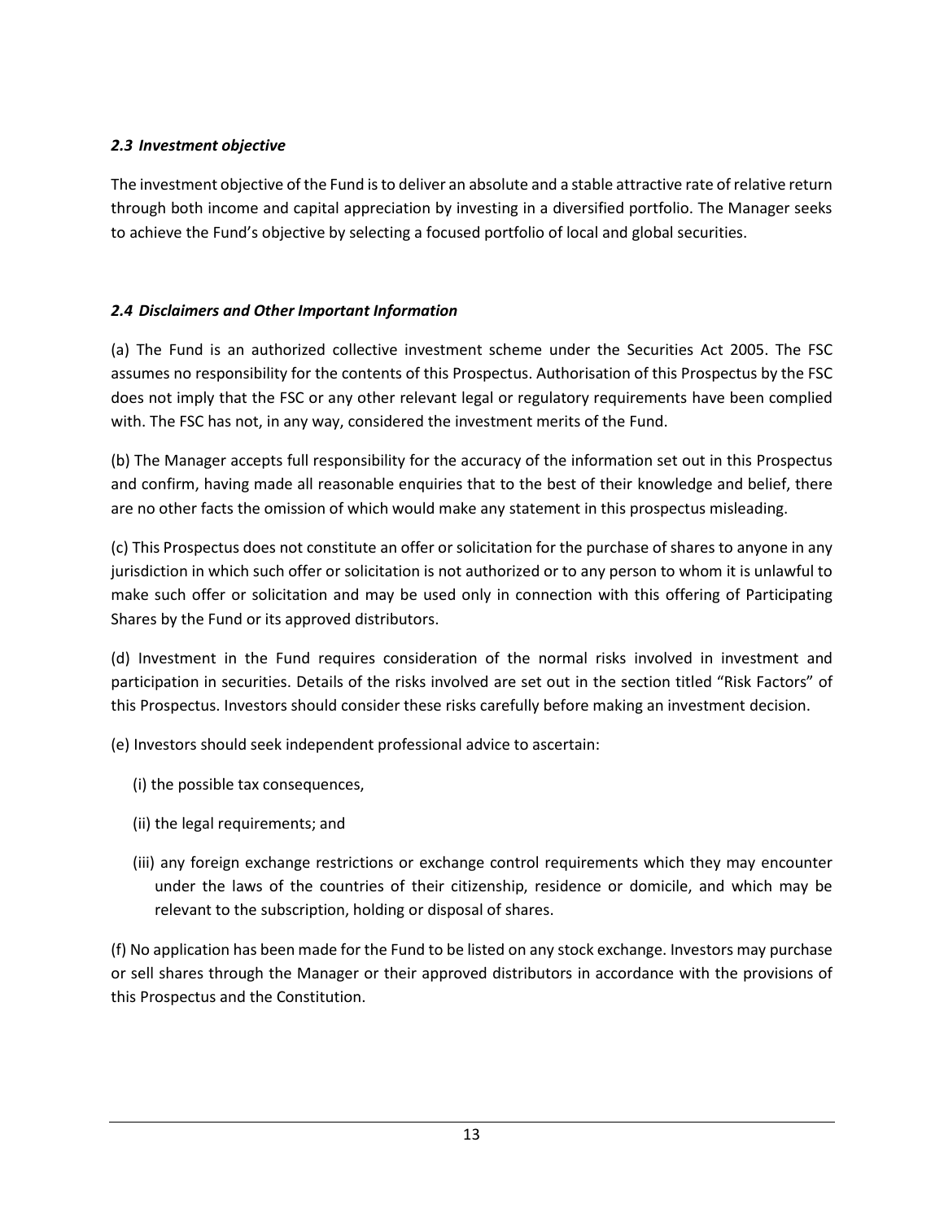### *2.3 Investment objective*

The investment objective of the Fund is to deliver an absolute and a stable attractive rate of relative return through both income and capital appreciation by investing in a diversified portfolio. The Manager seeks to achieve the Fund's objective by selecting a focused portfolio of local and global securities.

### *2.4 Disclaimers and Other Important Information*

(a) The Fund is an authorized collective investment scheme under the Securities Act 2005. The FSC assumes no responsibility for the contents of this Prospectus. Authorisation of this Prospectus by the FSC does not imply that the FSC or any other relevant legal or regulatory requirements have been complied with. The FSC has not, in any way, considered the investment merits of the Fund.

(b) The Manager accepts full responsibility for the accuracy of the information set out in this Prospectus and confirm, having made all reasonable enquiries that to the best of their knowledge and belief, there are no other facts the omission of which would make any statement in this prospectus misleading.

(c) This Prospectus does not constitute an offer or solicitation for the purchase of shares to anyone in any jurisdiction in which such offer or solicitation is not authorized or to any person to whom it is unlawful to make such offer or solicitation and may be used only in connection with this offering of Participating Shares by the Fund or its approved distributors.

(d) Investment in the Fund requires consideration of the normal risks involved in investment and participation in securities. Details of the risks involved are set out in the section titled "Risk Factors" of this Prospectus. Investors should consider these risks carefully before making an investment decision.

(e) Investors should seek independent professional advice to ascertain:

(i) the possible tax consequences,

(ii) the legal requirements; and

(iii) any foreign exchange restrictions or exchange control requirements which they may encounter under the laws of the countries of their citizenship, residence or domicile, and which may be relevant to the subscription, holding or disposal of shares.

(f) No application has been made for the Fund to be listed on any stock exchange. Investors may purchase or sell shares through the Manager or their approved distributors in accordance with the provisions of this Prospectus and the Constitution.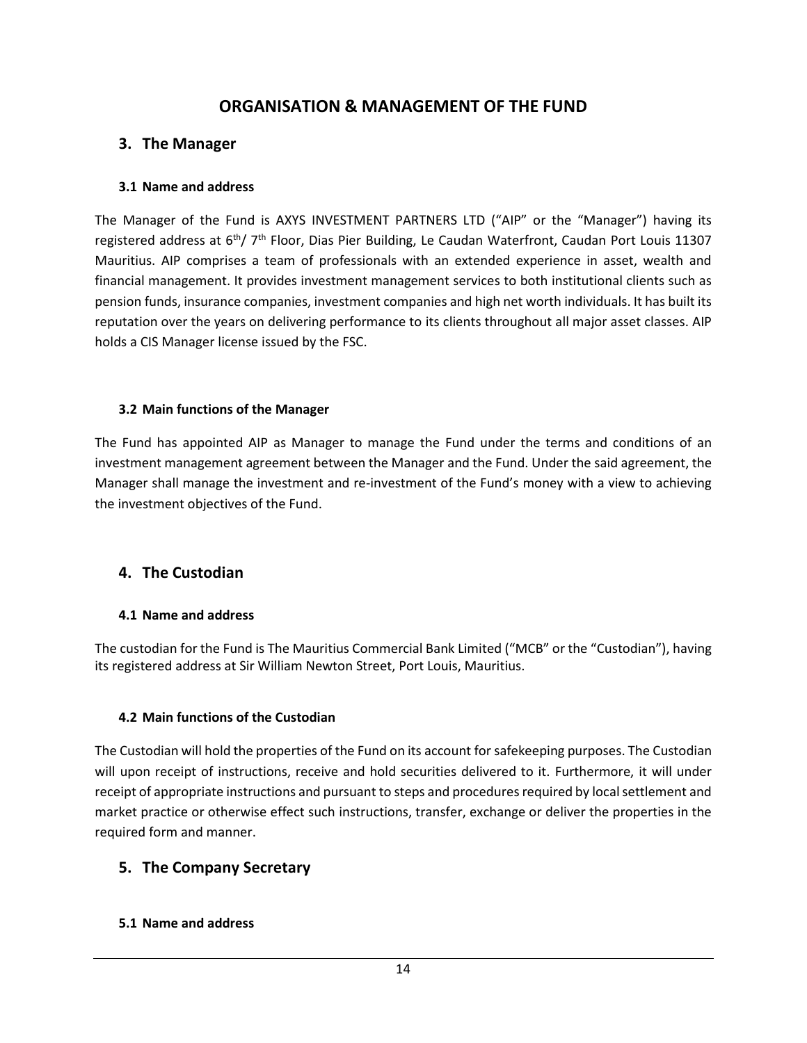# ORGANISATION & MANAGEMENT OF THE FUND

## 3. The Manager

### 3.1 Name and address

The Manager of the Fund is AXYS INVESTMENT PARTNERS LTD ("AIP" or the "Manager") having its registered address at 6th/ 7th Floor, Dias Pier Building, Le Caudan Waterfront, Caudan Port Louis 11307 Mauritius. AIP comprises a team of professionals with an extended experience in asset, wealth and financial management. It provides investment management services to both institutional clients such as pension funds, insurance companies, investment companies and high net worth individuals. It has built its reputation over the years on delivering performance to its clients throughout all major asset classes. AIP holds a CIS Manager license issued by the FSC.

### 3.2 Main functions of the Manager

The Fund has appointed AIP as Manager to manage the Fund under the terms and conditions of an investment management agreement between the Manager and the Fund. Under the said agreement, the Manager shall manage the investment and re-investment of the Fund's money with a view to achieving the investment objectives of the Fund.

## 4. The Custodian

### 4.1 Name and address

The custodian for the Fund is The Mauritius Commercial Bank Limited ("MCB" or the "Custodian"), having its registered address at Sir William Newton Street, Port Louis, Mauritius.

### 4.2 Main functions of the Custodian

The Custodian will hold the properties of the Fund on its account for safekeeping purposes. The Custodian will upon receipt of instructions, receive and hold securities delivered to it. Furthermore, it will under receipt of appropriate instructions and pursuant to steps and procedures required by local settlement and market practice or otherwise effect such instructions, transfer, exchange or deliver the properties in the required form and manner.

## 5. The Company Secretary

### 5.1 Name and address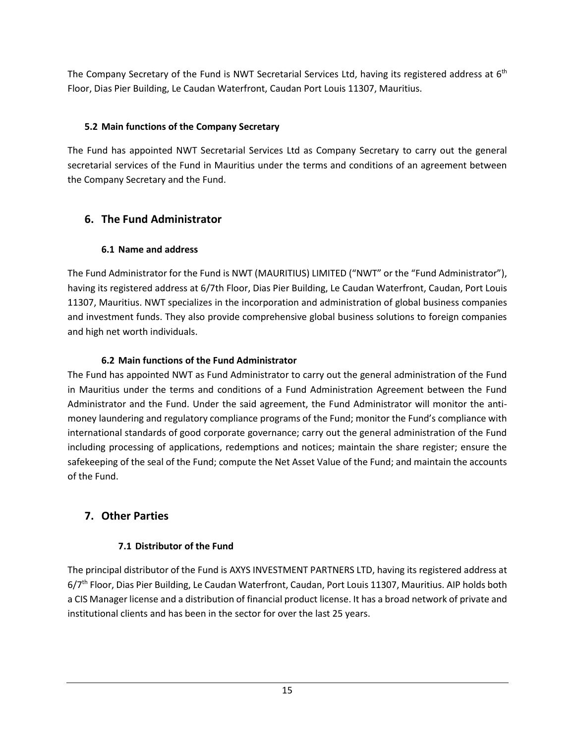The Company Secretary of the Fund is NWT Secretarial Services Ltd, having its registered address at 6th Floor, Dias Pier Building, Le Caudan Waterfront, Caudan Port Louis 11307, Mauritius.

### 5.2 Main functions of the Company Secretary

The Fund has appointed NWT Secretarial Services Ltd as Company Secretary to carry out the general secretarial services of the Fund in Mauritius under the terms and conditions of an agreement between the Company Secretary and the Fund.

## 6. The Fund Administrator

### 6.1 Name and address

The Fund Administrator for the Fund is NWT (MAURITIUS) LIMITED ("NWT" or the "Fund Administrator"), having its registered address at 6/7th Floor, Dias Pier Building, Le Caudan Waterfront, Caudan, Port Louis 11307, Mauritius. NWT specializes in the incorporation and administration of global business companies and investment funds. They also provide comprehensive global business solutions to foreign companies and high net worth individuals.

### 6.2 Main functions of the Fund Administrator

The Fund has appointed NWT as Fund Administrator to carry out the general administration of the Fund in Mauritius under the terms and conditions of a Fund Administration Agreement between the Fund Administrator and the Fund. Under the said agreement, the Fund Administrator will monitor the anti-money laundering and regulatory compliance programs of the Fund; monitor the Fund's compliance with international standards of good corporate governance; carry out the general administration of the Fund including processing of applications, redemptions and notices; maintain the share register; ensure the safekeeping of the seal of the Fund; compute the Net Asset Value of the Fund; and maintain the accounts of the Fund.

## 7. Other Parties

### 7.1 Distributor of the Fund

The principal distributor of the Fund is AXYS INVESTMENT PARTNERS LTD, having its registered address at 6/7th Floor, Dias Pier Building, Le Caudan Waterfront, Caudan, Port Louis 11307, Mauritius. AIP holds both a CIS Manager license and a distribution of financial product license. It has a broad network of private and institutional clients and has been in the sector for over the last 25 years.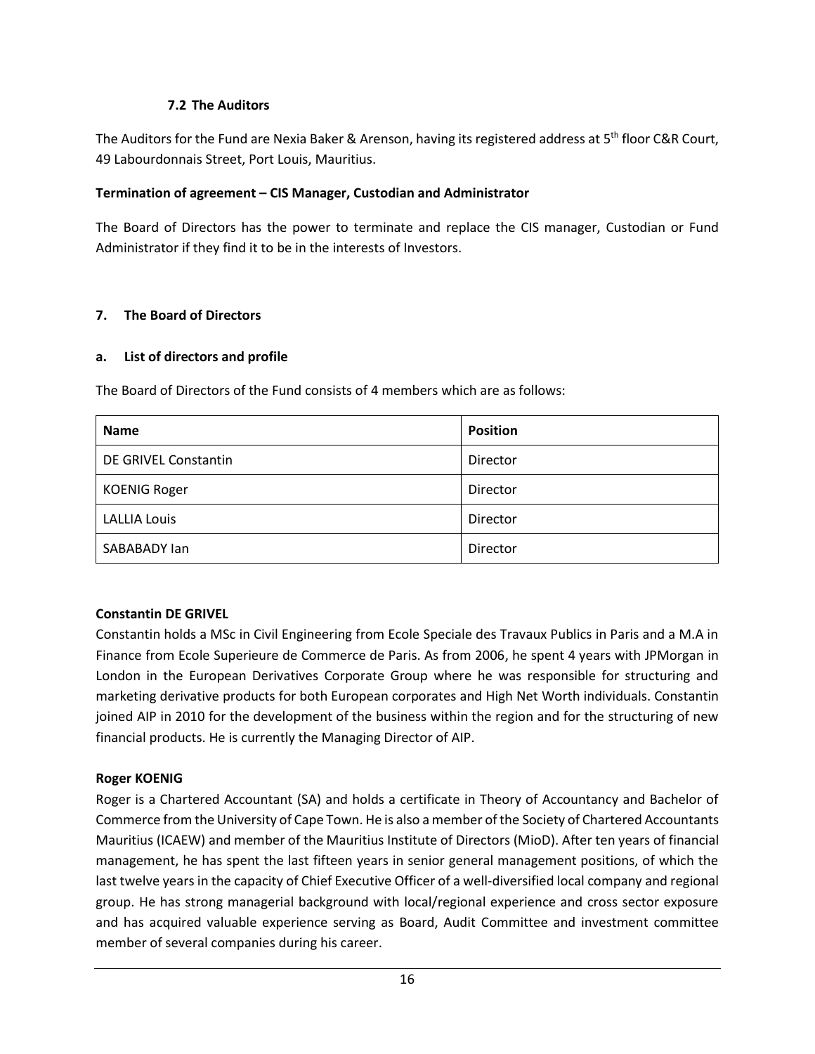### 7.2 The Auditors

The Auditors for the Fund are Nexia Baker & Arenson, having its registered address at 5th floor C&R Court, 49 Labourdonnais Street, Port Louis, Mauritius.

**Termination of agreement – CIS Manager, Custodian and Administrator**

The Board of Directors has the power to terminate and replace the CIS manager, Custodian or Fund Administrator if they find it to be in the interests of Investors.

## 7. The Board of Directors

### a. List of directors and profile

The Board of Directors of the Fund consists of 4 members which are as follows:

| Name | Position |
|---|---|
| DE GRIVEL Constantin | Director |
| KOENIG Roger | Director |
| LALLIA Louis | Director |
| SABABADY Ian | Director |

**Constantin DE GRIVEL**

Constantin holds a MSc in Civil Engineering from Ecole Speciale des Travaux Publics in Paris and a M.A in Finance from Ecole Superieure de Commerce de Paris. As from 2006, he spent 4 years with JPMorgan in London in the European Derivatives Corporate Group where he was responsible for structuring and marketing derivative products for both European corporates and High Net Worth individuals. Constantin joined AIP in 2010 for the development of the business within the region and for the structuring of new financial products. He is currently the Managing Director of AIP.

**Roger KOENIG**

Roger is a Chartered Accountant (SA) and holds a certificate in Theory of Accountancy and Bachelor of Commerce from the University of Cape Town. He is also a member of the Society of Chartered Accountants Mauritius (ICAEW) and member of the Mauritius Institute of Directors (MioD). After ten years of financial management, he has spent the last fifteen years in senior general management positions, of which the last twelve years in the capacity of Chief Executive Officer of a well-diversified local company and regional group. He has strong managerial background with local/regional experience and cross sector exposure and has acquired valuable experience serving as Board, Audit Committee and investment committee member of several companies during his career.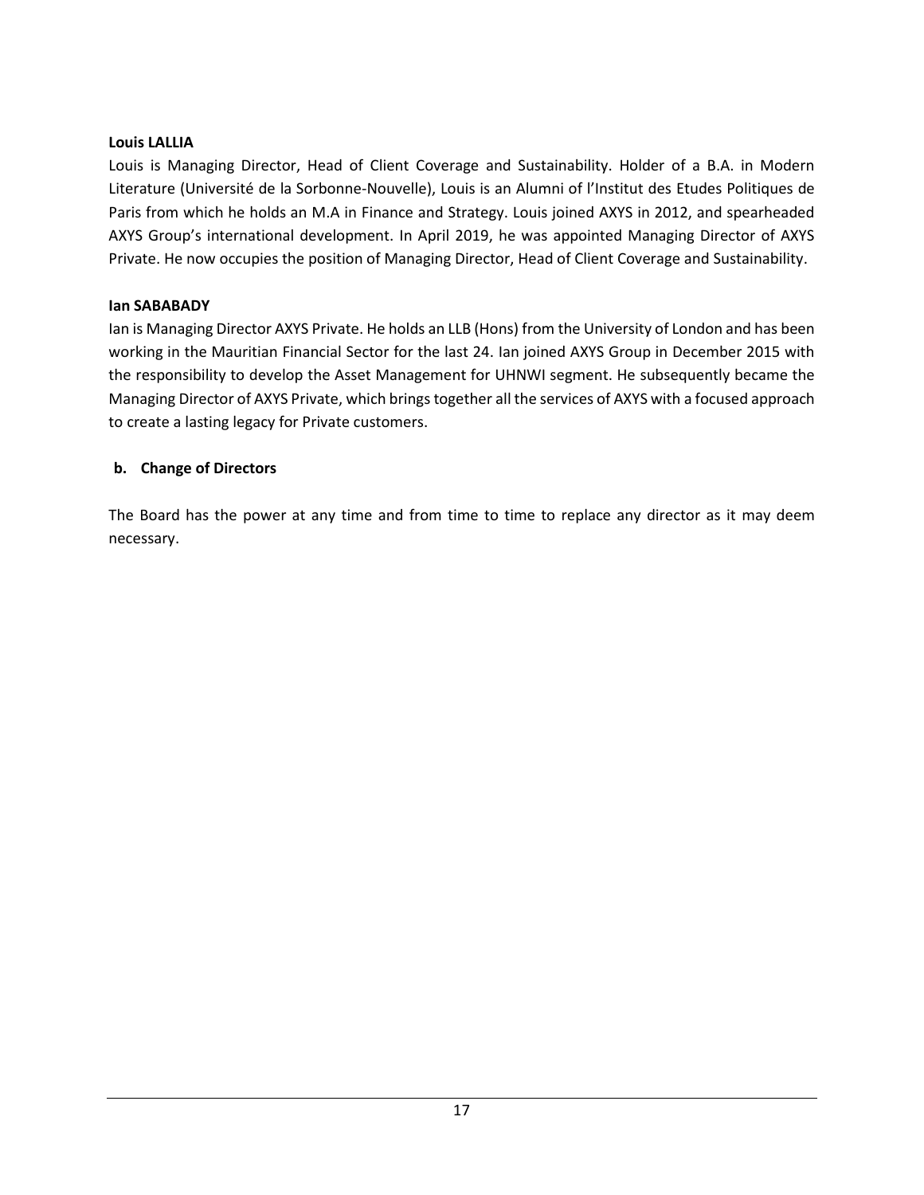**Louis LALLIA**

Louis is Managing Director, Head of Client Coverage and Sustainability. Holder of a B.A. in Modern Literature (Université de la Sorbonne-Nouvelle), Louis is an Alumni of l'Institut des Etudes Politiques de Paris from which he holds an M.A in Finance and Strategy. Louis joined AXYS in 2012, and spearheaded AXYS Group's international development. In April 2019, he was appointed Managing Director of AXYS Private. He now occupies the position of Managing Director, Head of Client Coverage and Sustainability.

**Ian SABABADY**

Ian is Managing Director AXYS Private. He holds an LLB (Hons) from the University of London and has been working in the Mauritian Financial Sector for the last 24. Ian joined AXYS Group in December 2015 with the responsibility to develop the Asset Management for UHNWI segment. He subsequently became the Managing Director of AXYS Private, which brings together all the services of AXYS with a focused approach to create a lasting legacy for Private customers.

### b. Change of Directors

The Board has the power at any time and from time to time to replace any director as it may deem necessary.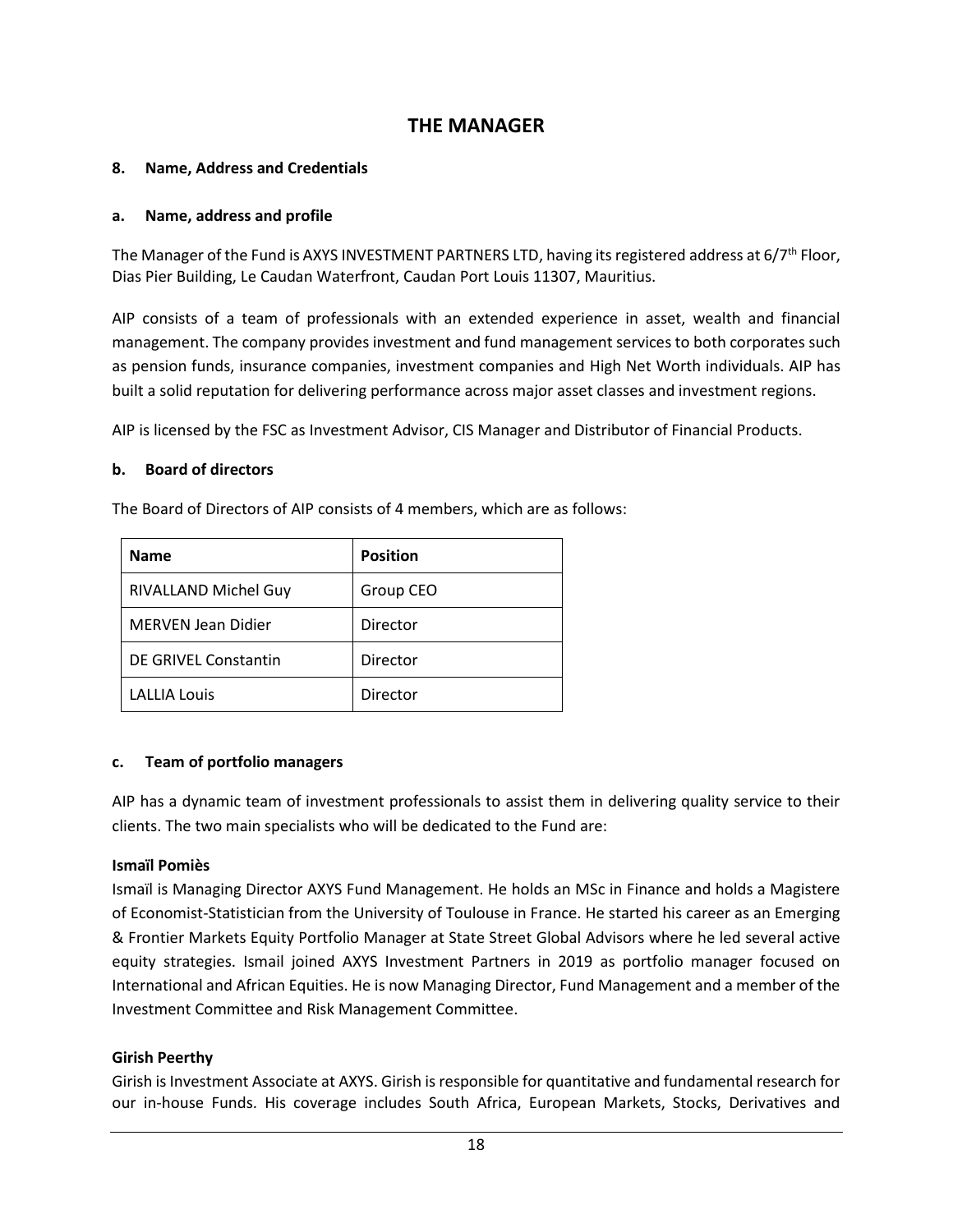# THE MANAGER

### 8. Name, Address and Credentials

#### a. Name, address and profile

The Manager of the Fund is AXYS INVESTMENT PARTNERS LTD, having its registered address at 6/7th Floor, Dias Pier Building, Le Caudan Waterfront, Caudan Port Louis 11307, Mauritius.

AIP consists of a team of professionals with an extended experience in asset, wealth and financial management. The company provides investment and fund management services to both corporates such as pension funds, insurance companies, investment companies and High Net Worth individuals. AIP has built a solid reputation for delivering performance across major asset classes and investment regions.

AIP is licensed by the FSC as Investment Advisor, CIS Manager and Distributor of Financial Products.

#### b. Board of directors

The Board of Directors of AIP consists of 4 members, which are as follows:

| Name | Position |
| --- | --- |
| RIVALLAND Michel Guy | Group CEO |
| MERVEN Jean Didier | Director |
| DE GRIVEL Constantin | Director |
| LALLIA Louis | Director |

#### c. Team of portfolio managers

AIP has a dynamic team of investment professionals to assist them in delivering quality service to their clients. The two main specialists who will be dedicated to the Fund are:

**Ismaïl Pomiès**
Ismaïl is Managing Director AXYS Fund Management. He holds an MSc in Finance and holds a Magistere of Economist-Statistician from the University of Toulouse in France. He started his career as an Emerging & Frontier Markets Equity Portfolio Manager at State Street Global Advisors where he led several active equity strategies. Ismail joined AXYS Investment Partners in 2019 as portfolio manager focused on International and African Equities. He is now Managing Director, Fund Management and a member of the Investment Committee and Risk Management Committee.

**Girish Peerthy**
Girish is Investment Associate at AXYS. Girish is responsible for quantitative and fundamental research for our in-house Funds. His coverage includes South Africa, European Markets, Stocks, Derivatives and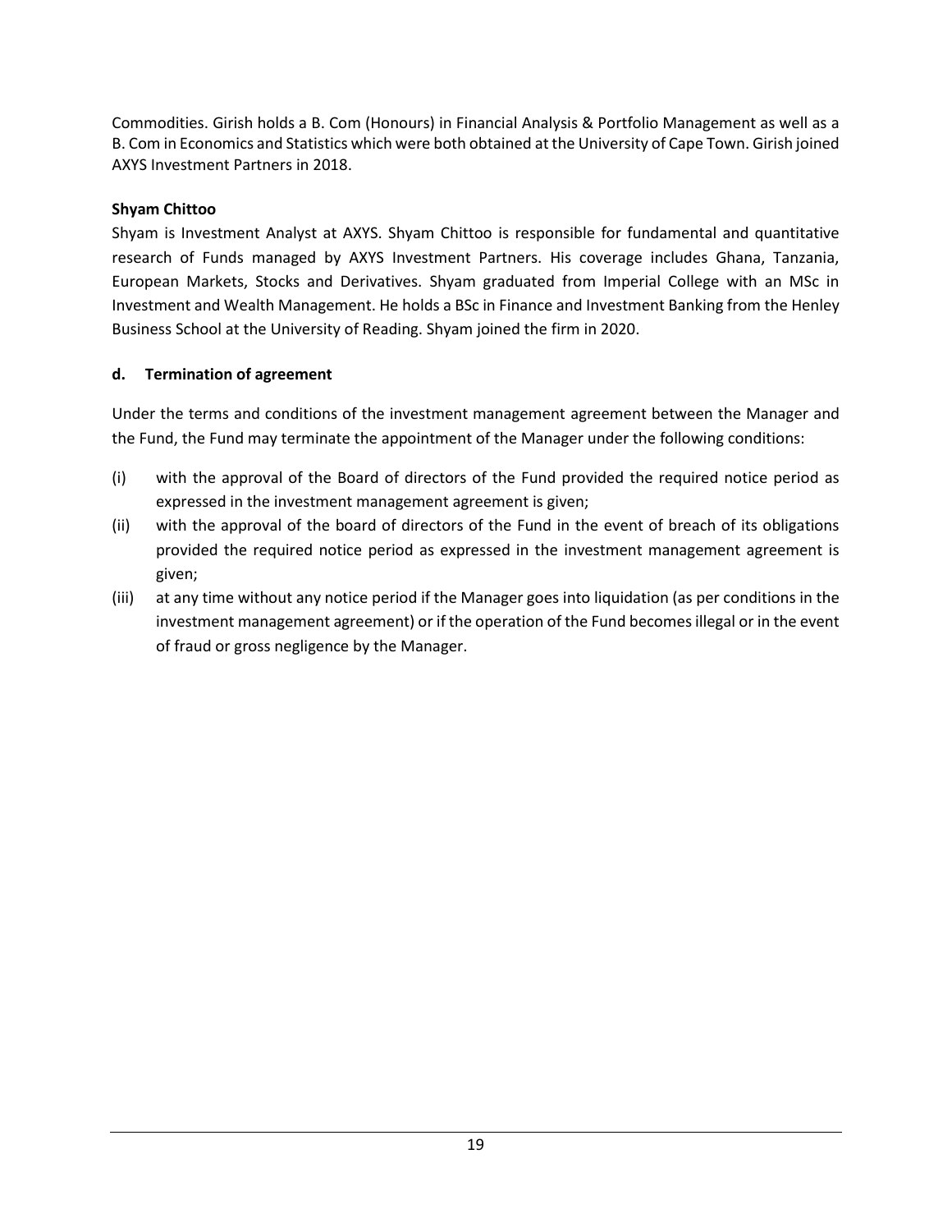Commodities. Girish holds a B. Com (Honours) in Financial Analysis & Portfolio Management as well as a B. Com in Economics and Statistics which were both obtained at the University of Cape Town. Girish joined AXYS Investment Partners in 2018.

**Shyam Chittoo**

Shyam is Investment Analyst at AXYS. Shyam Chittoo is responsible for fundamental and quantitative research of Funds managed by AXYS Investment Partners. His coverage includes Ghana, Tanzania, European Markets, Stocks and Derivatives. Shyam graduated from Imperial College with an MSc in Investment and Wealth Management. He holds a BSc in Finance and Investment Banking from the Henley Business School at the University of Reading. Shyam joined the firm in 2020.

**d. Termination of agreement**

Under the terms and conditions of the investment management agreement between the Manager and the Fund, the Fund may terminate the appointment of the Manager under the following conditions:

(i) with the approval of the Board of directors of the Fund provided the required notice period as expressed in the investment management agreement is given;

(ii) with the approval of the board of directors of the Fund in the event of breach of its obligations provided the required notice period as expressed in the investment management agreement is given;

(iii) at any time without any notice period if the Manager goes into liquidation (as per conditions in the investment management agreement) or if the operation of the Fund becomes illegal or in the event of fraud or gross negligence by the Manager.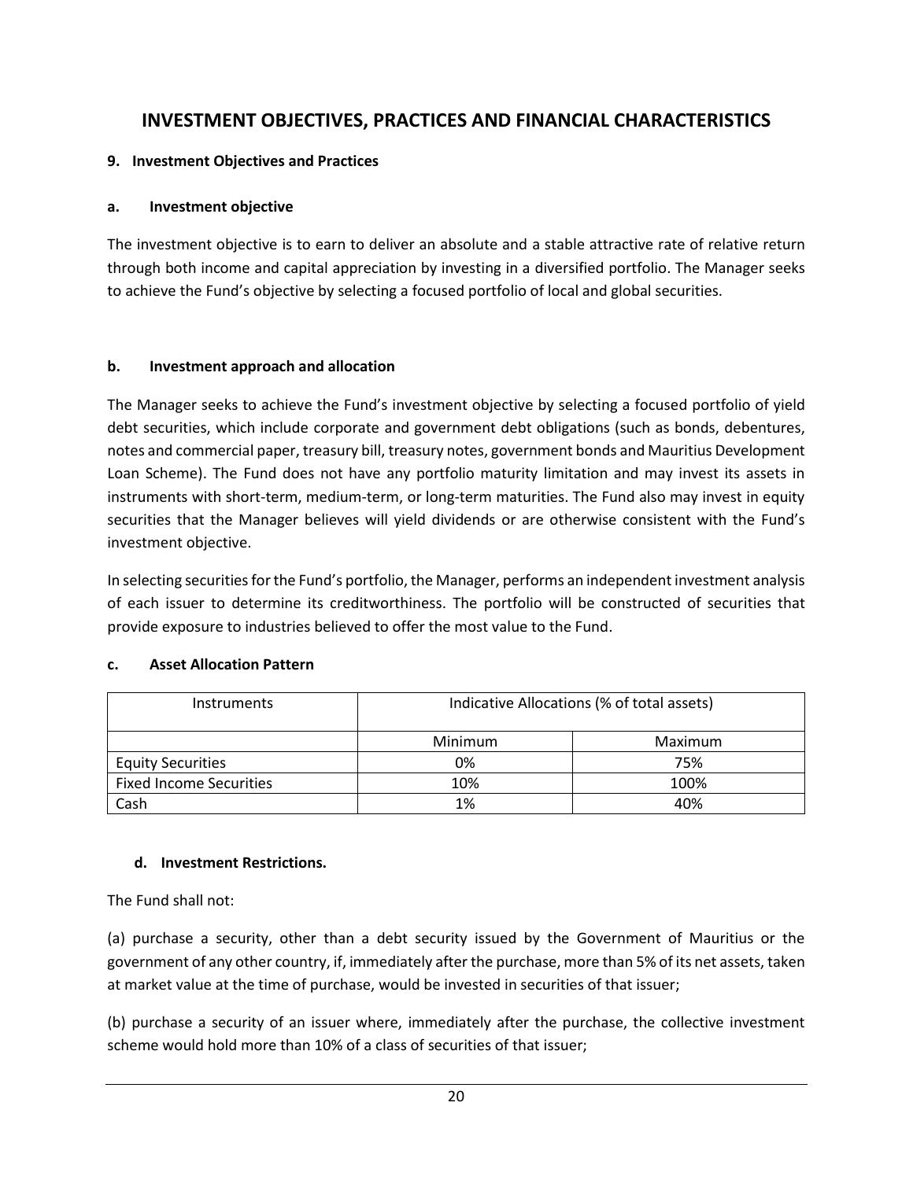# INVESTMENT OBJECTIVES, PRACTICES AND FINANCIAL CHARACTERISTICS

## 9. Investment Objectives and Practices

### a. Investment objective

The investment objective is to earn to deliver an absolute and a stable attractive rate of relative return through both income and capital appreciation by investing in a diversified portfolio. The Manager seeks to achieve the Fund's objective by selecting a focused portfolio of local and global securities.

### b. Investment approach and allocation

The Manager seeks to achieve the Fund's investment objective by selecting a focused portfolio of yield debt securities, which include corporate and government debt obligations (such as bonds, debentures, notes and commercial paper, treasury bill, treasury notes, government bonds and Mauritius Development Loan Scheme). The Fund does not have any portfolio maturity limitation and may invest its assets in instruments with short-term, medium-term, or long-term maturities. The Fund also may invest in equity securities that the Manager believes will yield dividends or are otherwise consistent with the Fund's investment objective.

In selecting securities for the Fund's portfolio, the Manager, performs an independent investment analysis of each issuer to determine its creditworthiness. The portfolio will be constructed of securities that provide exposure to industries believed to offer the most value to the Fund.

### c. Asset Allocation Pattern

| Instruments | Indicative Allocations (% of total assets) | |
|---|---|---|
| | Minimum | Maximum |
| Equity Securities | 0% | 75% |
| Fixed Income Securities | 10% | 100% |
| Cash | 1% | 40% |

### d. Investment Restrictions.

The Fund shall not:

(a) purchase a security, other than a debt security issued by the Government of Mauritius or the government of any other country, if, immediately after the purchase, more than 5% of its net assets, taken at market value at the time of purchase, would be invested in securities of that issuer;

(b) purchase a security of an issuer where, immediately after the purchase, the collective investment scheme would hold more than 10% of a class of securities of that issuer;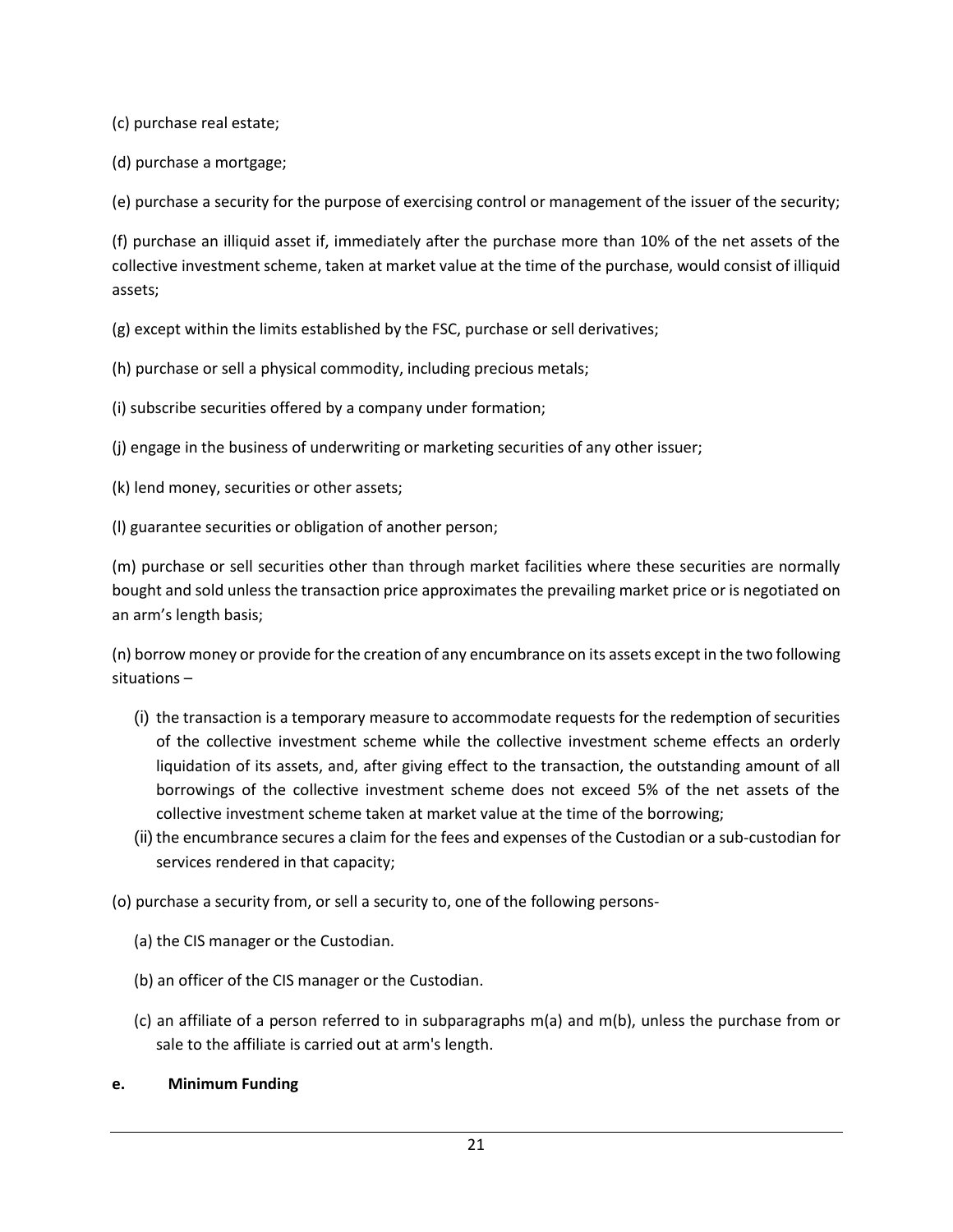(c) purchase real estate;

(d) purchase a mortgage;

(e) purchase a security for the purpose of exercising control or management of the issuer of the security;

(f) purchase an illiquid asset if, immediately after the purchase more than 10% of the net assets of the collective investment scheme, taken at market value at the time of the purchase, would consist of illiquid assets;

(g) except within the limits established by the FSC, purchase or sell derivatives;

(h) purchase or sell a physical commodity, including precious metals;

(i) subscribe securities offered by a company under formation;

(j) engage in the business of underwriting or marketing securities of any other issuer;

(k) lend money, securities or other assets;

(l) guarantee securities or obligation of another person;

(m) purchase or sell securities other than through market facilities where these securities are normally bought and sold unless the transaction price approximates the prevailing market price or is negotiated on an arm's length basis;

(n) borrow money or provide for the creation of any encumbrance on its assets except in the two following situations –

- (i) the transaction is a temporary measure to accommodate requests for the redemption of securities of the collective investment scheme while the collective investment scheme effects an orderly liquidation of its assets, and, after giving effect to the transaction, the outstanding amount of all borrowings of the collective investment scheme does not exceed 5% of the net assets of the collective investment scheme taken at market value at the time of the borrowing;
- (ii) the encumbrance secures a claim for the fees and expenses of the Custodian or a sub-custodian for services rendered in that capacity;

(o) purchase a security from, or sell a security to, one of the following persons-

- (a) the CIS manager or the Custodian.
- (b) an officer of the CIS manager or the Custodian.
- (c) an affiliate of a person referred to in subparagraphs m(a) and m(b), unless the purchase from or sale to the affiliate is carried out at arm's length.

**e. Minimum Funding**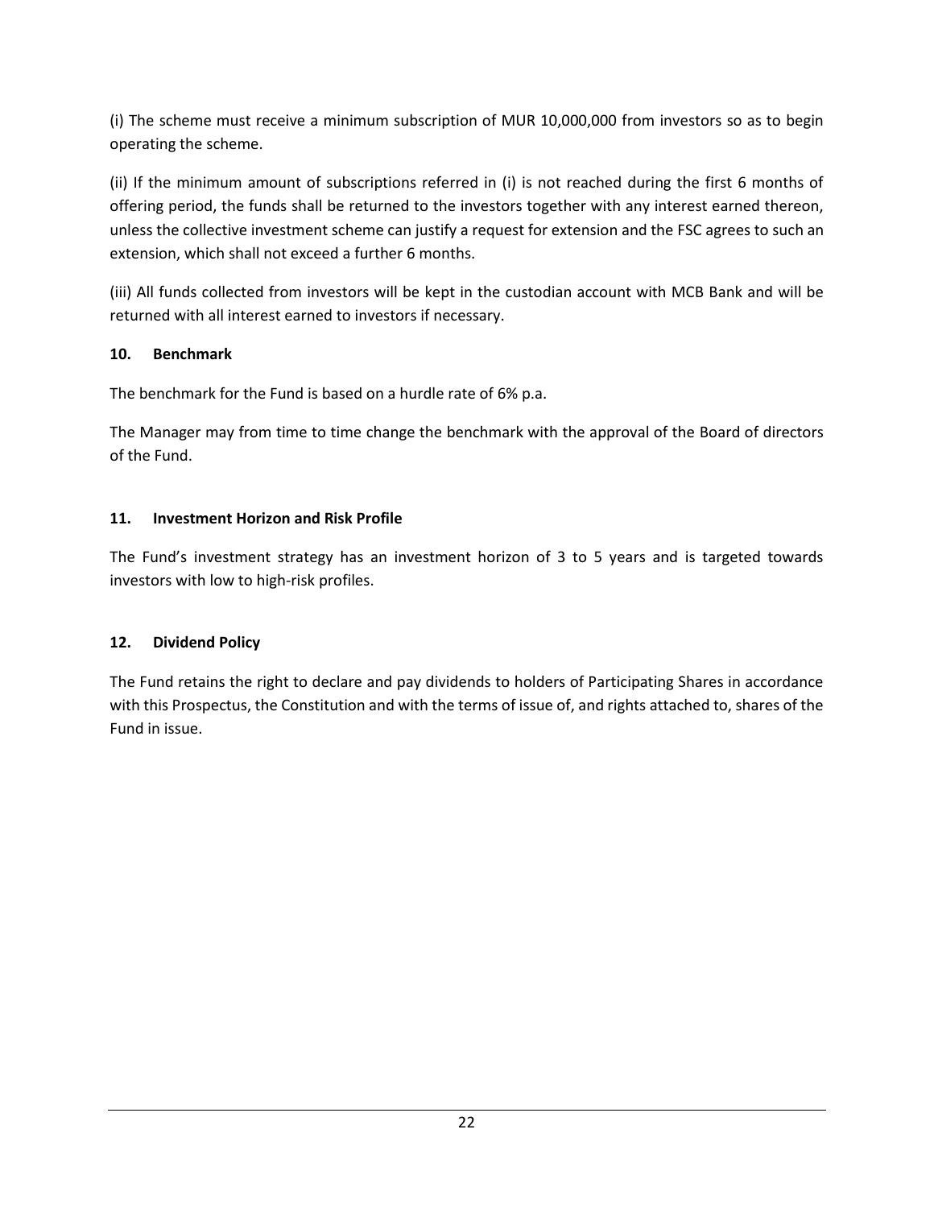(i) The scheme must receive a minimum subscription of MUR 10,000,000 from investors so as to begin operating the scheme.

(ii) If the minimum amount of subscriptions referred in (i) is not reached during the first 6 months of offering period, the funds shall be returned to the investors together with any interest earned thereon, unless the collective investment scheme can justify a request for extension and the FSC agrees to such an extension, which shall not exceed a further 6 months.

(iii) All funds collected from investors will be kept in the custodian account with MCB Bank and will be returned with all interest earned to investors if necessary.

## 10. Benchmark

The benchmark for the Fund is based on a hurdle rate of 6% p.a.

The Manager may from time to time change the benchmark with the approval of the Board of directors of the Fund.

## 11. Investment Horizon and Risk Profile

The Fund's investment strategy has an investment horizon of 3 to 5 years and is targeted towards investors with low to high-risk profiles.

## 12. Dividend Policy

The Fund retains the right to declare and pay dividends to holders of Participating Shares in accordance with this Prospectus, the Constitution and with the terms of issue of, and rights attached to, shares of the Fund in issue.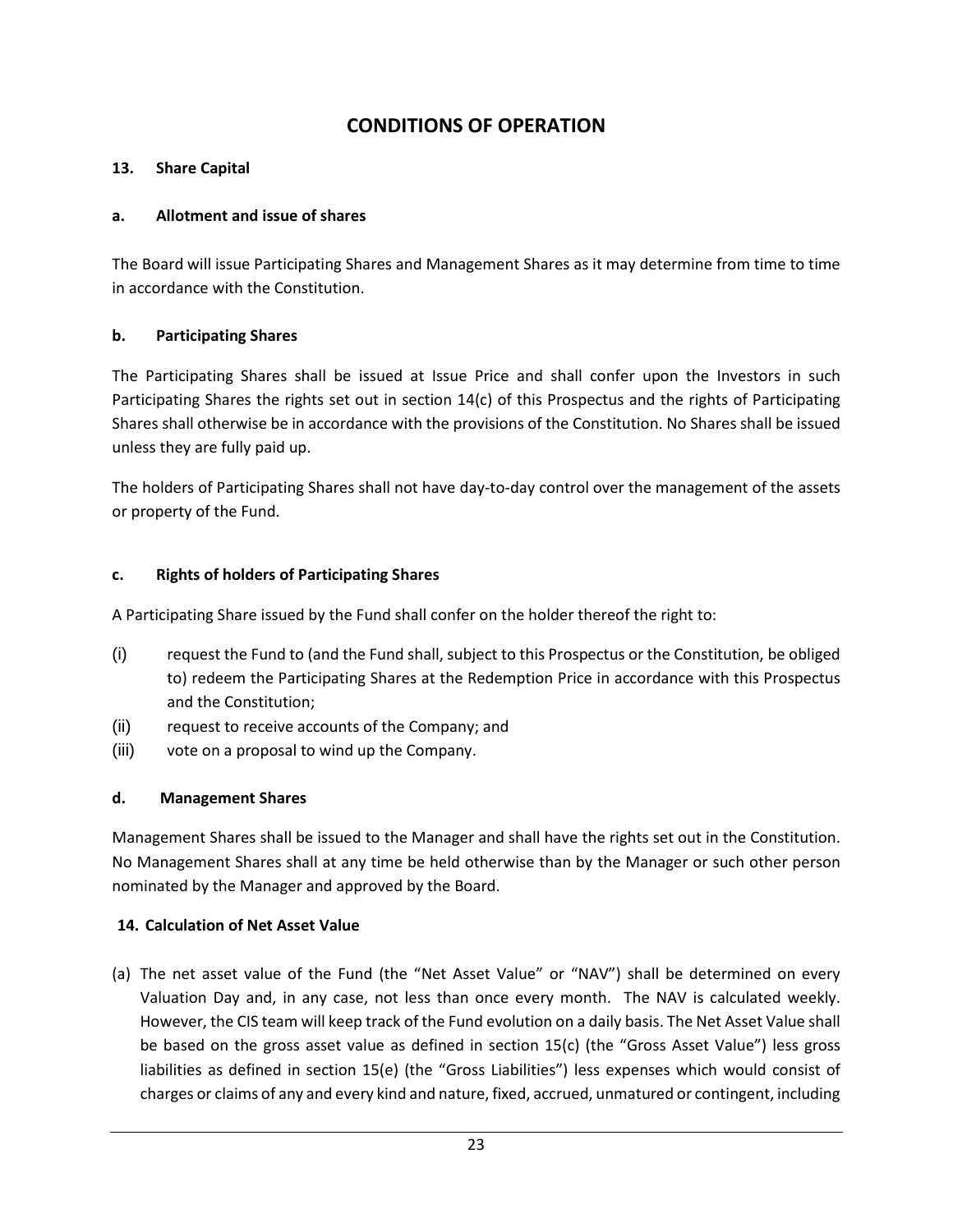# CONDITIONS OF OPERATION

## 13. Share Capital

### a. Allotment and issue of shares

The Board will issue Participating Shares and Management Shares as it may determine from time to time in accordance with the Constitution.

### b. Participating Shares

The Participating Shares shall be issued at Issue Price and shall confer upon the Investors in such Participating Shares the rights set out in section 14(c) of this Prospectus and the rights of Participating Shares shall otherwise be in accordance with the provisions of the Constitution. No Shares shall be issued unless they are fully paid up.

The holders of Participating Shares shall not have day-to-day control over the management of the assets or property of the Fund.

### c. Rights of holders of Participating Shares

A Participating Share issued by the Fund shall confer on the holder thereof the right to:

(i) request the Fund to (and the Fund shall, subject to this Prospectus or the Constitution, be obliged to) redeem the Participating Shares at the Redemption Price in accordance with this Prospectus and the Constitution;

(ii) request to receive accounts of the Company; and

(iii) vote on a proposal to wind up the Company.

### d. Management Shares

Management Shares shall be issued to the Manager and shall have the rights set out in the Constitution. No Management Shares shall at any time be held otherwise than by the Manager or such other person nominated by the Manager and approved by the Board.

## 14. Calculation of Net Asset Value

(a) The net asset value of the Fund (the "Net Asset Value" or "NAV") shall be determined on every Valuation Day and, in any case, not less than once every month. The NAV is calculated weekly. However, the CIS team will keep track of the Fund evolution on a daily basis. The Net Asset Value shall be based on the gross asset value as defined in section 15(c) (the "Gross Asset Value") less gross liabilities as defined in section 15(e) (the "Gross Liabilities") less expenses which would consist of charges or claims of any and every kind and nature, fixed, accrued, unmatured or contingent, including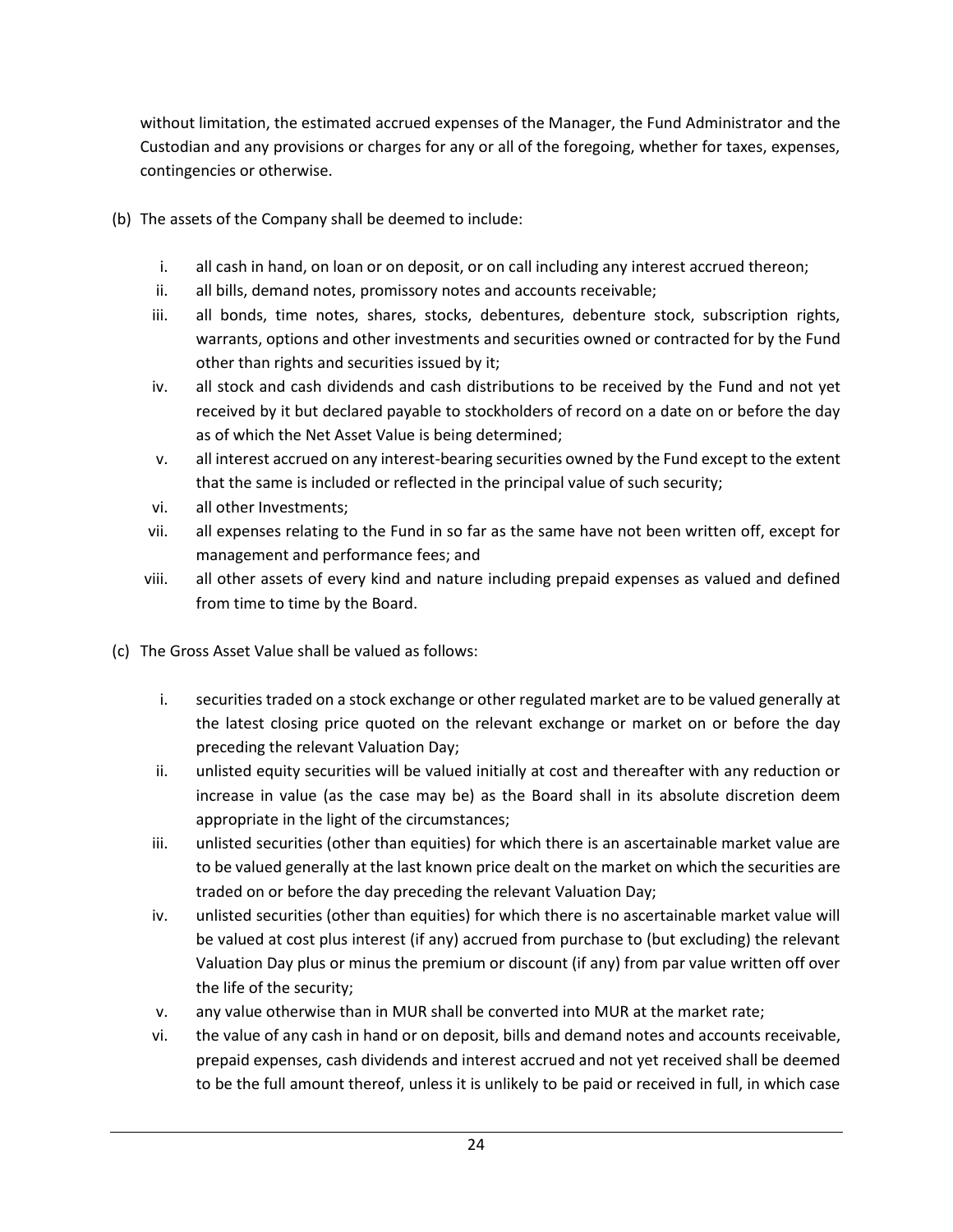without limitation, the estimated accrued expenses of the Manager, the Fund Administrator and the Custodian and any provisions or charges for any or all of the foregoing, whether for taxes, expenses, contingencies or otherwise.

(b) The assets of the Company shall be deemed to include:

i. all cash in hand, on loan or on deposit, or on call including any interest accrued thereon;

ii. all bills, demand notes, promissory notes and accounts receivable;

iii. all bonds, time notes, shares, stocks, debentures, debenture stock, subscription rights, warrants, options and other investments and securities owned or contracted for by the Fund other than rights and securities issued by it;

iv. all stock and cash dividends and cash distributions to be received by the Fund and not yet received by it but declared payable to stockholders of record on a date on or before the day as of which the Net Asset Value is being determined;

v. all interest accrued on any interest-bearing securities owned by the Fund except to the extent that the same is included or reflected in the principal value of such security;

vi. all other Investments;

vii. all expenses relating to the Fund in so far as the same have not been written off, except for management and performance fees; and

viii. all other assets of every kind and nature including prepaid expenses as valued and defined from time to time by the Board.

(c) The Gross Asset Value shall be valued as follows:

i. securities traded on a stock exchange or other regulated market are to be valued generally at the latest closing price quoted on the relevant exchange or market on or before the day preceding the relevant Valuation Day;

ii. unlisted equity securities will be valued initially at cost and thereafter with any reduction or increase in value (as the case may be) as the Board shall in its absolute discretion deem appropriate in the light of the circumstances;

iii. unlisted securities (other than equities) for which there is an ascertainable market value are to be valued generally at the last known price dealt on the market on which the securities are traded on or before the day preceding the relevant Valuation Day;

iv. unlisted securities (other than equities) for which there is no ascertainable market value will be valued at cost plus interest (if any) accrued from purchase to (but excluding) the relevant Valuation Day plus or minus the premium or discount (if any) from par value written off over the life of the security;

v. any value otherwise than in MUR shall be converted into MUR at the market rate;

vi. the value of any cash in hand or on deposit, bills and demand notes and accounts receivable, prepaid expenses, cash dividends and interest accrued and not yet received shall be deemed to be the full amount thereof, unless it is unlikely to be paid or received in full, in which case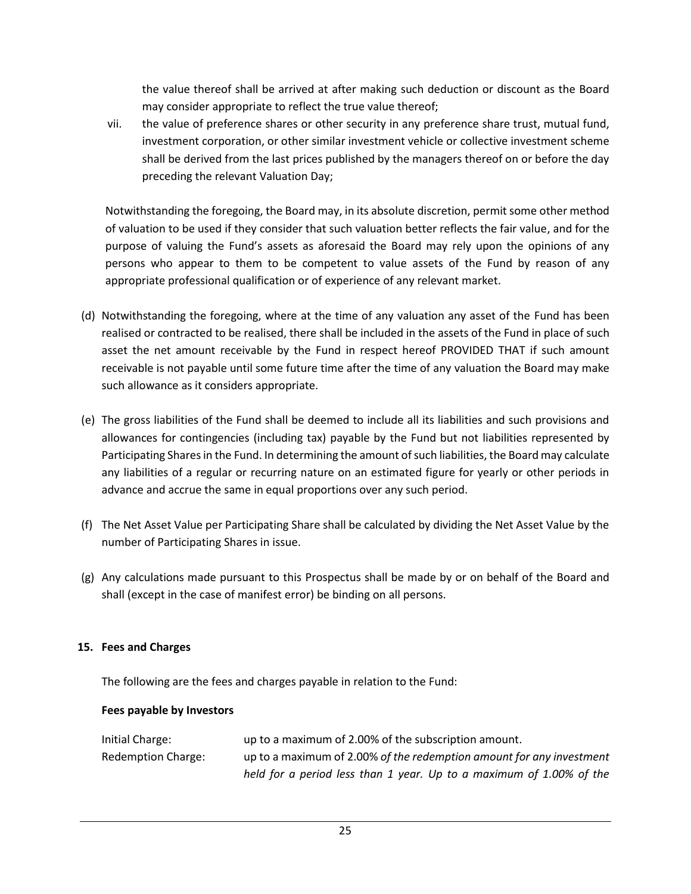the value thereof shall be arrived at after making such deduction or discount as the Board may consider appropriate to reflect the true value thereof;

vii. the value of preference shares or other security in any preference share trust, mutual fund, investment corporation, or other similar investment vehicle or collective investment scheme shall be derived from the last prices published by the managers thereof on or before the day preceding the relevant Valuation Day;

Notwithstanding the foregoing, the Board may, in its absolute discretion, permit some other method of valuation to be used if they consider that such valuation better reflects the fair value, and for the purpose of valuing the Fund's assets as aforesaid the Board may rely upon the opinions of any persons who appear to them to be competent to value assets of the Fund by reason of any appropriate professional qualification or of experience of any relevant market.

(d) Notwithstanding the foregoing, where at the time of any valuation any asset of the Fund has been realised or contracted to be realised, there shall be included in the assets of the Fund in place of such asset the net amount receivable by the Fund in respect hereof PROVIDED THAT if such amount receivable is not payable until some future time after the time of any valuation the Board may make such allowance as it considers appropriate.

(e) The gross liabilities of the Fund shall be deemed to include all its liabilities and such provisions and allowances for contingencies (including tax) payable by the Fund but not liabilities represented by Participating Shares in the Fund. In determining the amount of such liabilities, the Board may calculate any liabilities of a regular or recurring nature on an estimated figure for yearly or other periods in advance and accrue the same in equal proportions over any such period.

(f) The Net Asset Value per Participating Share shall be calculated by dividing the Net Asset Value by the number of Participating Shares in issue.

(g) Any calculations made pursuant to this Prospectus shall be made by or on behalf of the Board and shall (except in the case of manifest error) be binding on all persons.

## 15. Fees and Charges

The following are the fees and charges payable in relation to the Fund:

**Fees payable by Investors**

| | |
|---|---|
| Initial Charge: | up to a maximum of 2.00% of the subscription amount. |
| Redemption Charge: | up to a maximum of 2.00% *of the redemption amount for any investment held for a period less than 1 year. Up to a maximum of 1.00% of the* |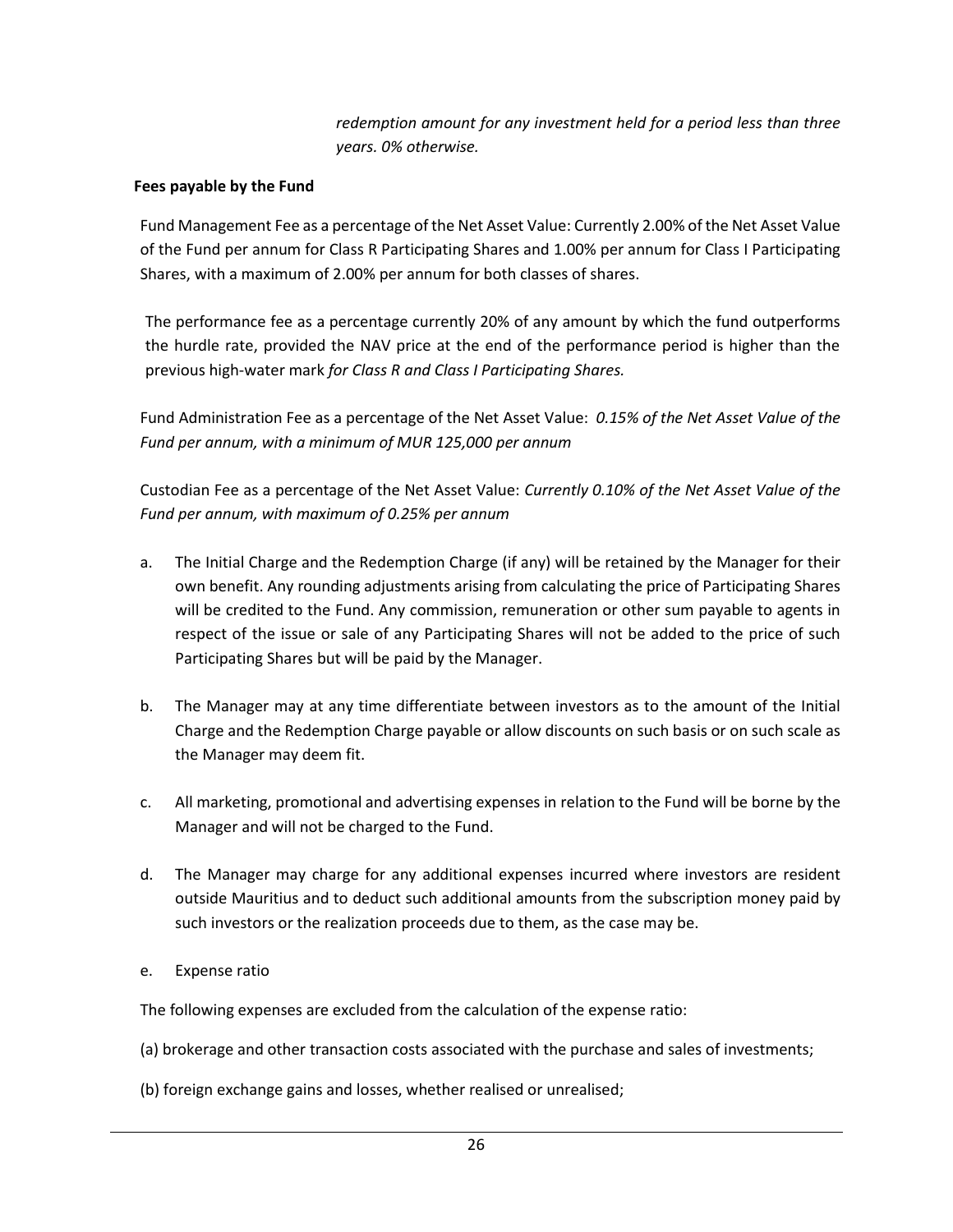*redemption amount for any investment held for a period less than three years. 0% otherwise.*

**Fees payable by the Fund**

Fund Management Fee as a percentage of the Net Asset Value: Currently 2.00% of the Net Asset Value of the Fund per annum for Class R Participating Shares and 1.00% per annum for Class I Participating Shares, with a maximum of 2.00% per annum for both classes of shares.

The performance fee as a percentage currently 20% of any amount by which the fund outperforms the hurdle rate, provided the NAV price at the end of the performance period is higher than the previous high-water mark *for Class R and Class I Participating Shares.*

Fund Administration Fee as a percentage of the Net Asset Value: *0.15% of the Net Asset Value of the Fund per annum, with a minimum of MUR 125,000 per annum*

Custodian Fee as a percentage of the Net Asset Value: *Currently 0.10% of the Net Asset Value of the Fund per annum, with maximum of 0.25% per annum*

a. The Initial Charge and the Redemption Charge (if any) will be retained by the Manager for their own benefit. Any rounding adjustments arising from calculating the price of Participating Shares will be credited to the Fund. Any commission, remuneration or other sum payable to agents in respect of the issue or sale of any Participating Shares will not be added to the price of such Participating Shares but will be paid by the Manager.

b. The Manager may at any time differentiate between investors as to the amount of the Initial Charge and the Redemption Charge payable or allow discounts on such basis or on such scale as the Manager may deem fit.

c. All marketing, promotional and advertising expenses in relation to the Fund will be borne by the Manager and will not be charged to the Fund.

d. The Manager may charge for any additional expenses incurred where investors are resident outside Mauritius and to deduct such additional amounts from the subscription money paid by such investors or the realization proceeds due to them, as the case may be.

e. Expense ratio

The following expenses are excluded from the calculation of the expense ratio:

(a) brokerage and other transaction costs associated with the purchase and sales of investments;

(b) foreign exchange gains and losses, whether realised or unrealised;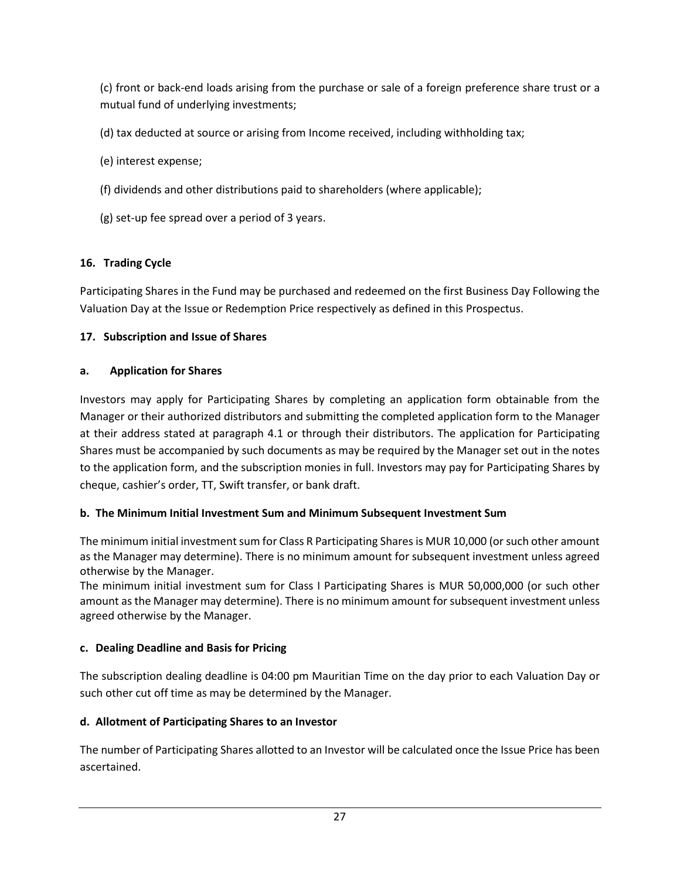(c) front or back-end loads arising from the purchase or sale of a foreign preference share trust or a mutual fund of underlying investments;

(d) tax deducted at source or arising from Income received, including withholding tax;

(e) interest expense;

(f) dividends and other distributions paid to shareholders (where applicable);

(g) set-up fee spread over a period of 3 years.

## 16. Trading Cycle

Participating Shares in the Fund may be purchased and redeemed on the first Business Day Following the Valuation Day at the Issue or Redemption Price respectively as defined in this Prospectus.

## 17. Subscription and Issue of Shares

### a. Application for Shares

Investors may apply for Participating Shares by completing an application form obtainable from the Manager or their authorized distributors and submitting the completed application form to the Manager at their address stated at paragraph 4.1 or through their distributors. The application for Participating Shares must be accompanied by such documents as may be required by the Manager set out in the notes to the application form, and the subscription monies in full. Investors may pay for Participating Shares by cheque, cashier's order, TT, Swift transfer, or bank draft.

### b. The Minimum Initial Investment Sum and Minimum Subsequent Investment Sum

The minimum initial investment sum for Class R Participating Shares is MUR 10,000 (or such other amount as the Manager may determine). There is no minimum amount for subsequent investment unless agreed otherwise by the Manager.

The minimum initial investment sum for Class I Participating Shares is MUR 50,000,000 (or such other amount as the Manager may determine). There is no minimum amount for subsequent investment unless agreed otherwise by the Manager.

### c. Dealing Deadline and Basis for Pricing

The subscription dealing deadline is 04:00 pm Mauritian Time on the day prior to each Valuation Day or such other cut off time as may be determined by the Manager.

### d. Allotment of Participating Shares to an Investor

The number of Participating Shares allotted to an Investor will be calculated once the Issue Price has been ascertained.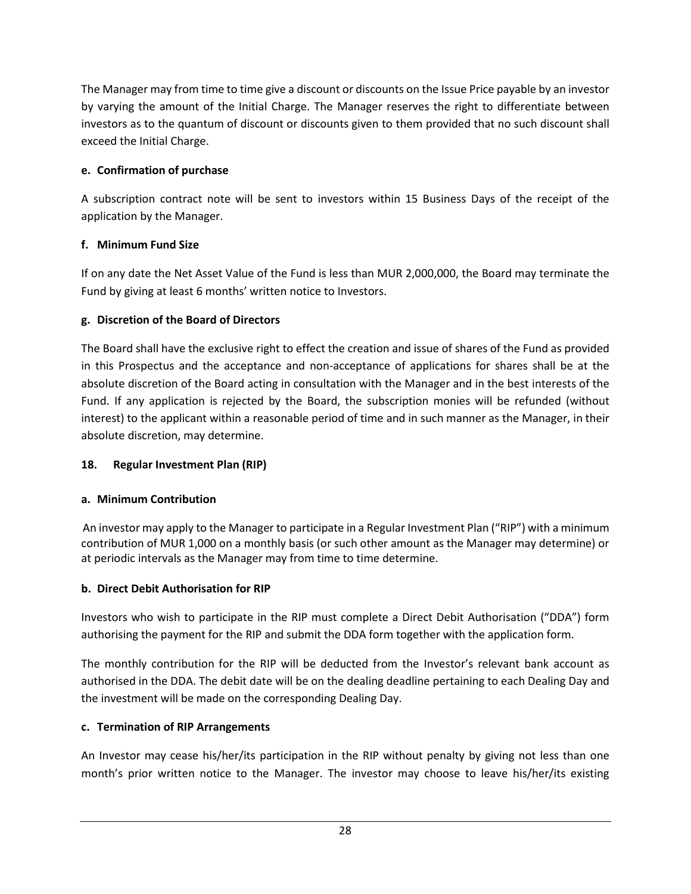The Manager may from time to time give a discount or discounts on the Issue Price payable by an investor by varying the amount of the Initial Charge. The Manager reserves the right to differentiate between investors as to the quantum of discount or discounts given to them provided that no such discount shall exceed the Initial Charge.

**e. Confirmation of purchase**

A subscription contract note will be sent to investors within 15 Business Days of the receipt of the application by the Manager.

**f. Minimum Fund Size**

If on any date the Net Asset Value of the Fund is less than MUR 2,000,000, the Board may terminate the Fund by giving at least 6 months' written notice to Investors.

**g. Discretion of the Board of Directors**

The Board shall have the exclusive right to effect the creation and issue of shares of the Fund as provided in this Prospectus and the acceptance and non-acceptance of applications for shares shall be at the absolute discretion of the Board acting in consultation with the Manager and in the best interests of the Fund. If any application is rejected by the Board, the subscription monies will be refunded (without interest) to the applicant within a reasonable period of time and in such manner as the Manager, in their absolute discretion, may determine.

## 18. Regular Investment Plan (RIP)

**a. Minimum Contribution**

An investor may apply to the Manager to participate in a Regular Investment Plan ("RIP") with a minimum contribution of MUR 1,000 on a monthly basis (or such other amount as the Manager may determine) or at periodic intervals as the Manager may from time to time determine.

**b. Direct Debit Authorisation for RIP**

Investors who wish to participate in the RIP must complete a Direct Debit Authorisation ("DDA") form authorising the payment for the RIP and submit the DDA form together with the application form.

The monthly contribution for the RIP will be deducted from the Investor's relevant bank account as authorised in the DDA. The debit date will be on the dealing deadline pertaining to each Dealing Day and the investment will be made on the corresponding Dealing Day.

**c. Termination of RIP Arrangements**

An Investor may cease his/her/its participation in the RIP without penalty by giving not less than one month's prior written notice to the Manager. The investor may choose to leave his/her/its existing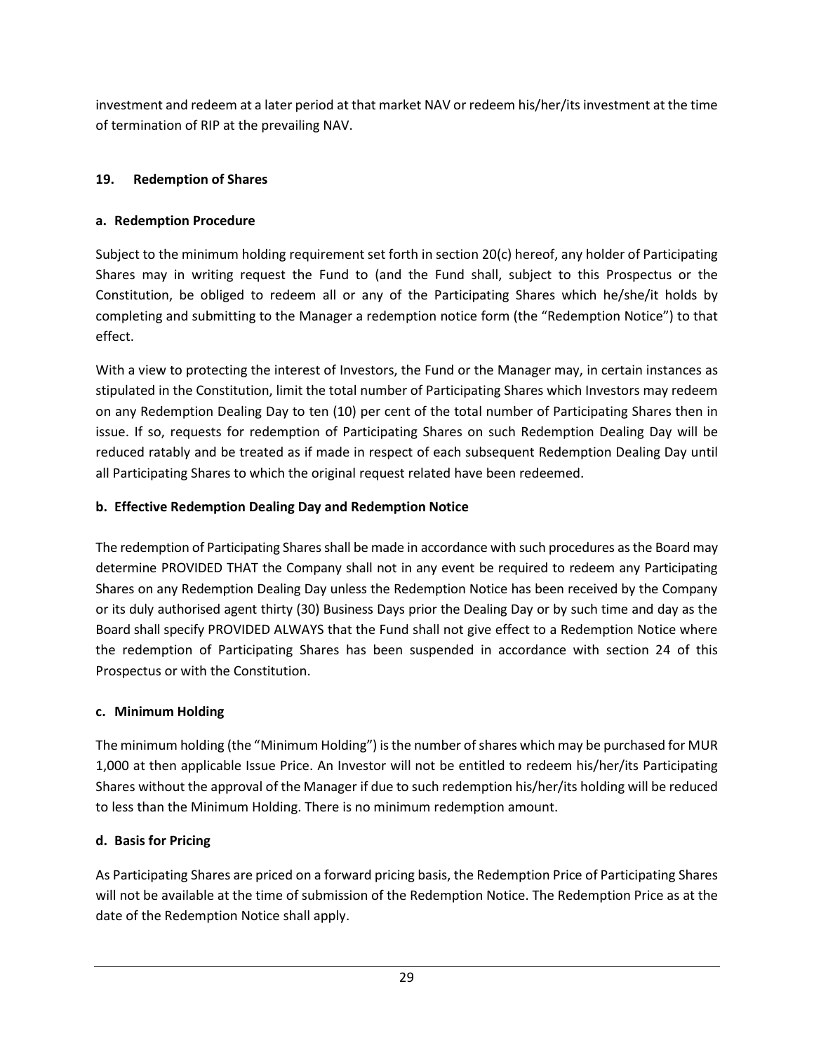investment and redeem at a later period at that market NAV or redeem his/her/its investment at the time of termination of RIP at the prevailing NAV.

## 19. Redemption of Shares

### a. Redemption Procedure

Subject to the minimum holding requirement set forth in section 20(c) hereof, any holder of Participating Shares may in writing request the Fund to (and the Fund shall, subject to this Prospectus or the Constitution, be obliged to redeem all or any of the Participating Shares which he/she/it holds by completing and submitting to the Manager a redemption notice form (the "Redemption Notice") to that effect.

With a view to protecting the interest of Investors, the Fund or the Manager may, in certain instances as stipulated in the Constitution, limit the total number of Participating Shares which Investors may redeem on any Redemption Dealing Day to ten (10) per cent of the total number of Participating Shares then in issue. If so, requests for redemption of Participating Shares on such Redemption Dealing Day will be reduced ratably and be treated as if made in respect of each subsequent Redemption Dealing Day until all Participating Shares to which the original request related have been redeemed.

### b. Effective Redemption Dealing Day and Redemption Notice

The redemption of Participating Shares shall be made in accordance with such procedures as the Board may determine PROVIDED THAT the Company shall not in any event be required to redeem any Participating Shares on any Redemption Dealing Day unless the Redemption Notice has been received by the Company or its duly authorised agent thirty (30) Business Days prior the Dealing Day or by such time and day as the Board shall specify PROVIDED ALWAYS that the Fund shall not give effect to a Redemption Notice where the redemption of Participating Shares has been suspended in accordance with section 24 of this Prospectus or with the Constitution.

### c. Minimum Holding

The minimum holding (the "Minimum Holding") is the number of shares which may be purchased for MUR 1,000 at then applicable Issue Price. An Investor will not be entitled to redeem his/her/its Participating Shares without the approval of the Manager if due to such redemption his/her/its holding will be reduced to less than the Minimum Holding. There is no minimum redemption amount.

### d. Basis for Pricing

As Participating Shares are priced on a forward pricing basis, the Redemption Price of Participating Shares will not be available at the time of submission of the Redemption Notice. The Redemption Price as at the date of the Redemption Notice shall apply.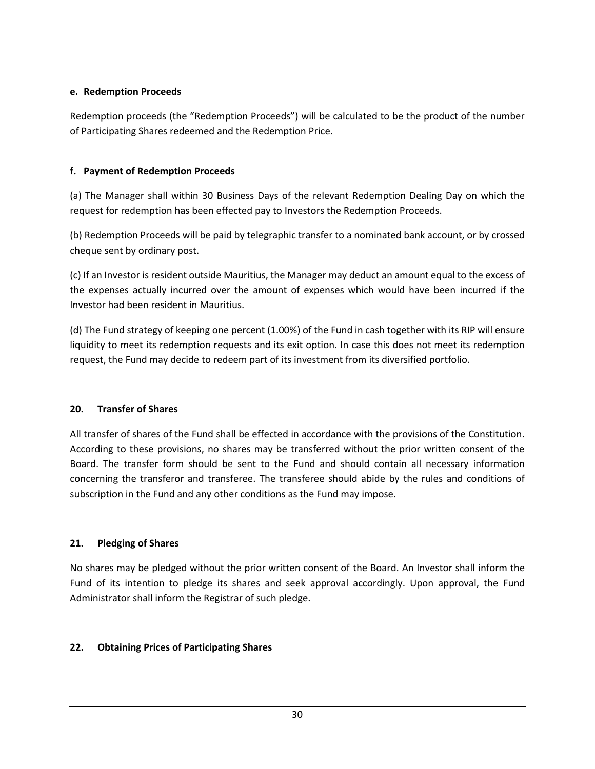#### e. Redemption Proceeds

Redemption proceeds (the “Redemption Proceeds”) will be calculated to be the product of the number of Participating Shares redeemed and the Redemption Price.

#### f. Payment of Redemption Proceeds

(a) The Manager shall within 30 Business Days of the relevant Redemption Dealing Day on which the request for redemption has been effected pay to Investors the Redemption Proceeds.

(b) Redemption Proceeds will be paid by telegraphic transfer to a nominated bank account, or by crossed cheque sent by ordinary post.

(c) If an Investor is resident outside Mauritius, the Manager may deduct an amount equal to the excess of the expenses actually incurred over the amount of expenses which would have been incurred if the Investor had been resident in Mauritius.

(d) The Fund strategy of keeping one percent (1.00%) of the Fund in cash together with its RIP will ensure liquidity to meet its redemption requests and its exit option. In case this does not meet its redemption request, the Fund may decide to redeem part of its investment from its diversified portfolio.

## 20. Transfer of Shares

All transfer of shares of the Fund shall be effected in accordance with the provisions of the Constitution. According to these provisions, no shares may be transferred without the prior written consent of the Board. The transfer form should be sent to the Fund and should contain all necessary information concerning the transferor and transferee. The transferee should abide by the rules and conditions of subscription in the Fund and any other conditions as the Fund may impose.

## 21. Pledging of Shares

No shares may be pledged without the prior written consent of the Board. An Investor shall inform the Fund of its intention to pledge its shares and seek approval accordingly. Upon approval, the Fund Administrator shall inform the Registrar of such pledge.

## 22. Obtaining Prices of Participating Shares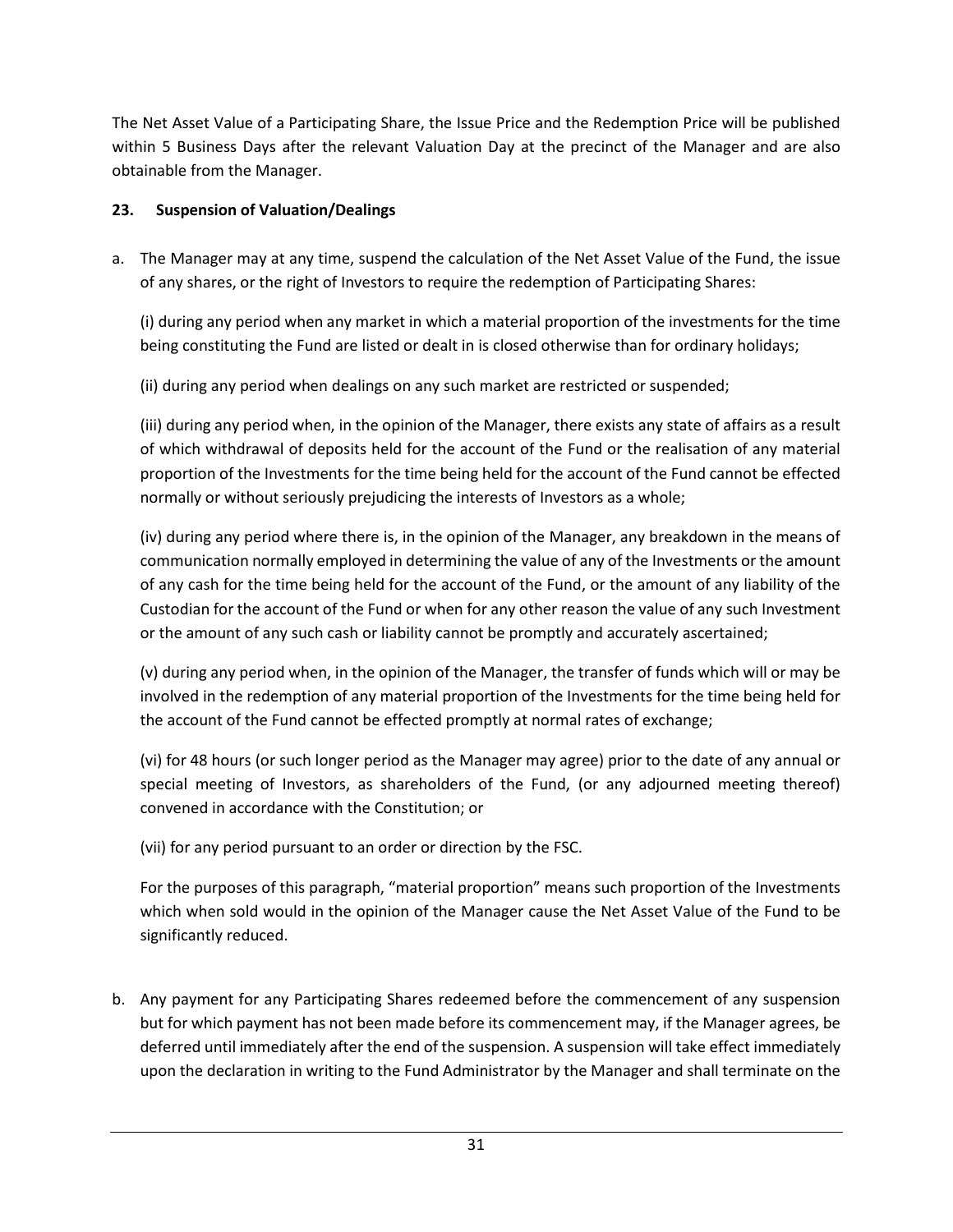The Net Asset Value of a Participating Share, the Issue Price and the Redemption Price will be published within 5 Business Days after the relevant Valuation Day at the precinct of the Manager and are also obtainable from the Manager.

## 23. Suspension of Valuation/Dealings

a. The Manager may at any time, suspend the calculation of the Net Asset Value of the Fund, the issue of any shares, or the right of Investors to require the redemption of Participating Shares:

   (i) during any period when any market in which a material proportion of the investments for the time being constituting the Fund are listed or dealt in is closed otherwise than for ordinary holidays;

   (ii) during any period when dealings on any such market are restricted or suspended;

   (iii) during any period when, in the opinion of the Manager, there exists any state of affairs as a result of which withdrawal of deposits held for the account of the Fund or the realisation of any material proportion of the Investments for the time being held for the account of the Fund cannot be effected normally or without seriously prejudicing the interests of Investors as a whole;

   (iv) during any period where there is, in the opinion of the Manager, any breakdown in the means of communication normally employed in determining the value of any of the Investments or the amount of any cash for the time being held for the account of the Fund, or the amount of any liability of the Custodian for the account of the Fund or when for any other reason the value of any such Investment or the amount of any such cash or liability cannot be promptly and accurately ascertained;

   (v) during any period when, in the opinion of the Manager, the transfer of funds which will or may be involved in the redemption of any material proportion of the Investments for the time being held for the account of the Fund cannot be effected promptly at normal rates of exchange;

   (vi) for 48 hours (or such longer period as the Manager may agree) prior to the date of any annual or special meeting of Investors, as shareholders of the Fund, (or any adjourned meeting thereof) convened in accordance with the Constitution; or

   (vii) for any period pursuant to an order or direction by the FSC.

   For the purposes of this paragraph, "material proportion" means such proportion of the Investments which when sold would in the opinion of the Manager cause the Net Asset Value of the Fund to be significantly reduced.

b. Any payment for any Participating Shares redeemed before the commencement of any suspension but for which payment has not been made before its commencement may, if the Manager agrees, be deferred until immediately after the end of the suspension. A suspension will take effect immediately upon the declaration in writing to the Fund Administrator by the Manager and shall terminate on the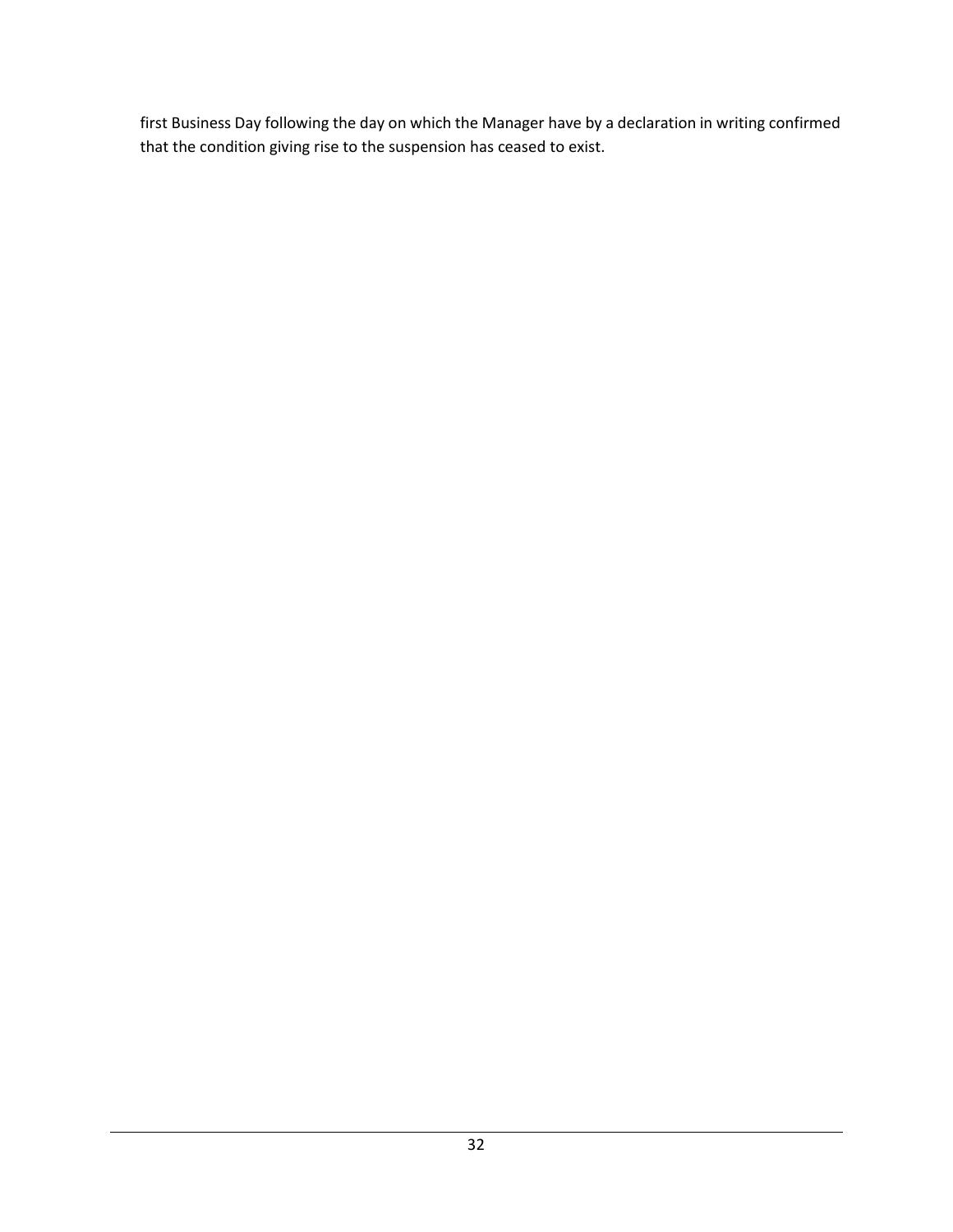first Business Day following the day on which the Manager have by a declaration in writing confirmed that the condition giving rise to the suspension has ceased to exist.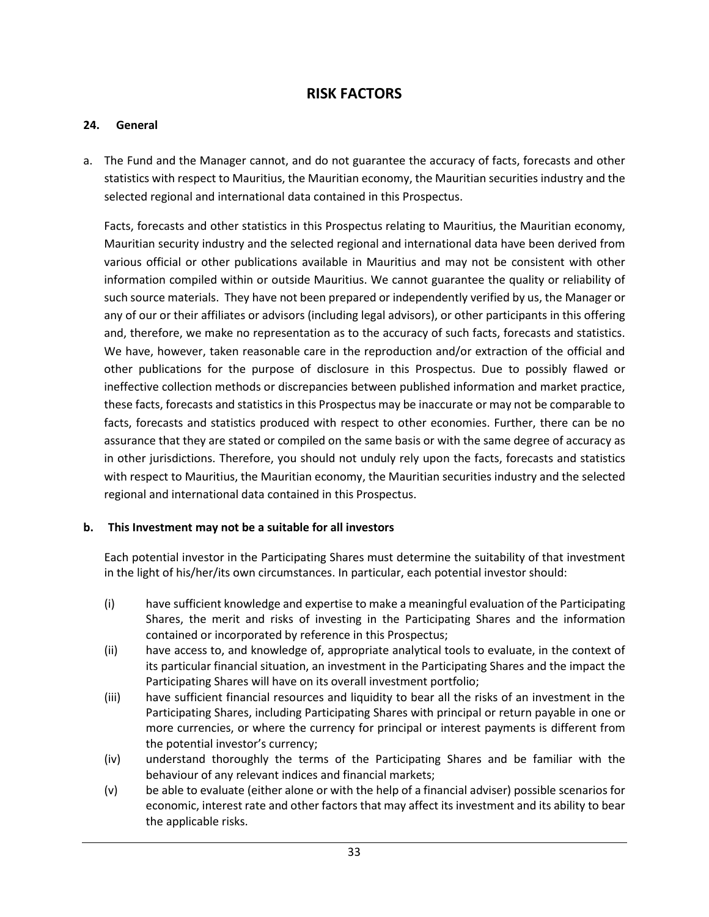# RISK FACTORS

## 24. General

a. The Fund and the Manager cannot, and do not guarantee the accuracy of facts, forecasts and other statistics with respect to Mauritius, the Mauritian economy, the Mauritian securities industry and the selected regional and international data contained in this Prospectus.

Facts, forecasts and other statistics in this Prospectus relating to Mauritius, the Mauritian economy, Mauritian security industry and the selected regional and international data have been derived from various official or other publications available in Mauritius and may not be consistent with other information compiled within or outside Mauritius. We cannot guarantee the quality or reliability of such source materials. They have not been prepared or independently verified by us, the Manager or any of our or their affiliates or advisors (including legal advisors), or other participants in this offering and, therefore, we make no representation as to the accuracy of such facts, forecasts and statistics. We have, however, taken reasonable care in the reproduction and/or extraction of the official and other publications for the purpose of disclosure in this Prospectus. Due to possibly flawed or ineffective collection methods or discrepancies between published information and market practice, these facts, forecasts and statistics in this Prospectus may be inaccurate or may not be comparable to facts, forecasts and statistics produced with respect to other economies. Further, there can be no assurance that they are stated or compiled on the same basis or with the same degree of accuracy as in other jurisdictions. Therefore, you should not unduly rely upon the facts, forecasts and statistics with respect to Mauritius, the Mauritian economy, the Mauritian securities industry and the selected regional and international data contained in this Prospectus.

**b. This Investment may not be a suitable for all investors**

Each potential investor in the Participating Shares must determine the suitability of that investment in the light of his/her/its own circumstances. In particular, each potential investor should:

(i) have sufficient knowledge and expertise to make a meaningful evaluation of the Participating Shares, the merit and risks of investing in the Participating Shares and the information contained or incorporated by reference in this Prospectus;

(ii) have access to, and knowledge of, appropriate analytical tools to evaluate, in the context of its particular financial situation, an investment in the Participating Shares and the impact the Participating Shares will have on its overall investment portfolio;

(iii) have sufficient financial resources and liquidity to bear all the risks of an investment in the Participating Shares, including Participating Shares with principal or return payable in one or more currencies, or where the currency for principal or interest payments is different from the potential investor's currency;

(iv) understand thoroughly the terms of the Participating Shares and be familiar with the behaviour of any relevant indices and financial markets;

(v) be able to evaluate (either alone or with the help of a financial adviser) possible scenarios for economic, interest rate and other factors that may affect its investment and its ability to bear the applicable risks.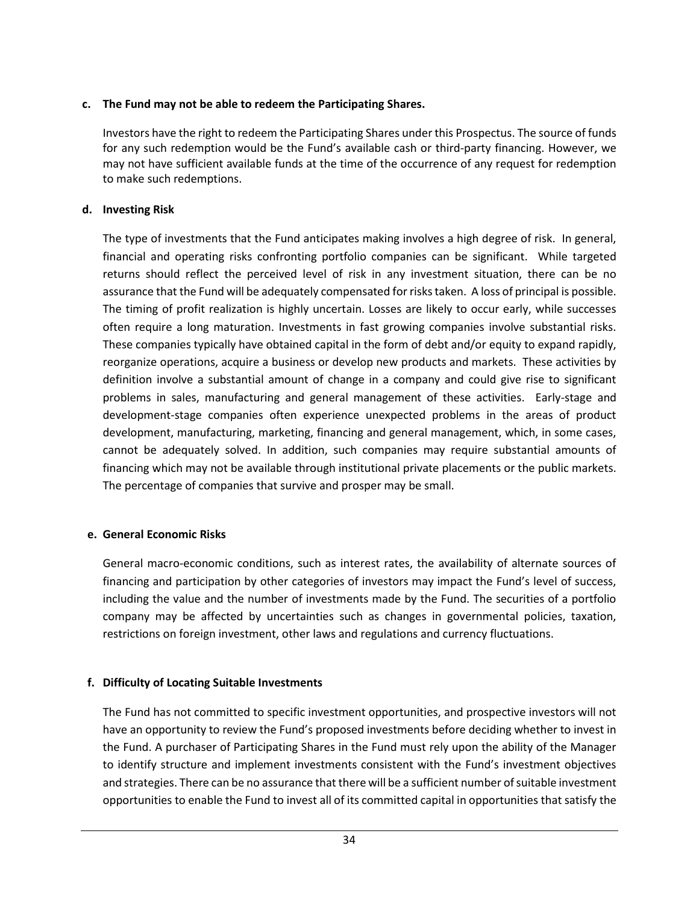**c. The Fund may not be able to redeem the Participating Shares.**

Investors have the right to redeem the Participating Shares under this Prospectus. The source of funds for any such redemption would be the Fund's available cash or third-party financing. However, we may not have sufficient available funds at the time of the occurrence of any request for redemption to make such redemptions.

**d. Investing Risk**

The type of investments that the Fund anticipates making involves a high degree of risk. In general, financial and operating risks confronting portfolio companies can be significant. While targeted returns should reflect the perceived level of risk in any investment situation, there can be no assurance that the Fund will be adequately compensated for risks taken. A loss of principal is possible. The timing of profit realization is highly uncertain. Losses are likely to occur early, while successes often require a long maturation. Investments in fast growing companies involve substantial risks. These companies typically have obtained capital in the form of debt and/or equity to expand rapidly, reorganize operations, acquire a business or develop new products and markets. These activities by definition involve a substantial amount of change in a company and could give rise to significant problems in sales, manufacturing and general management of these activities. Early-stage and development-stage companies often experience unexpected problems in the areas of product development, manufacturing, marketing, financing and general management, which, in some cases, cannot be adequately solved. In addition, such companies may require substantial amounts of financing which may not be available through institutional private placements or the public markets. The percentage of companies that survive and prosper may be small.

**e. General Economic Risks**

General macro-economic conditions, such as interest rates, the availability of alternate sources of financing and participation by other categories of investors may impact the Fund's level of success, including the value and the number of investments made by the Fund. The securities of a portfolio company may be affected by uncertainties such as changes in governmental policies, taxation, restrictions on foreign investment, other laws and regulations and currency fluctuations.

**f. Difficulty of Locating Suitable Investments**

The Fund has not committed to specific investment opportunities, and prospective investors will not have an opportunity to review the Fund's proposed investments before deciding whether to invest in the Fund. A purchaser of Participating Shares in the Fund must rely upon the ability of the Manager to identify structure and implement investments consistent with the Fund's investment objectives and strategies. There can be no assurance that there will be a sufficient number of suitable investment opportunities to enable the Fund to invest all of its committed capital in opportunities that satisfy the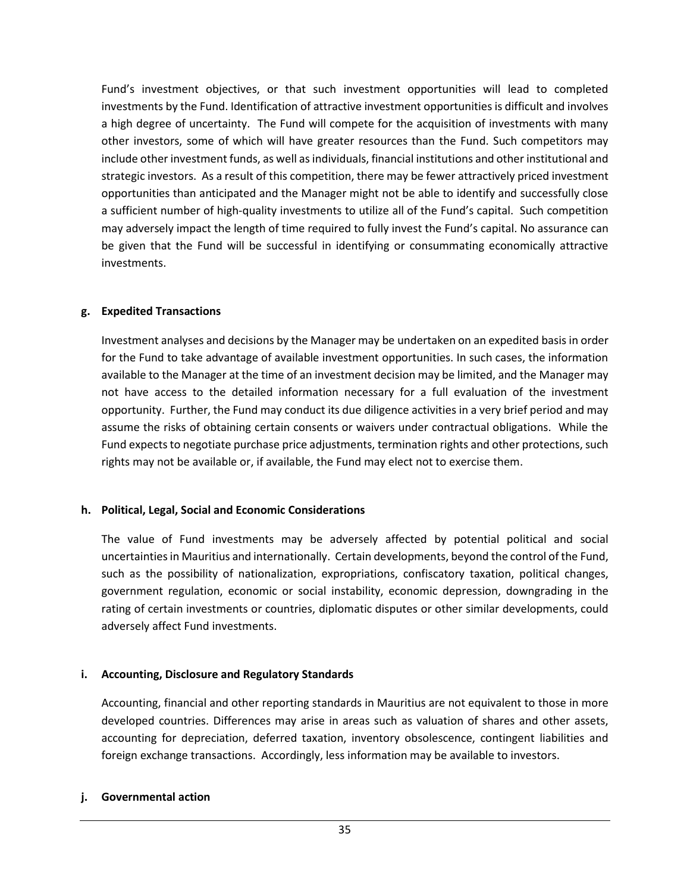Fund's investment objectives, or that such investment opportunities will lead to completed investments by the Fund. Identification of attractive investment opportunities is difficult and involves a high degree of uncertainty. The Fund will compete for the acquisition of investments with many other investors, some of which will have greater resources than the Fund. Such competitors may include other investment funds, as well as individuals, financial institutions and other institutional and strategic investors. As a result of this competition, there may be fewer attractively priced investment opportunities than anticipated and the Manager might not be able to identify and successfully close a sufficient number of high-quality investments to utilize all of the Fund's capital. Such competition may adversely impact the length of time required to fully invest the Fund's capital. No assurance can be given that the Fund will be successful in identifying or consummating economically attractive investments.

**g. Expedited Transactions**

Investment analyses and decisions by the Manager may be undertaken on an expedited basis in order for the Fund to take advantage of available investment opportunities. In such cases, the information available to the Manager at the time of an investment decision may be limited, and the Manager may not have access to the detailed information necessary for a full evaluation of the investment opportunity. Further, the Fund may conduct its due diligence activities in a very brief period and may assume the risks of obtaining certain consents or waivers under contractual obligations. While the Fund expects to negotiate purchase price adjustments, termination rights and other protections, such rights may not be available or, if available, the Fund may elect not to exercise them.

**h. Political, Legal, Social and Economic Considerations**

The value of Fund investments may be adversely affected by potential political and social uncertainties in Mauritius and internationally. Certain developments, beyond the control of the Fund, such as the possibility of nationalization, expropriations, confiscatory taxation, political changes, government regulation, economic or social instability, economic depression, downgrading in the rating of certain investments or countries, diplomatic disputes or other similar developments, could adversely affect Fund investments.

**i. Accounting, Disclosure and Regulatory Standards**

Accounting, financial and other reporting standards in Mauritius are not equivalent to those in more developed countries. Differences may arise in areas such as valuation of shares and other assets, accounting for depreciation, deferred taxation, inventory obsolescence, contingent liabilities and foreign exchange transactions. Accordingly, less information may be available to investors.

**j. Governmental action**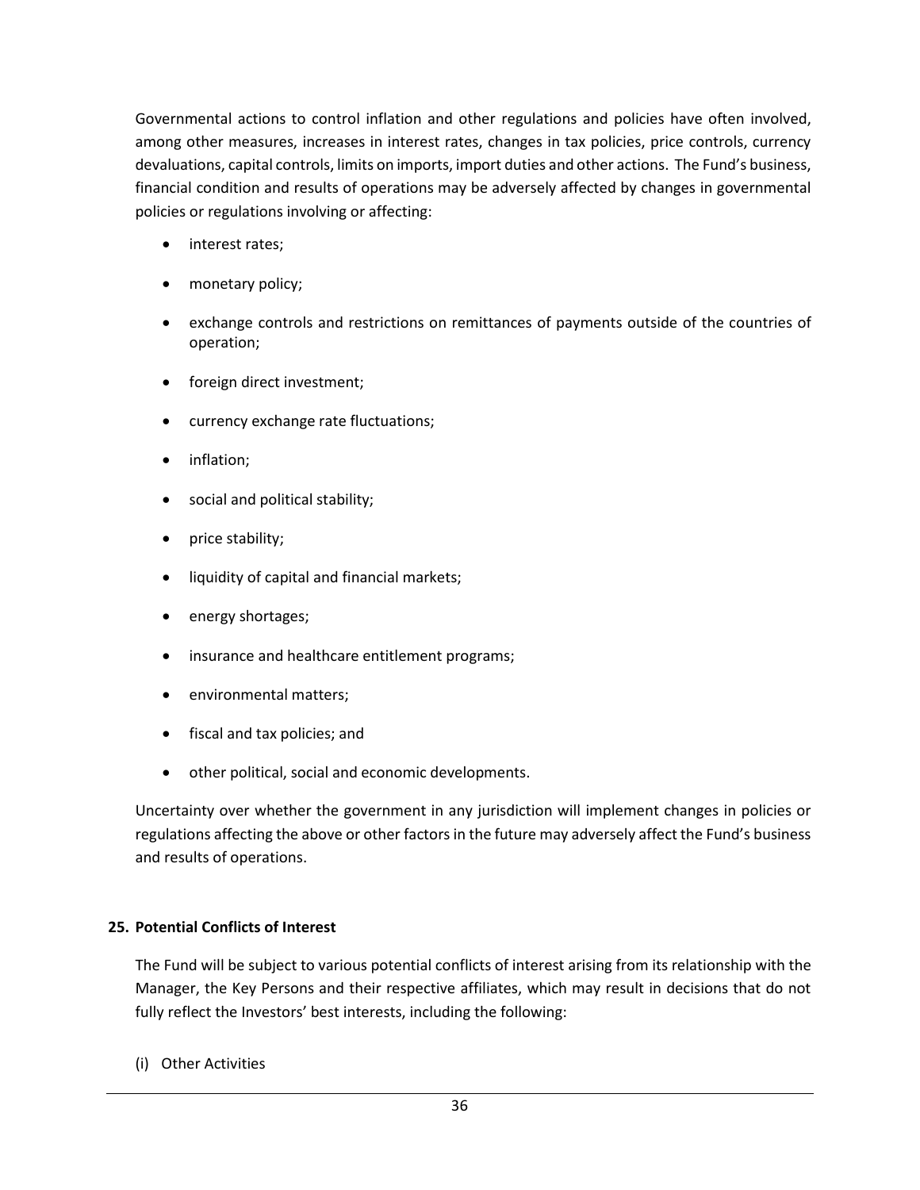Governmental actions to control inflation and other regulations and policies have often involved, among other measures, increases in interest rates, changes in tax policies, price controls, currency devaluations, capital controls, limits on imports, import duties and other actions. The Fund's business, financial condition and results of operations may be adversely affected by changes in governmental policies or regulations involving or affecting:

- interest rates;
- monetary policy;
- exchange controls and restrictions on remittances of payments outside of the countries of operation;
- foreign direct investment;
- currency exchange rate fluctuations;
- inflation;
- social and political stability;
- price stability;
- liquidity of capital and financial markets;
- energy shortages;
- insurance and healthcare entitlement programs;
- environmental matters;
- fiscal and tax policies; and
- other political, social and economic developments.

Uncertainty over whether the government in any jurisdiction will implement changes in policies or regulations affecting the above or other factors in the future may adversely affect the Fund's business and results of operations.

**25. Potential Conflicts of Interest**

The Fund will be subject to various potential conflicts of interest arising from its relationship with the Manager, the Key Persons and their respective affiliates, which may result in decisions that do not fully reflect the Investors' best interests, including the following:

(i) Other Activities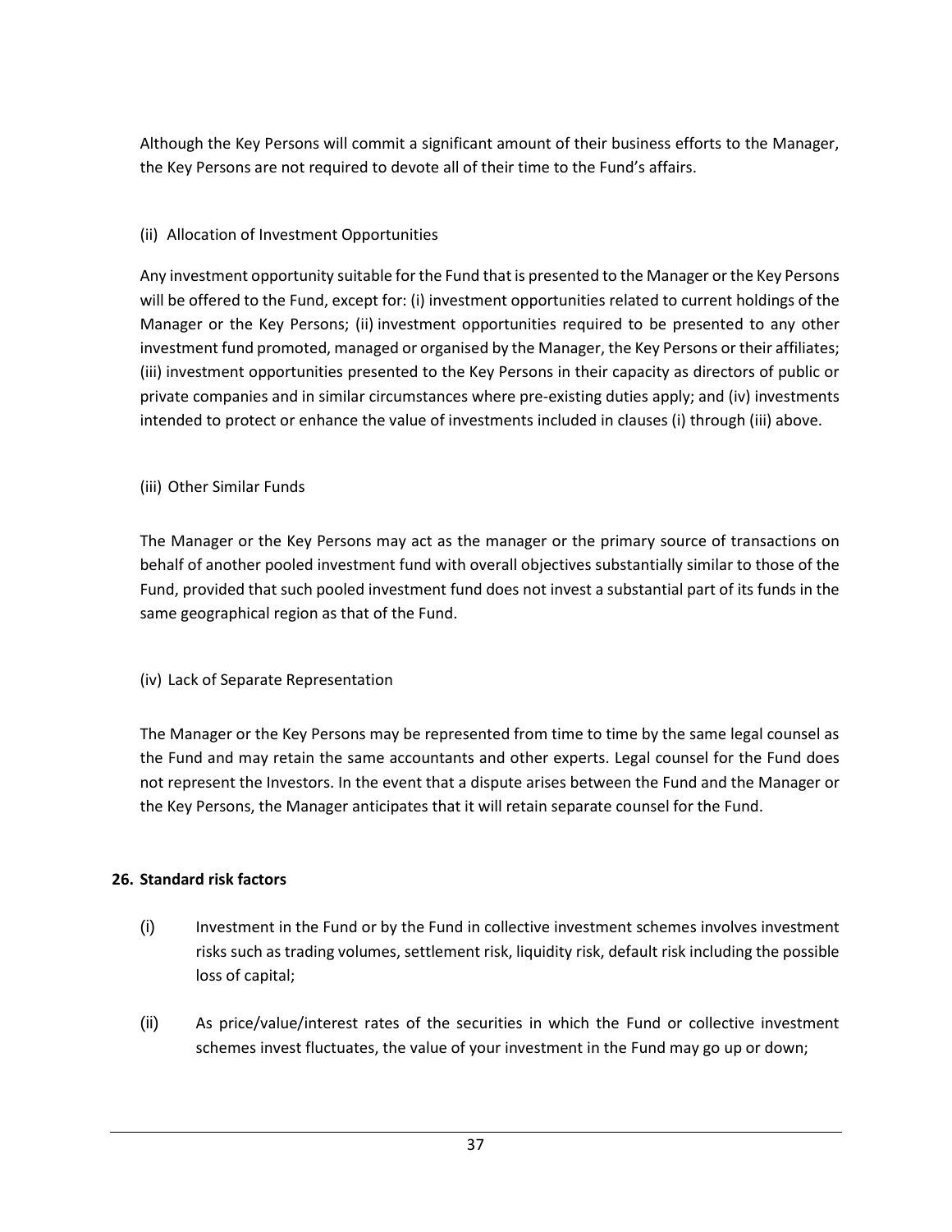Although the Key Persons will commit a significant amount of their business efforts to the Manager, the Key Persons are not required to devote all of their time to the Fund's affairs.

(ii) Allocation of Investment Opportunities

Any investment opportunity suitable for the Fund that is presented to the Manager or the Key Persons will be offered to the Fund, except for: (i) investment opportunities related to current holdings of the Manager or the Key Persons; (ii) investment opportunities required to be presented to any other investment fund promoted, managed or organised by the Manager, the Key Persons or their affiliates; (iii) investment opportunities presented to the Key Persons in their capacity as directors of public or private companies and in similar circumstances where pre-existing duties apply; and (iv) investments intended to protect or enhance the value of investments included in clauses (i) through (iii) above.

(iii) Other Similar Funds

The Manager or the Key Persons may act as the manager or the primary source of transactions on behalf of another pooled investment fund with overall objectives substantially similar to those of the Fund, provided that such pooled investment fund does not invest a substantial part of its funds in the same geographical region as that of the Fund.

(iv) Lack of Separate Representation

The Manager or the Key Persons may be represented from time to time by the same legal counsel as the Fund and may retain the same accountants and other experts. Legal counsel for the Fund does not represent the Investors. In the event that a dispute arises between the Fund and the Manager or the Key Persons, the Manager anticipates that it will retain separate counsel for the Fund.

**26. Standard risk factors**

(i) Investment in the Fund or by the Fund in collective investment schemes involves investment risks such as trading volumes, settlement risk, liquidity risk, default risk including the possible loss of capital;

(ii) As price/value/interest rates of the securities in which the Fund or collective investment schemes invest fluctuates, the value of your investment in the Fund may go up or down;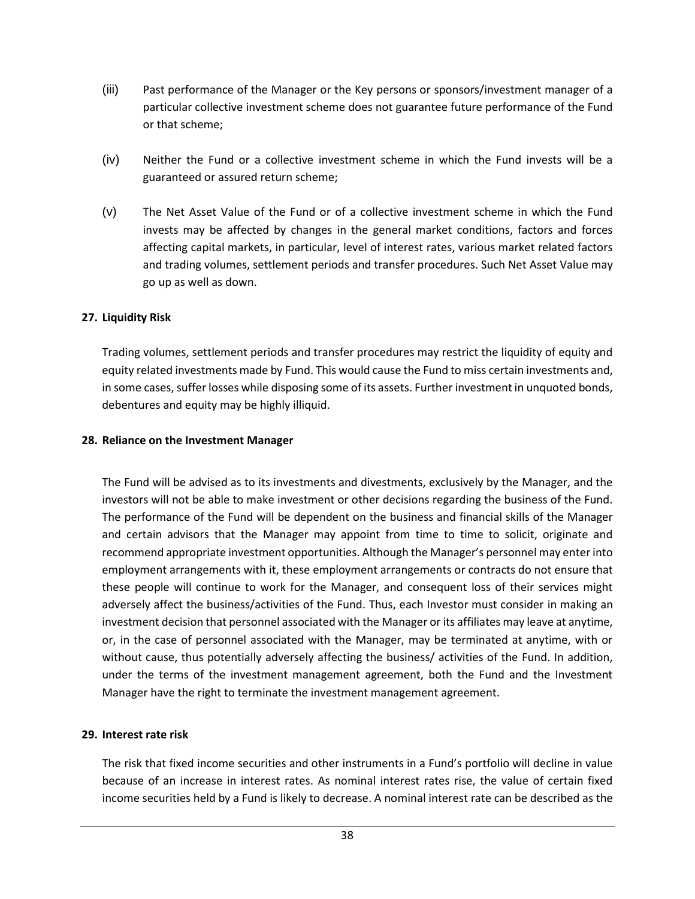(iii) Past performance of the Manager or the Key persons or sponsors/investment manager of a particular collective investment scheme does not guarantee future performance of the Fund or that scheme;

(iv) Neither the Fund or a collective investment scheme in which the Fund invests will be a guaranteed or assured return scheme;

(v) The Net Asset Value of the Fund or of a collective investment scheme in which the Fund invests may be affected by changes in the general market conditions, factors and forces affecting capital markets, in particular, level of interest rates, various market related factors and trading volumes, settlement periods and transfer procedures. Such Net Asset Value may go up as well as down.

**27. Liquidity Risk**

Trading volumes, settlement periods and transfer procedures may restrict the liquidity of equity and equity related investments made by Fund. This would cause the Fund to miss certain investments and, in some cases, suffer losses while disposing some of its assets. Further investment in unquoted bonds, debentures and equity may be highly illiquid.

**28. Reliance on the Investment Manager**

The Fund will be advised as to its investments and divestments, exclusively by the Manager, and the investors will not be able to make investment or other decisions regarding the business of the Fund. The performance of the Fund will be dependent on the business and financial skills of the Manager and certain advisors that the Manager may appoint from time to time to solicit, originate and recommend appropriate investment opportunities. Although the Manager's personnel may enter into employment arrangements with it, these employment arrangements or contracts do not ensure that these people will continue to work for the Manager, and consequent loss of their services might adversely affect the business/activities of the Fund. Thus, each Investor must consider in making an investment decision that personnel associated with the Manager or its affiliates may leave at anytime, or, in the case of personnel associated with the Manager, may be terminated at anytime, with or without cause, thus potentially adversely affecting the business/ activities of the Fund. In addition, under the terms of the investment management agreement, both the Fund and the Investment Manager have the right to terminate the investment management agreement.

**29. Interest rate risk**

The risk that fixed income securities and other instruments in a Fund's portfolio will decline in value because of an increase in interest rates. As nominal interest rates rise, the value of certain fixed income securities held by a Fund is likely to decrease. A nominal interest rate can be described as the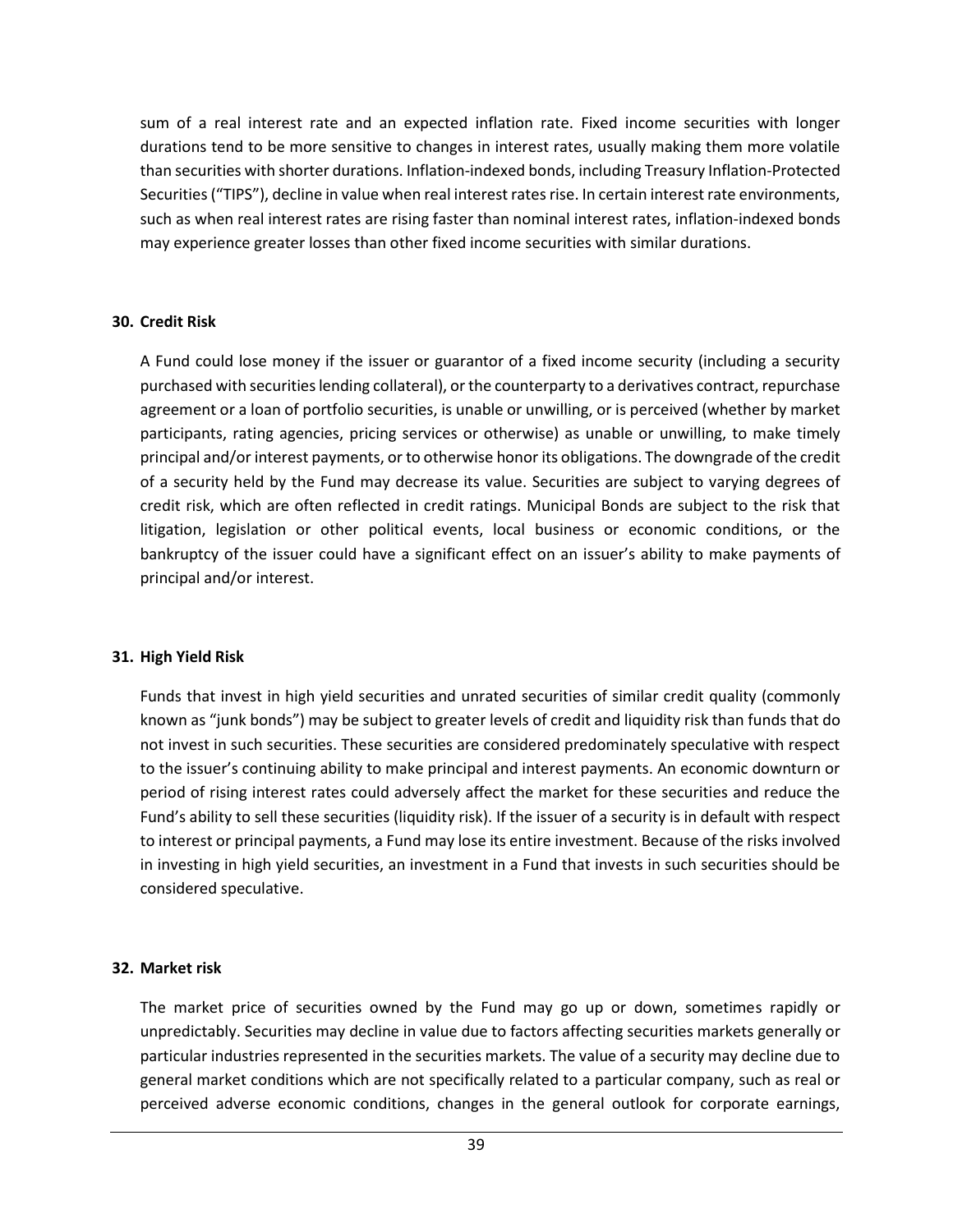sum of a real interest rate and an expected inflation rate. Fixed income securities with longer durations tend to be more sensitive to changes in interest rates, usually making them more volatile than securities with shorter durations. Inflation-indexed bonds, including Treasury Inflation-Protected Securities ("TIPS"), decline in value when real interest rates rise. In certain interest rate environments, such as when real interest rates are rising faster than nominal interest rates, inflation-indexed bonds may experience greater losses than other fixed income securities with similar durations.

**30. Credit Risk**

A Fund could lose money if the issuer or guarantor of a fixed income security (including a security purchased with securities lending collateral), or the counterparty to a derivatives contract, repurchase agreement or a loan of portfolio securities, is unable or unwilling, or is perceived (whether by market participants, rating agencies, pricing services or otherwise) as unable or unwilling, to make timely principal and/or interest payments, or to otherwise honor its obligations. The downgrade of the credit of a security held by the Fund may decrease its value. Securities are subject to varying degrees of credit risk, which are often reflected in credit ratings. Municipal Bonds are subject to the risk that litigation, legislation or other political events, local business or economic conditions, or the bankruptcy of the issuer could have a significant effect on an issuer's ability to make payments of principal and/or interest.

**31. High Yield Risk**

Funds that invest in high yield securities and unrated securities of similar credit quality (commonly known as "junk bonds") may be subject to greater levels of credit and liquidity risk than funds that do not invest in such securities. These securities are considered predominately speculative with respect to the issuer's continuing ability to make principal and interest payments. An economic downturn or period of rising interest rates could adversely affect the market for these securities and reduce the Fund's ability to sell these securities (liquidity risk). If the issuer of a security is in default with respect to interest or principal payments, a Fund may lose its entire investment. Because of the risks involved in investing in high yield securities, an investment in a Fund that invests in such securities should be considered speculative.

**32. Market risk**

The market price of securities owned by the Fund may go up or down, sometimes rapidly or unpredictably. Securities may decline in value due to factors affecting securities markets generally or particular industries represented in the securities markets. The value of a security may decline due to general market conditions which are not specifically related to a particular company, such as real or perceived adverse economic conditions, changes in the general outlook for corporate earnings,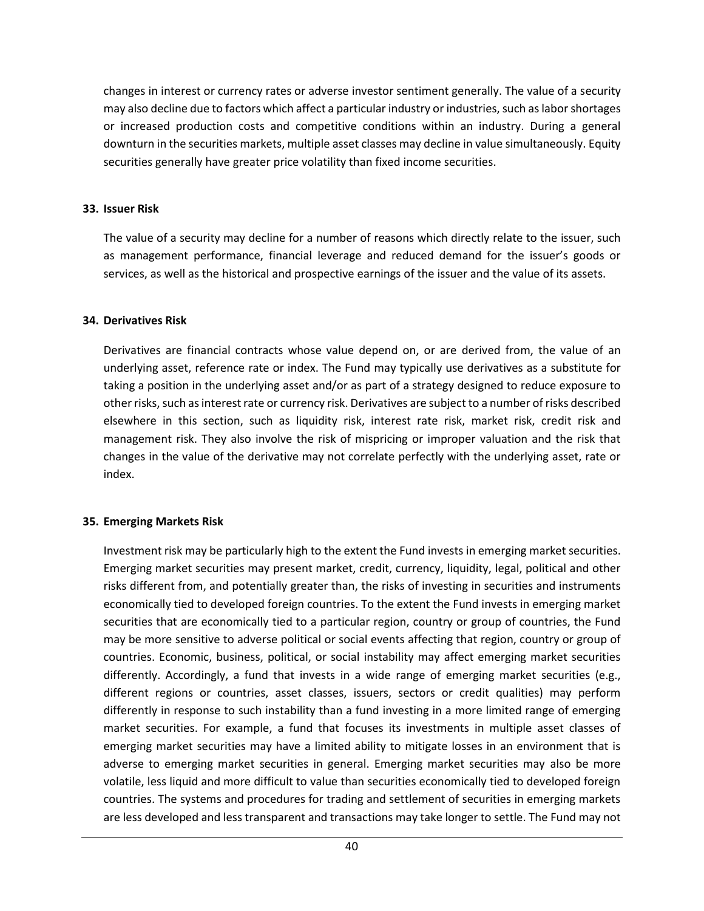changes in interest or currency rates or adverse investor sentiment generally. The value of a security may also decline due to factors which affect a particular industry or industries, such as labor shortages or increased production costs and competitive conditions within an industry. During a general downturn in the securities markets, multiple asset classes may decline in value simultaneously. Equity securities generally have greater price volatility than fixed income securities.

**33. Issuer Risk**

The value of a security may decline for a number of reasons which directly relate to the issuer, such as management performance, financial leverage and reduced demand for the issuer's goods or services, as well as the historical and prospective earnings of the issuer and the value of its assets.

**34. Derivatives Risk**

Derivatives are financial contracts whose value depend on, or are derived from, the value of an underlying asset, reference rate or index. The Fund may typically use derivatives as a substitute for taking a position in the underlying asset and/or as part of a strategy designed to reduce exposure to other risks, such as interest rate or currency risk. Derivatives are subject to a number of risks described elsewhere in this section, such as liquidity risk, interest rate risk, market risk, credit risk and management risk. They also involve the risk of mispricing or improper valuation and the risk that changes in the value of the derivative may not correlate perfectly with the underlying asset, rate or index.

**35. Emerging Markets Risk**

Investment risk may be particularly high to the extent the Fund invests in emerging market securities. Emerging market securities may present market, credit, currency, liquidity, legal, political and other risks different from, and potentially greater than, the risks of investing in securities and instruments economically tied to developed foreign countries. To the extent the Fund invests in emerging market securities that are economically tied to a particular region, country or group of countries, the Fund may be more sensitive to adverse political or social events affecting that region, country or group of countries. Economic, business, political, or social instability may affect emerging market securities differently. Accordingly, a fund that invests in a wide range of emerging market securities (e.g., different regions or countries, asset classes, issuers, sectors or credit qualities) may perform differently in response to such instability than a fund investing in a more limited range of emerging market securities. For example, a fund that focuses its investments in multiple asset classes of emerging market securities may have a limited ability to mitigate losses in an environment that is adverse to emerging market securities in general. Emerging market securities may also be more volatile, less liquid and more difficult to value than securities economically tied to developed foreign countries. The systems and procedures for trading and settlement of securities in emerging markets are less developed and less transparent and transactions may take longer to settle. The Fund may not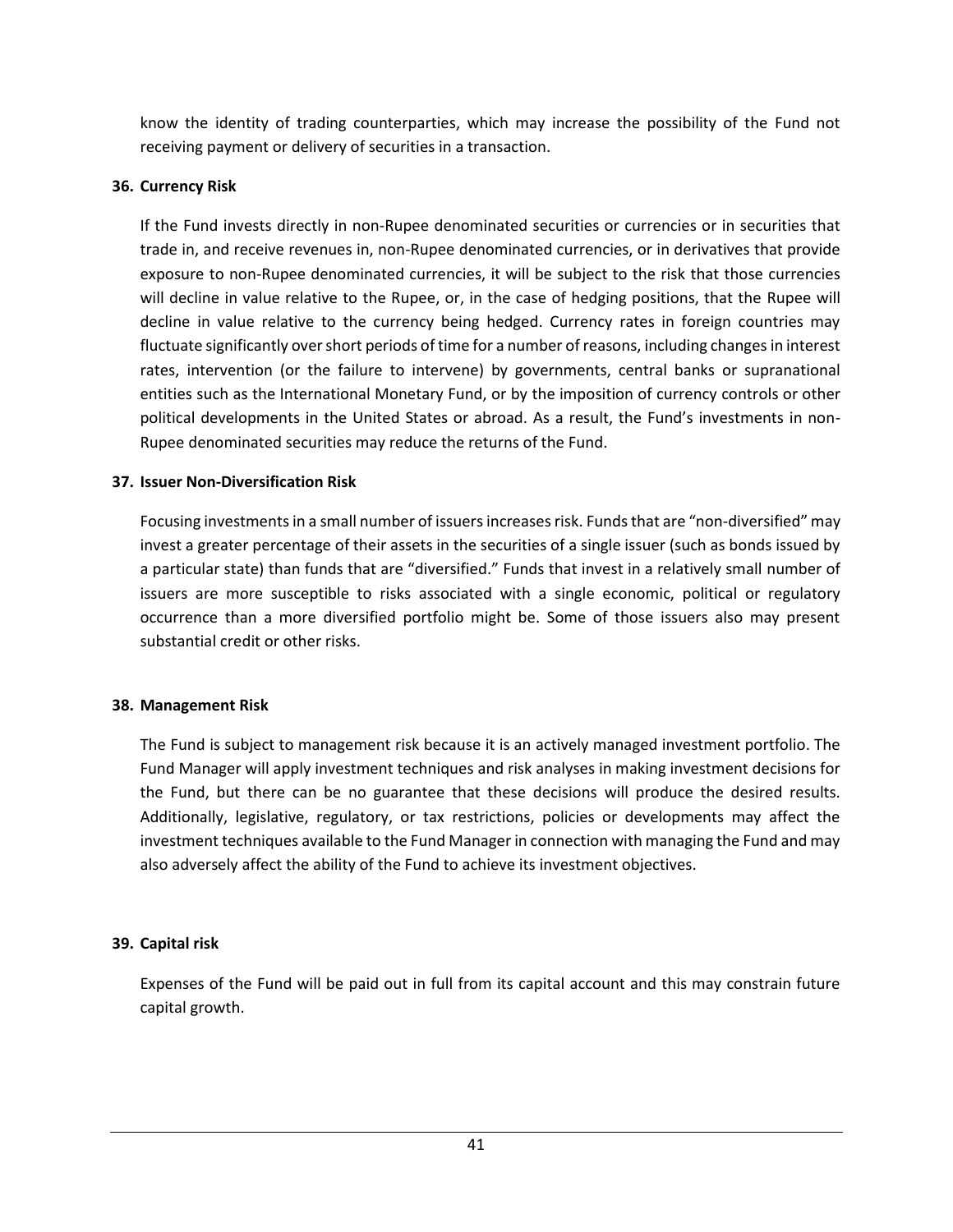know the identity of trading counterparties, which may increase the possibility of the Fund not receiving payment or delivery of securities in a transaction.

**36. Currency Risk**

If the Fund invests directly in non-Rupee denominated securities or currencies or in securities that trade in, and receive revenues in, non-Rupee denominated currencies, or in derivatives that provide exposure to non-Rupee denominated currencies, it will be subject to the risk that those currencies will decline in value relative to the Rupee, or, in the case of hedging positions, that the Rupee will decline in value relative to the currency being hedged. Currency rates in foreign countries may fluctuate significantly over short periods of time for a number of reasons, including changes in interest rates, intervention (or the failure to intervene) by governments, central banks or supranational entities such as the International Monetary Fund, or by the imposition of currency controls or other political developments in the United States or abroad. As a result, the Fund's investments in non-Rupee denominated securities may reduce the returns of the Fund.

**37. Issuer Non-Diversification Risk**

Focusing investments in a small number of issuers increases risk. Funds that are "non-diversified" may invest a greater percentage of their assets in the securities of a single issuer (such as bonds issued by a particular state) than funds that are "diversified." Funds that invest in a relatively small number of issuers are more susceptible to risks associated with a single economic, political or regulatory occurrence than a more diversified portfolio might be. Some of those issuers also may present substantial credit or other risks.

**38. Management Risk**

The Fund is subject to management risk because it is an actively managed investment portfolio. The Fund Manager will apply investment techniques and risk analyses in making investment decisions for the Fund, but there can be no guarantee that these decisions will produce the desired results. Additionally, legislative, regulatory, or tax restrictions, policies or developments may affect the investment techniques available to the Fund Manager in connection with managing the Fund and may also adversely affect the ability of the Fund to achieve its investment objectives.

**39. Capital risk**

Expenses of the Fund will be paid out in full from its capital account and this may constrain future capital growth.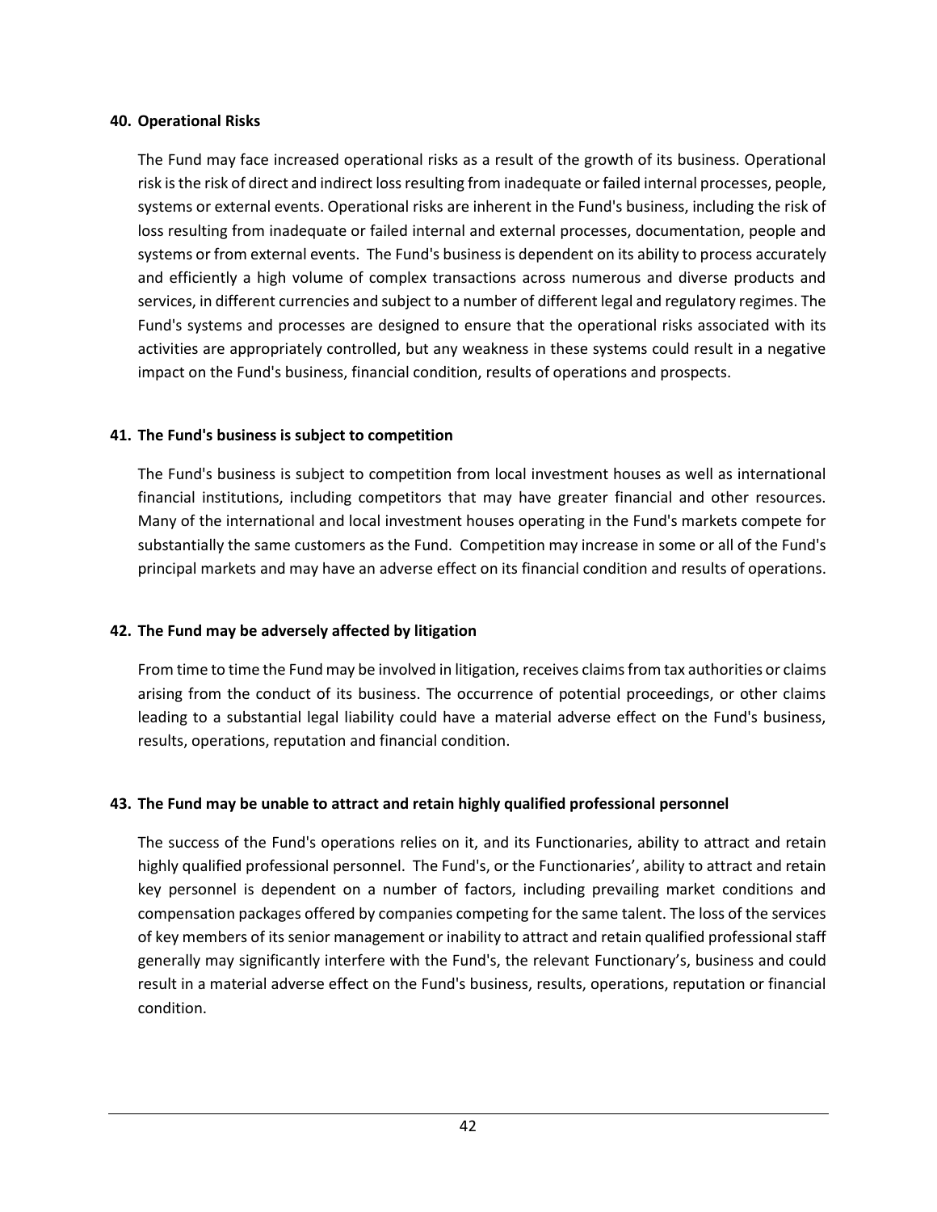**40. Operational Risks**

The Fund may face increased operational risks as a result of the growth of its business. Operational risk is the risk of direct and indirect loss resulting from inadequate or failed internal processes, people, systems or external events. Operational risks are inherent in the Fund's business, including the risk of loss resulting from inadequate or failed internal and external processes, documentation, people and systems or from external events. The Fund's business is dependent on its ability to process accurately and efficiently a high volume of complex transactions across numerous and diverse products and services, in different currencies and subject to a number of different legal and regulatory regimes. The Fund's systems and processes are designed to ensure that the operational risks associated with its activities are appropriately controlled, but any weakness in these systems could result in a negative impact on the Fund's business, financial condition, results of operations and prospects.

**41. The Fund's business is subject to competition**

The Fund's business is subject to competition from local investment houses as well as international financial institutions, including competitors that may have greater financial and other resources. Many of the international and local investment houses operating in the Fund's markets compete for substantially the same customers as the Fund. Competition may increase in some or all of the Fund's principal markets and may have an adverse effect on its financial condition and results of operations.

**42. The Fund may be adversely affected by litigation**

From time to time the Fund may be involved in litigation, receives claims from tax authorities or claims arising from the conduct of its business. The occurrence of potential proceedings, or other claims leading to a substantial legal liability could have a material adverse effect on the Fund's business, results, operations, reputation and financial condition.

**43. The Fund may be unable to attract and retain highly qualified professional personnel**

The success of the Fund's operations relies on it, and its Functionaries, ability to attract and retain highly qualified professional personnel. The Fund's, or the Functionaries', ability to attract and retain key personnel is dependent on a number of factors, including prevailing market conditions and compensation packages offered by companies competing for the same talent. The loss of the services of key members of its senior management or inability to attract and retain qualified professional staff generally may significantly interfere with the Fund's, the relevant Functionary's, business and could result in a material adverse effect on the Fund's business, results, operations, reputation or financial condition.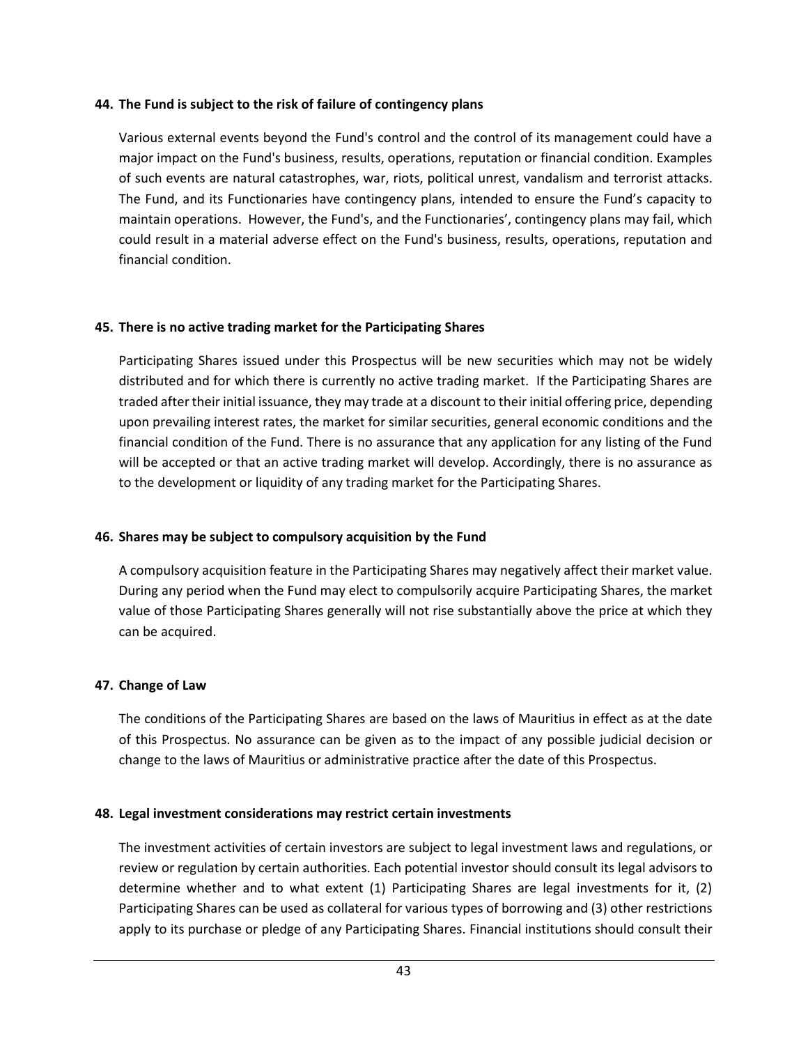**44. The Fund is subject to the risk of failure of contingency plans**

Various external events beyond the Fund's control and the control of its management could have a major impact on the Fund's business, results, operations, reputation or financial condition. Examples of such events are natural catastrophes, war, riots, political unrest, vandalism and terrorist attacks. The Fund, and its Functionaries have contingency plans, intended to ensure the Fund's capacity to maintain operations. However, the Fund's, and the Functionaries', contingency plans may fail, which could result in a material adverse effect on the Fund's business, results, operations, reputation and financial condition.

**45. There is no active trading market for the Participating Shares**

Participating Shares issued under this Prospectus will be new securities which may not be widely distributed and for which there is currently no active trading market. If the Participating Shares are traded after their initial issuance, they may trade at a discount to their initial offering price, depending upon prevailing interest rates, the market for similar securities, general economic conditions and the financial condition of the Fund. There is no assurance that any application for any listing of the Fund will be accepted or that an active trading market will develop. Accordingly, there is no assurance as to the development or liquidity of any trading market for the Participating Shares.

**46. Shares may be subject to compulsory acquisition by the Fund**

A compulsory acquisition feature in the Participating Shares may negatively affect their market value. During any period when the Fund may elect to compulsorily acquire Participating Shares, the market value of those Participating Shares generally will not rise substantially above the price at which they can be acquired.

**47. Change of Law**

The conditions of the Participating Shares are based on the laws of Mauritius in effect as at the date of this Prospectus. No assurance can be given as to the impact of any possible judicial decision or change to the laws of Mauritius or administrative practice after the date of this Prospectus.

**48. Legal investment considerations may restrict certain investments**

The investment activities of certain investors are subject to legal investment laws and regulations, or review or regulation by certain authorities. Each potential investor should consult its legal advisors to determine whether and to what extent (1) Participating Shares are legal investments for it, (2) Participating Shares can be used as collateral for various types of borrowing and (3) other restrictions apply to its purchase or pledge of any Participating Shares. Financial institutions should consult their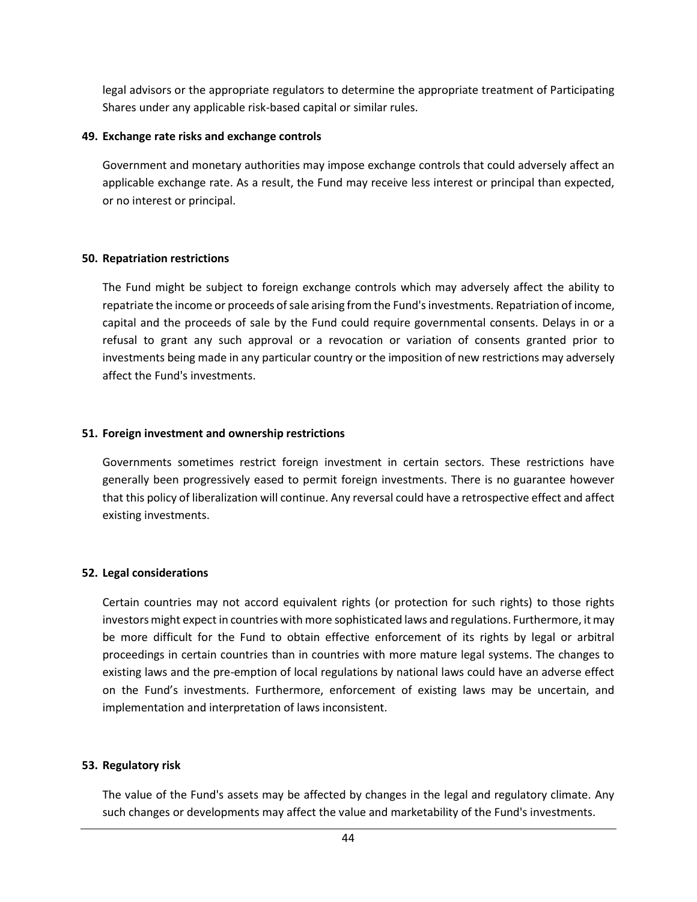legal advisors or the appropriate regulators to determine the appropriate treatment of Participating Shares under any applicable risk-based capital or similar rules.

**49. Exchange rate risks and exchange controls**

Government and monetary authorities may impose exchange controls that could adversely affect an applicable exchange rate. As a result, the Fund may receive less interest or principal than expected, or no interest or principal.

**50. Repatriation restrictions**

The Fund might be subject to foreign exchange controls which may adversely affect the ability to repatriate the income or proceeds of sale arising from the Fund's investments. Repatriation of income, capital and the proceeds of sale by the Fund could require governmental consents. Delays in or a refusal to grant any such approval or a revocation or variation of consents granted prior to investments being made in any particular country or the imposition of new restrictions may adversely affect the Fund's investments.

**51. Foreign investment and ownership restrictions**

Governments sometimes restrict foreign investment in certain sectors. These restrictions have generally been progressively eased to permit foreign investments. There is no guarantee however that this policy of liberalization will continue. Any reversal could have a retrospective effect and affect existing investments.

**52. Legal considerations**

Certain countries may not accord equivalent rights (or protection for such rights) to those rights investors might expect in countries with more sophisticated laws and regulations. Furthermore, it may be more difficult for the Fund to obtain effective enforcement of its rights by legal or arbitral proceedings in certain countries than in countries with more mature legal systems. The changes to existing laws and the pre-emption of local regulations by national laws could have an adverse effect on the Fund's investments. Furthermore, enforcement of existing laws may be uncertain, and implementation and interpretation of laws inconsistent.

**53. Regulatory risk**

The value of the Fund's assets may be affected by changes in the legal and regulatory climate. Any such changes or developments may affect the value and marketability of the Fund's investments.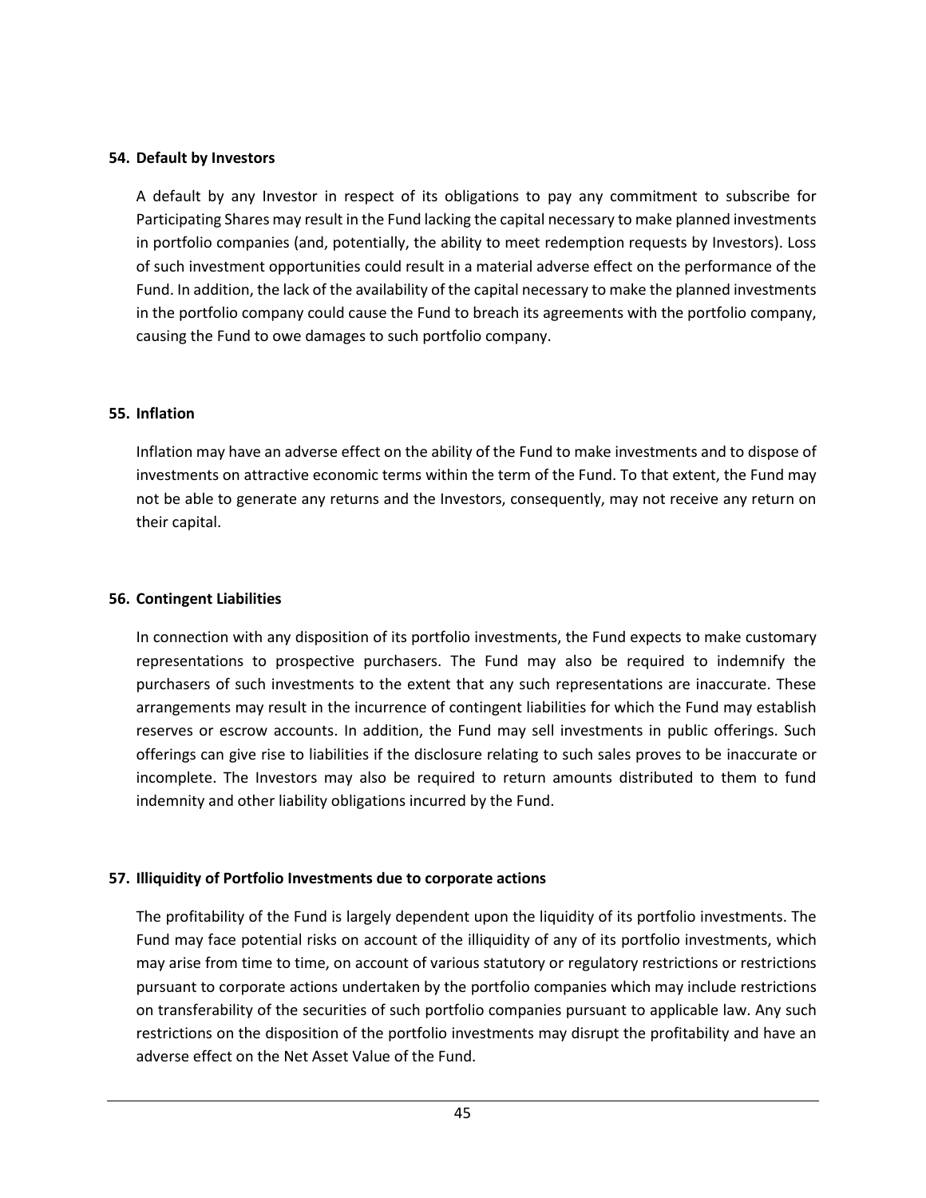#### 54. Default by Investors

A default by any Investor in respect of its obligations to pay any commitment to subscribe for Participating Shares may result in the Fund lacking the capital necessary to make planned investments in portfolio companies (and, potentially, the ability to meet redemption requests by Investors). Loss of such investment opportunities could result in a material adverse effect on the performance of the Fund. In addition, the lack of the availability of the capital necessary to make the planned investments in the portfolio company could cause the Fund to breach its agreements with the portfolio company, causing the Fund to owe damages to such portfolio company.

#### 55. Inflation

Inflation may have an adverse effect on the ability of the Fund to make investments and to dispose of investments on attractive economic terms within the term of the Fund. To that extent, the Fund may not be able to generate any returns and the Investors, consequently, may not receive any return on their capital.

#### 56. Contingent Liabilities

In connection with any disposition of its portfolio investments, the Fund expects to make customary representations to prospective purchasers. The Fund may also be required to indemnify the purchasers of such investments to the extent that any such representations are inaccurate. These arrangements may result in the incurrence of contingent liabilities for which the Fund may establish reserves or escrow accounts. In addition, the Fund may sell investments in public offerings. Such offerings can give rise to liabilities if the disclosure relating to such sales proves to be inaccurate or incomplete. The Investors may also be required to return amounts distributed to them to fund indemnity and other liability obligations incurred by the Fund.

#### 57. Illiquidity of Portfolio Investments due to corporate actions

The profitability of the Fund is largely dependent upon the liquidity of its portfolio investments. The Fund may face potential risks on account of the illiquidity of any of its portfolio investments, which may arise from time to time, on account of various statutory or regulatory restrictions or restrictions pursuant to corporate actions undertaken by the portfolio companies which may include restrictions on transferability of the securities of such portfolio companies pursuant to applicable law. Any such restrictions on the disposition of the portfolio investments may disrupt the profitability and have an adverse effect on the Net Asset Value of the Fund.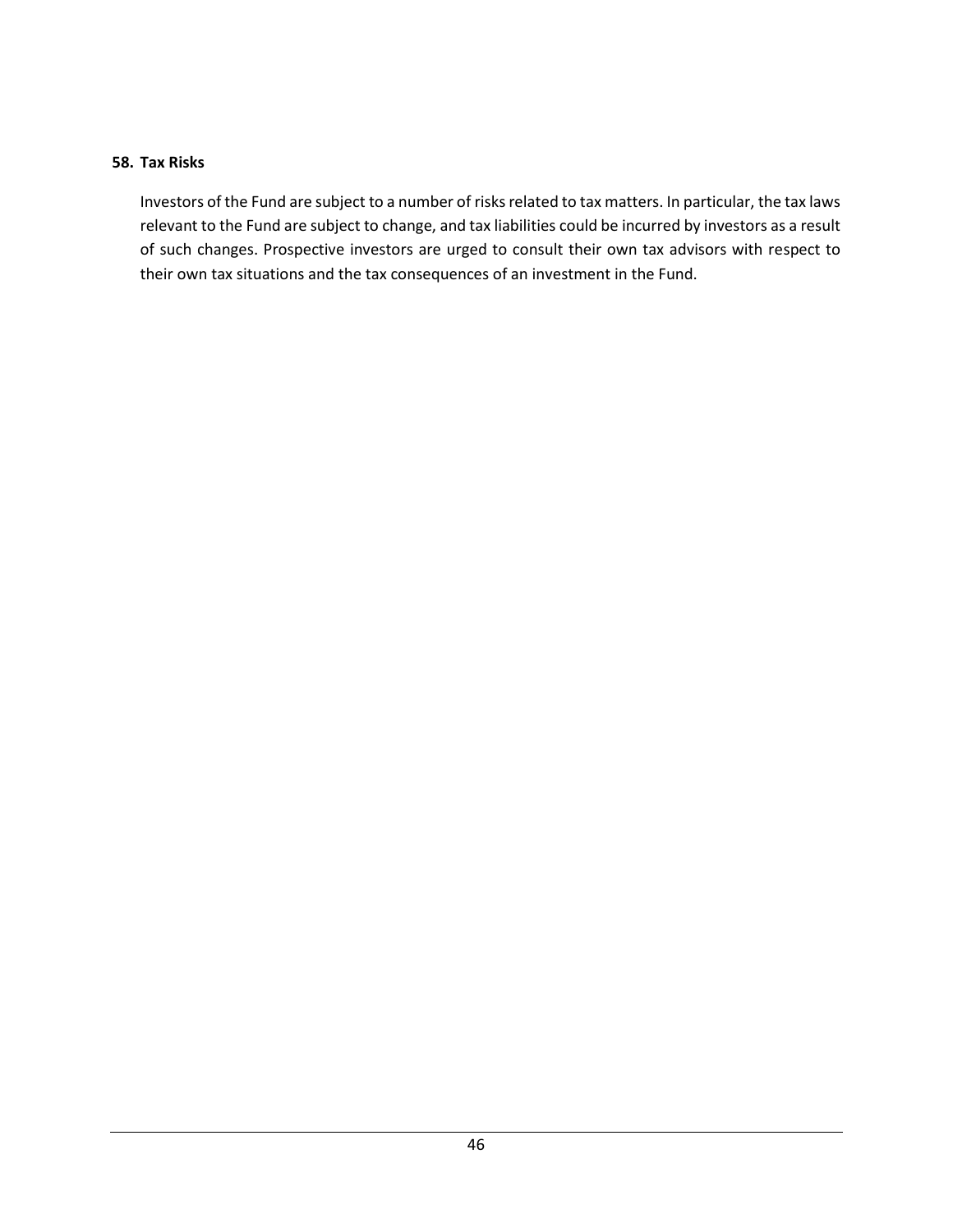**58. Tax Risks**

Investors of the Fund are subject to a number of risks related to tax matters. In particular, the tax laws relevant to the Fund are subject to change, and tax liabilities could be incurred by investors as a result of such changes. Prospective investors are urged to consult their own tax advisors with respect to their own tax situations and the tax consequences of an investment in the Fund.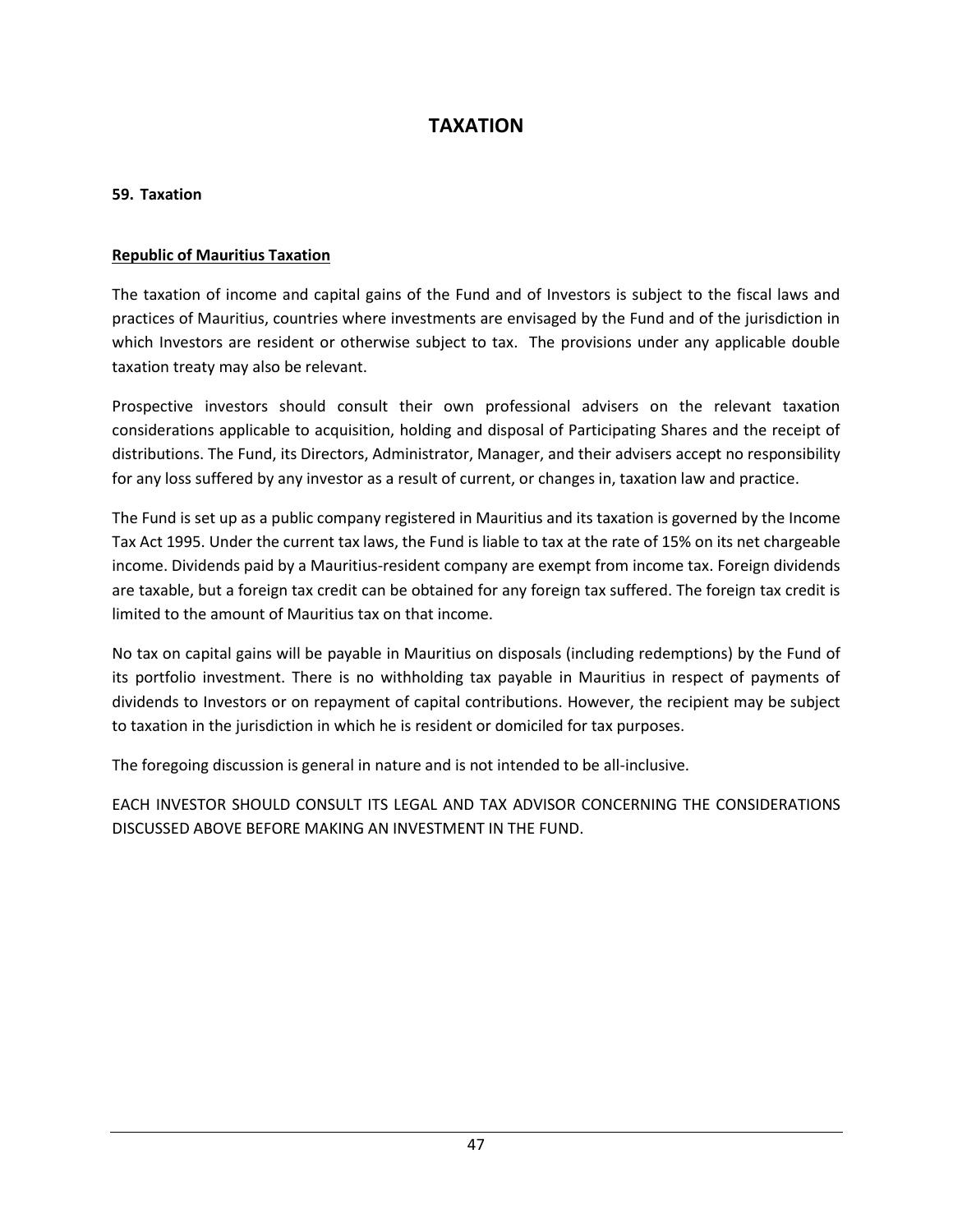# TAXATION

## 59. Taxation

**Republic of Mauritius Taxation**

The taxation of income and capital gains of the Fund and of Investors is subject to the fiscal laws and practices of Mauritius, countries where investments are envisaged by the Fund and of the jurisdiction in which Investors are resident or otherwise subject to tax. The provisions under any applicable double taxation treaty may also be relevant.

Prospective investors should consult their own professional advisers on the relevant taxation considerations applicable to acquisition, holding and disposal of Participating Shares and the receipt of distributions. The Fund, its Directors, Administrator, Manager, and their advisers accept no responsibility for any loss suffered by any investor as a result of current, or changes in, taxation law and practice.

The Fund is set up as a public company registered in Mauritius and its taxation is governed by the Income Tax Act 1995. Under the current tax laws, the Fund is liable to tax at the rate of 15% on its net chargeable income. Dividends paid by a Mauritius-resident company are exempt from income tax. Foreign dividends are taxable, but a foreign tax credit can be obtained for any foreign tax suffered. The foreign tax credit is limited to the amount of Mauritius tax on that income.

No tax on capital gains will be payable in Mauritius on disposals (including redemptions) by the Fund of its portfolio investment. There is no withholding tax payable in Mauritius in respect of payments of dividends to Investors or on repayment of capital contributions. However, the recipient may be subject to taxation in the jurisdiction in which he is resident or domiciled for tax purposes.

The foregoing discussion is general in nature and is not intended to be all-inclusive.

EACH INVESTOR SHOULD CONSULT ITS LEGAL AND TAX ADVISOR CONCERNING THE CONSIDERATIONS DISCUSSED ABOVE BEFORE MAKING AN INVESTMENT IN THE FUND.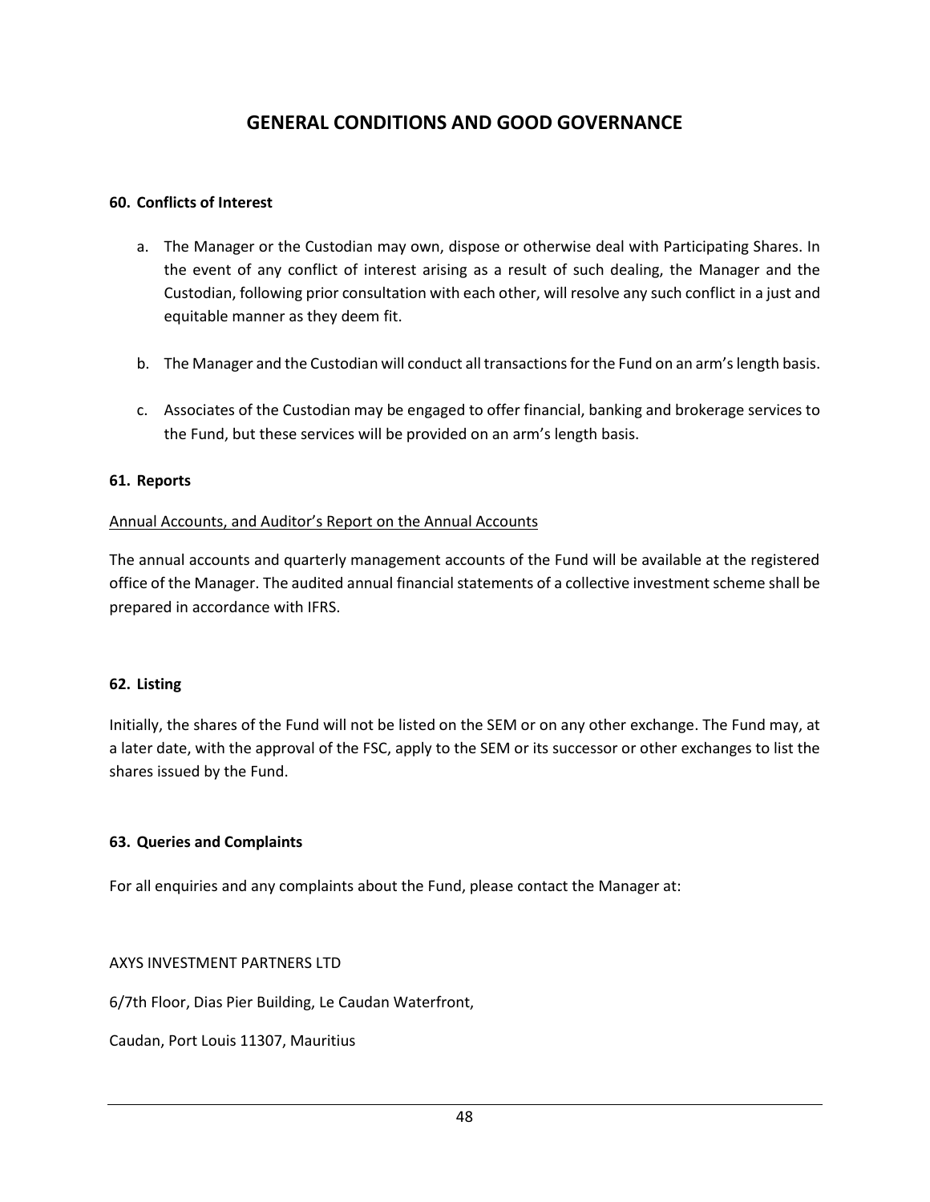# GENERAL CONDITIONS AND GOOD GOVERNANCE

### 60. Conflicts of Interest

a. The Manager or the Custodian may own, dispose or otherwise deal with Participating Shares. In the event of any conflict of interest arising as a result of such dealing, the Manager and the Custodian, following prior consultation with each other, will resolve any such conflict in a just and equitable manner as they deem fit.

b. The Manager and the Custodian will conduct all transactions for the Fund on an arm's length basis.

c. Associates of the Custodian may be engaged to offer financial, banking and brokerage services to the Fund, but these services will be provided on an arm's length basis.

### 61. Reports

Annual Accounts, and Auditor's Report on the Annual Accounts

The annual accounts and quarterly management accounts of the Fund will be available at the registered office of the Manager. The audited annual financial statements of a collective investment scheme shall be prepared in accordance with IFRS.

### 62. Listing

Initially, the shares of the Fund will not be listed on the SEM or on any other exchange. The Fund may, at a later date, with the approval of the FSC, apply to the SEM or its successor or other exchanges to list the shares issued by the Fund.

### 63. Queries and Complaints

For all enquiries and any complaints about the Fund, please contact the Manager at:

AXYS INVESTMENT PARTNERS LTD

6/7th Floor, Dias Pier Building, Le Caudan Waterfront,

Caudan, Port Louis 11307, Mauritius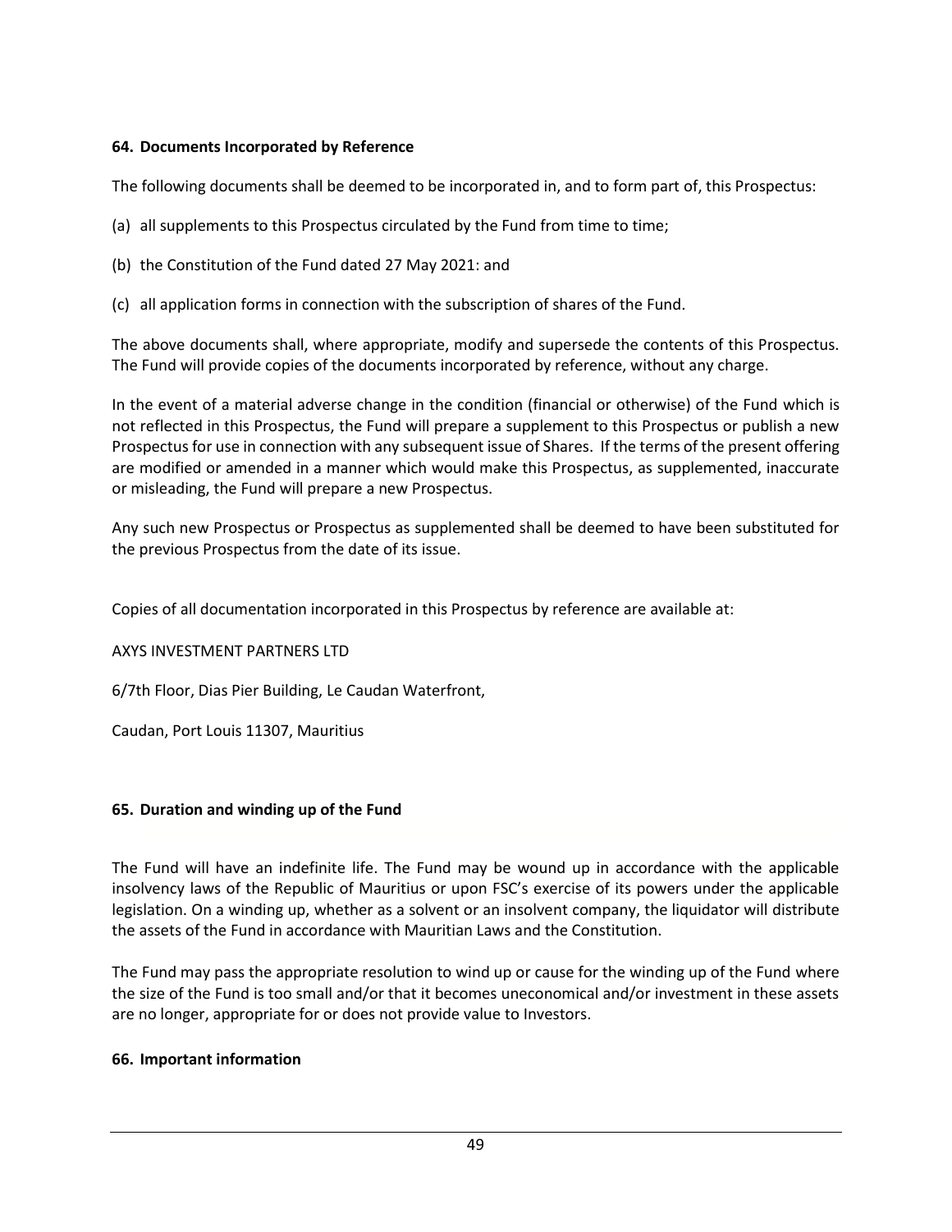## 64. Documents Incorporated by Reference

The following documents shall be deemed to be incorporated in, and to form part of, this Prospectus:

(a) all supplements to this Prospectus circulated by the Fund from time to time;

(b) the Constitution of the Fund dated 27 May 2021: and

(c) all application forms in connection with the subscription of shares of the Fund.

The above documents shall, where appropriate, modify and supersede the contents of this Prospectus. The Fund will provide copies of the documents incorporated by reference, without any charge.

In the event of a material adverse change in the condition (financial or otherwise) of the Fund which is not reflected in this Prospectus, the Fund will prepare a supplement to this Prospectus or publish a new Prospectus for use in connection with any subsequent issue of Shares. If the terms of the present offering are modified or amended in a manner which would make this Prospectus, as supplemented, inaccurate or misleading, the Fund will prepare a new Prospectus.

Any such new Prospectus or Prospectus as supplemented shall be deemed to have been substituted for the previous Prospectus from the date of its issue.

Copies of all documentation incorporated in this Prospectus by reference are available at:

AXYS INVESTMENT PARTNERS LTD

6/7th Floor, Dias Pier Building, Le Caudan Waterfront,

Caudan, Port Louis 11307, Mauritius

## 65. Duration and winding up of the Fund

The Fund will have an indefinite life. The Fund may be wound up in accordance with the applicable insolvency laws of the Republic of Mauritius or upon FSC's exercise of its powers under the applicable legislation. On a winding up, whether as a solvent or an insolvent company, the liquidator will distribute the assets of the Fund in accordance with Mauritian Laws and the Constitution.

The Fund may pass the appropriate resolution to wind up or cause for the winding up of the Fund where the size of the Fund is too small and/or that it becomes uneconomical and/or investment in these assets are no longer, appropriate for or does not provide value to Investors.

## 66. Important information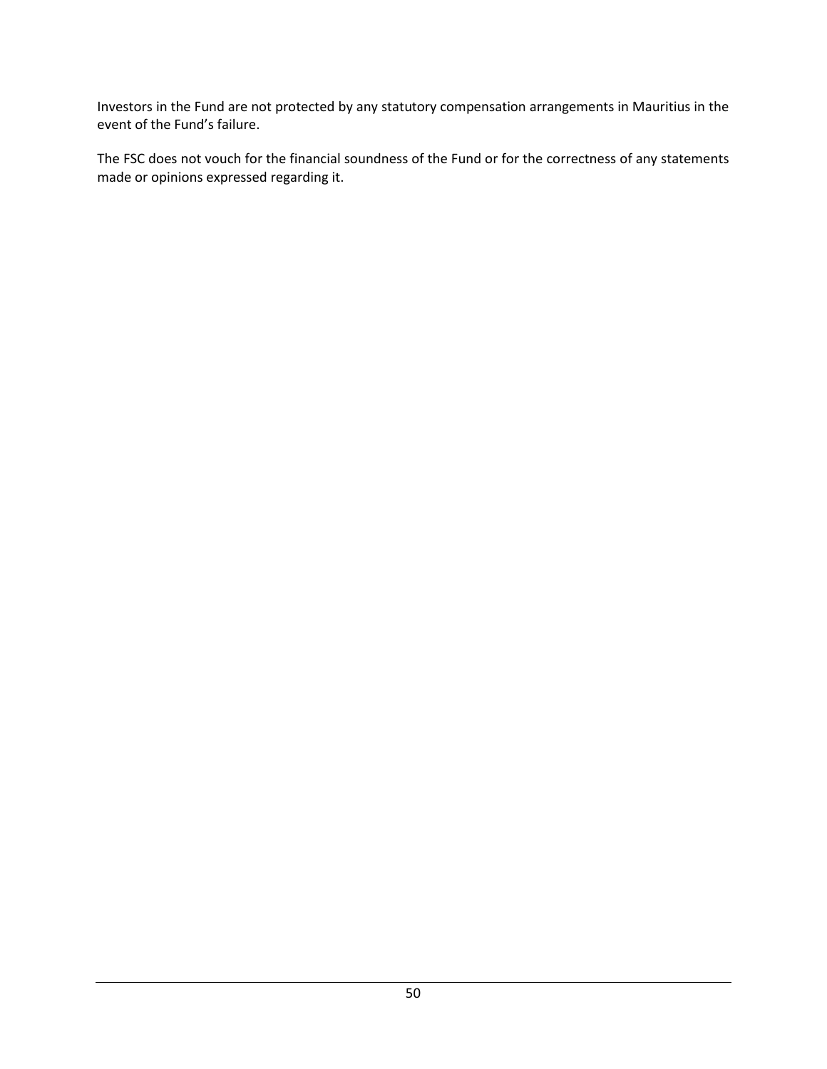Investors in the Fund are not protected by any statutory compensation arrangements in Mauritius in the event of the Fund's failure.

The FSC does not vouch for the financial soundness of the Fund or for the correctness of any statements made or opinions expressed regarding it.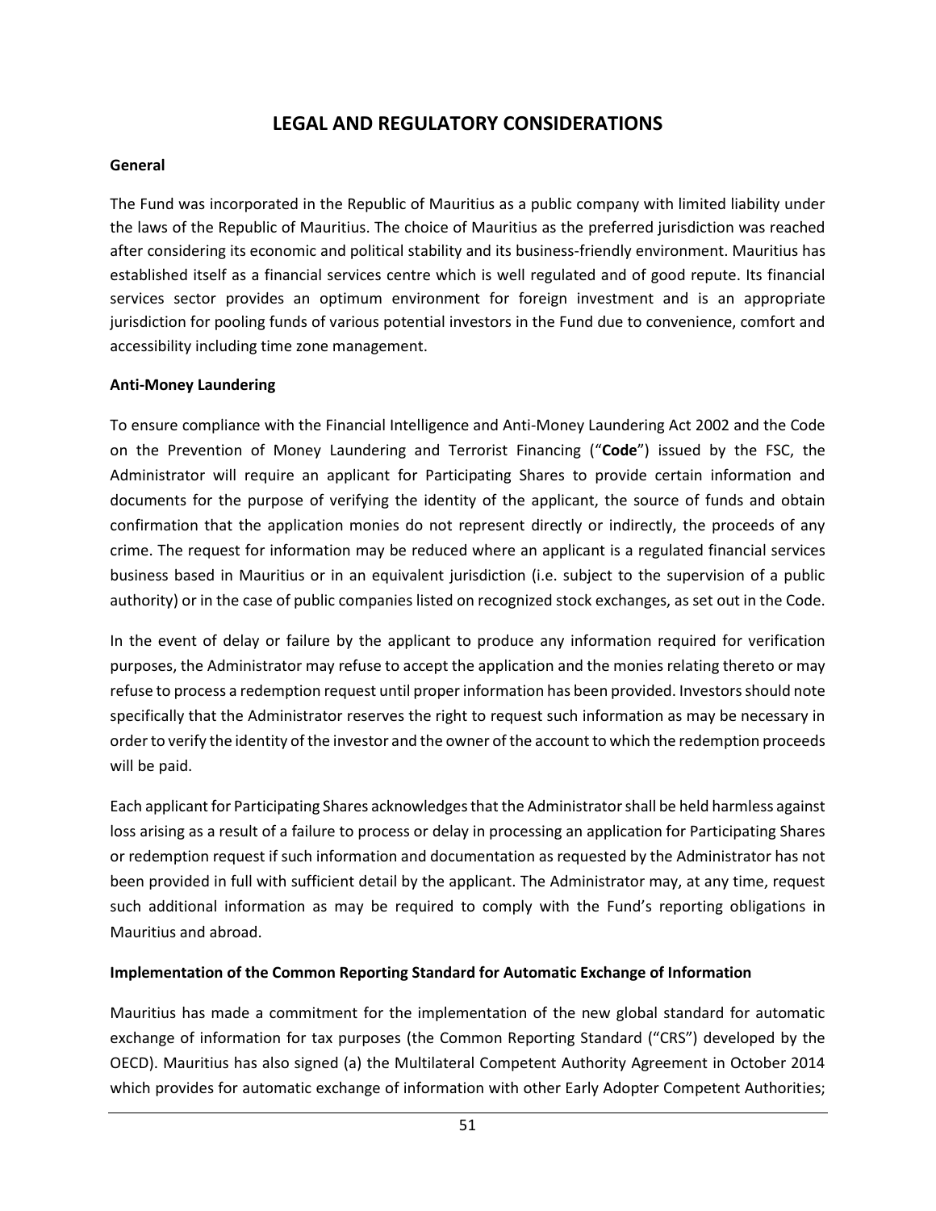# LEGAL AND REGULATORY CONSIDERATIONS

**General**

The Fund was incorporated in the Republic of Mauritius as a public company with limited liability under the laws of the Republic of Mauritius. The choice of Mauritius as the preferred jurisdiction was reached after considering its economic and political stability and its business-friendly environment. Mauritius has established itself as a financial services centre which is well regulated and of good repute. Its financial services sector provides an optimum environment for foreign investment and is an appropriate jurisdiction for pooling funds of various potential investors in the Fund due to convenience, comfort and accessibility including time zone management.

**Anti-Money Laundering**

To ensure compliance with the Financial Intelligence and Anti-Money Laundering Act 2002 and the Code on the Prevention of Money Laundering and Terrorist Financing ("**Code**") issued by the FSC, the Administrator will require an applicant for Participating Shares to provide certain information and documents for the purpose of verifying the identity of the applicant, the source of funds and obtain confirmation that the application monies do not represent directly or indirectly, the proceeds of any crime. The request for information may be reduced where an applicant is a regulated financial services business based in Mauritius or in an equivalent jurisdiction (i.e. subject to the supervision of a public authority) or in the case of public companies listed on recognized stock exchanges, as set out in the Code.

In the event of delay or failure by the applicant to produce any information required for verification purposes, the Administrator may refuse to accept the application and the monies relating thereto or may refuse to process a redemption request until proper information has been provided. Investors should note specifically that the Administrator reserves the right to request such information as may be necessary in order to verify the identity of the investor and the owner of the account to which the redemption proceeds will be paid.

Each applicant for Participating Shares acknowledges that the Administrator shall be held harmless against loss arising as a result of a failure to process or delay in processing an application for Participating Shares or redemption request if such information and documentation as requested by the Administrator has not been provided in full with sufficient detail by the applicant. The Administrator may, at any time, request such additional information as may be required to comply with the Fund's reporting obligations in Mauritius and abroad.

**Implementation of the Common Reporting Standard for Automatic Exchange of Information**

Mauritius has made a commitment for the implementation of the new global standard for automatic exchange of information for tax purposes (the Common Reporting Standard ("CRS") developed by the OECD). Mauritius has also signed (a) the Multilateral Competent Authority Agreement in October 2014 which provides for automatic exchange of information with other Early Adopter Competent Authorities;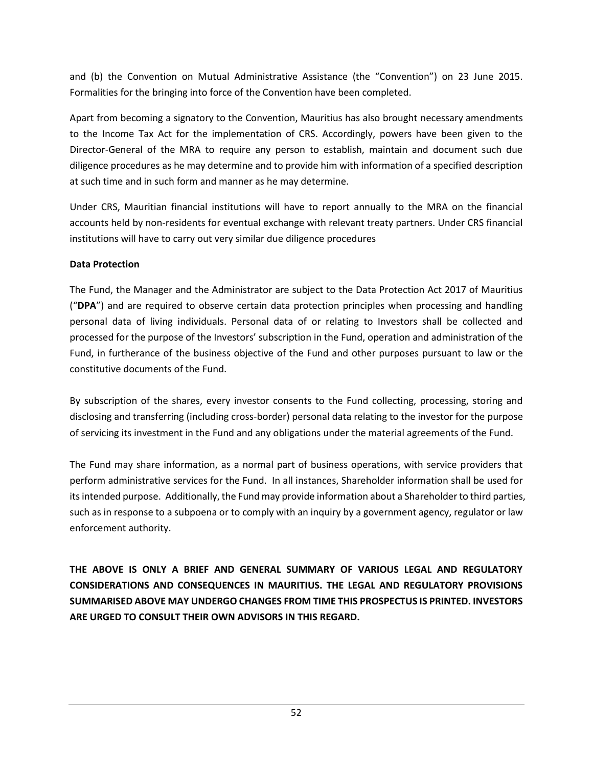and (b) the Convention on Mutual Administrative Assistance (the "Convention") on 23 June 2015. Formalities for the bringing into force of the Convention have been completed.

Apart from becoming a signatory to the Convention, Mauritius has also brought necessary amendments to the Income Tax Act for the implementation of CRS. Accordingly, powers have been given to the Director-General of the MRA to require any person to establish, maintain and document such due diligence procedures as he may determine and to provide him with information of a specified description at such time and in such form and manner as he may determine.

Under CRS, Mauritian financial institutions will have to report annually to the MRA on the financial accounts held by non-residents for eventual exchange with relevant treaty partners. Under CRS financial institutions will have to carry out very similar due diligence procedures

**Data Protection**

The Fund, the Manager and the Administrator are subject to the Data Protection Act 2017 of Mauritius ("**DPA**") and are required to observe certain data protection principles when processing and handling personal data of living individuals. Personal data of or relating to Investors shall be collected and processed for the purpose of the Investors' subscription in the Fund, operation and administration of the Fund, in furtherance of the business objective of the Fund and other purposes pursuant to law or the constitutive documents of the Fund.

By subscription of the shares, every investor consents to the Fund collecting, processing, storing and disclosing and transferring (including cross-border) personal data relating to the investor for the purpose of servicing its investment in the Fund and any obligations under the material agreements of the Fund.

The Fund may share information, as a normal part of business operations, with service providers that perform administrative services for the Fund. In all instances, Shareholder information shall be used for its intended purpose. Additionally, the Fund may provide information about a Shareholder to third parties, such as in response to a subpoena or to comply with an inquiry by a government agency, regulator or law enforcement authority.

**THE ABOVE IS ONLY A BRIEF AND GENERAL SUMMARY OF VARIOUS LEGAL AND REGULATORY CONSIDERATIONS AND CONSEQUENCES IN MAURITIUS. THE LEGAL AND REGULATORY PROVISIONS SUMMARISED ABOVE MAY UNDERGO CHANGES FROM TIME THIS PROSPECTUS IS PRINTED. INVESTORS ARE URGED TO CONSULT THEIR OWN ADVISORS IN THIS REGARD.**